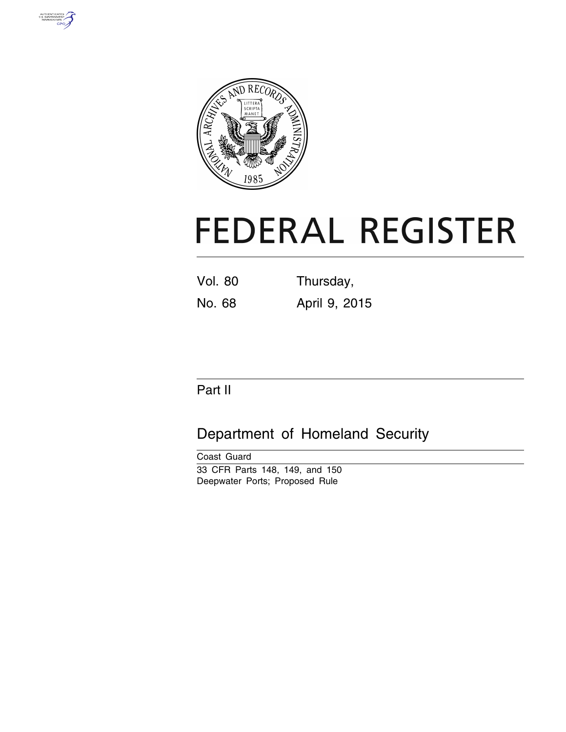# FEDERAL REGISTER

Vol. 80 Thursday,

No. 68 April 9, 2015

Part II

## Department of Homeland Security

Coast Guard

33 CFR Parts 148, 149, and 150

Deepwater Ports; Proposed Rule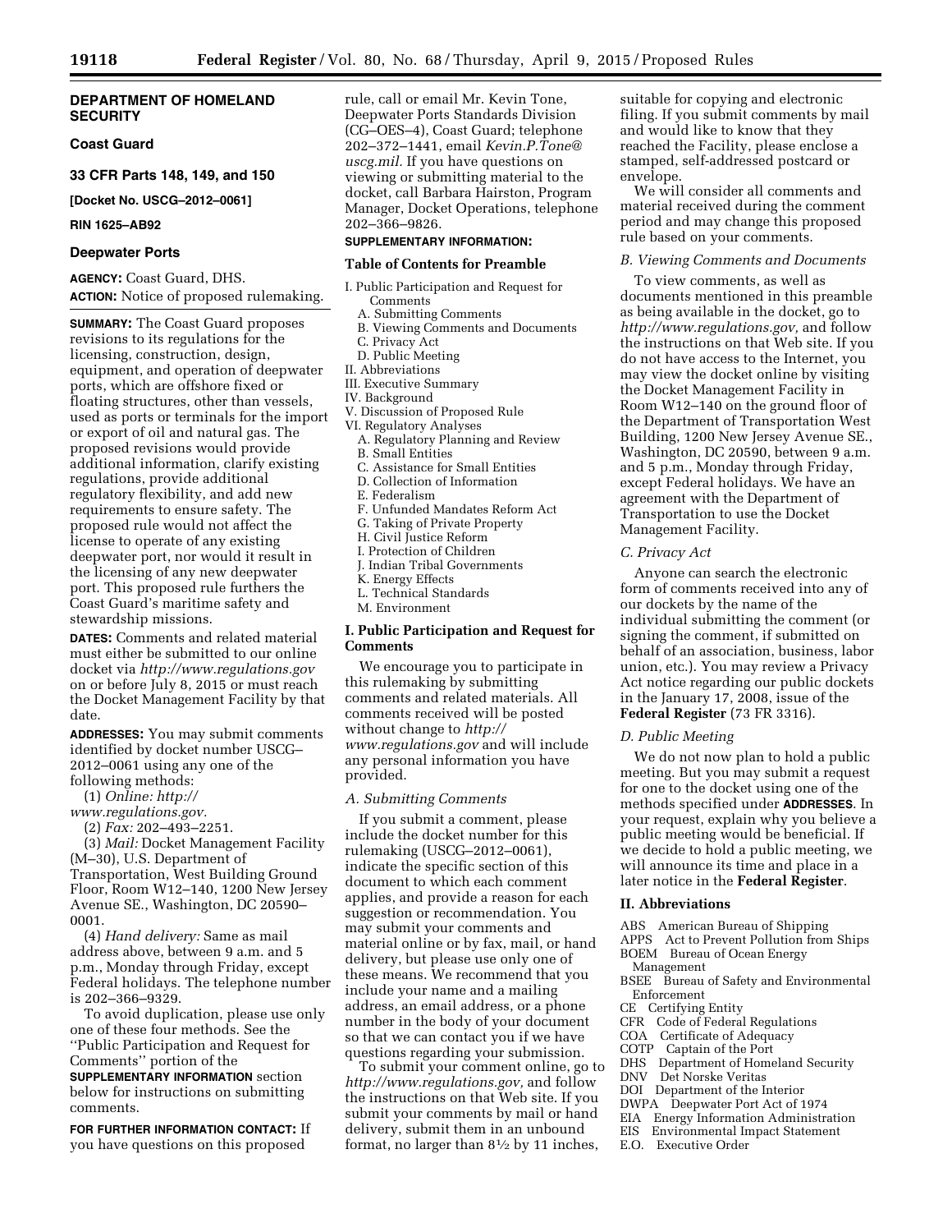**DEPARTMENT OF HOMELAND SECURITY**

**Coast Guard**

**33 CFR Parts 148, 149, and 150**

**[Docket No. USCG–2012–0061]**

**RIN 1625–AB92**

## Deepwater Ports

**AGENCY:** Coast Guard, DHS.

**ACTION:** Notice of proposed rulemaking.

**SUMMARY:** The Coast Guard proposes revisions to its regulations for the licensing, construction, design, equipment, and operation of deepwater ports, which are offshore fixed or floating structures, other than vessels, used as ports or terminals for the import or export of oil and natural gas. The proposed revisions would provide additional information, clarify existing regulations, provide additional regulatory flexibility, and add new requirements to ensure safety. The proposed rule would not affect the license to operate of any existing deepwater port, nor would it result in the licensing of any new deepwater port. This proposed rule furthers the Coast Guard's maritime safety and stewardship missions.

**DATES:** Comments and related material must either be submitted to our online docket via *http://www.regulations.gov* on or before July 8, 2015 or must reach the Docket Management Facility by that date.

**ADDRESSES:** You may submit comments identified by docket number USCG–2012–0061 using any one of the following methods:

(1) *Online: http://www.regulations.gov.*

(2) *Fax:* 202–493–2251.

(3) *Mail:* Docket Management Facility (M–30), U.S. Department of Transportation, West Building Ground Floor, Room W12–140, 1200 New Jersey Avenue SE., Washington, DC 20590–0001.

(4) *Hand delivery:* Same as mail address above, between 9 a.m. and 5 p.m., Monday through Friday, except Federal holidays. The telephone number is 202–366–9329.

To avoid duplication, please use only one of these four methods. See the ''Public Participation and Request for Comments'' portion of the **SUPPLEMENTARY INFORMATION** section below for instructions on submitting comments.

**FOR FURTHER INFORMATION CONTACT:** If you have questions on this proposed rule, call or email Mr. Kevin Tone, Deepwater Ports Standards Division (CG–OES–4), Coast Guard; telephone 202–372–1441, email *Kevin.P.Tone@uscg.mil.* If you have questions on viewing or submitting material to the docket, call Barbara Hairston, Program Manager, Docket Operations, telephone 202–366–9826.

**SUPPLEMENTARY INFORMATION:**

### Table of Contents for Preamble

- I. Public Participation and Request for Comments
  - A. Submitting Comments
  - B. Viewing Comments and Documents
  - C. Privacy Act
  - D. Public Meeting
- II. Abbreviations
- III. Executive Summary
- IV. Background
- V. Discussion of Proposed Rule
- VI. Regulatory Analyses
  - A. Regulatory Planning and Review
  - B. Small Entities
  - C. Assistance for Small Entities
  - D. Collection of Information
  - E. Federalism
  - F. Unfunded Mandates Reform Act
  - G. Taking of Private Property
  - H. Civil Justice Reform
  - I. Protection of Children
  - J. Indian Tribal Governments
  - K. Energy Effects
  - L. Technical Standards
  - M. Environment

## I. Public Participation and Request for Comments

We encourage you to participate in this rulemaking by submitting comments and related materials. All comments received will be posted without change to *http://www.regulations.gov* and will include any personal information you have provided.

### *A. Submitting Comments*

If you submit a comment, please include the docket number for this rulemaking (USCG–2012–0061), indicate the specific section of this document to which each comment applies, and provide a reason for each suggestion or recommendation. You may submit your comments and material online or by fax, mail, or hand delivery, but please use only one of these means. We recommend that you include your name and a mailing address, an email address, or a phone number in the body of your document so that we can contact you if we have questions regarding your submission.

To submit your comment online, go to *http://www.regulations.gov,* and follow the instructions on that Web site. If you submit your comments by mail or hand delivery, submit them in an unbound format, no larger than 8½ by 11 inches, suitable for copying and electronic filing. If you submit comments by mail and would like to know that they reached the Facility, please enclose a stamped, self-addressed postcard or envelope.

We will consider all comments and material received during the comment period and may change this proposed rule based on your comments.

### *B. Viewing Comments and Documents*

To view comments, as well as documents mentioned in this preamble as being available in the docket, go to *http://www.regulations.gov,* and follow the instructions on that Web site. If you do not have access to the Internet, you may view the docket online by visiting the Docket Management Facility in Room W12–140 on the ground floor of the Department of Transportation West Building, 1200 New Jersey Avenue SE., Washington, DC 20590, between 9 a.m. and 5 p.m., Monday through Friday, except Federal holidays. We have an agreement with the Department of Transportation to use the Docket Management Facility.

### *C. Privacy Act*

Anyone can search the electronic form of comments received into any of our dockets by the name of the individual submitting the comment (or signing the comment, if submitted on behalf of an association, business, labor union, etc.). You may review a Privacy Act notice regarding our public dockets in the January 17, 2008, issue of the **Federal Register** (73 FR 3316).

### *D. Public Meeting*

We do not now plan to hold a public meeting. But you may submit a request for one to the docket using one of the methods specified under **ADDRESSES**. In your request, explain why you believe a public meeting would be beneficial. If we decide to hold a public meeting, we will announce its time and place in a later notice in the **Federal Register**.

## II. Abbreviations

ABS American Bureau of Shipping
APPS Act to Prevent Pollution from Ships
BOEM Bureau of Ocean Energy Management
BSEE Bureau of Safety and Environmental Enforcement
CE Certifying Entity
CFR Code of Federal Regulations
COA Certificate of Adequacy
COTP Captain of the Port
DHS Department of Homeland Security
DNV Det Norske Veritas
DOI Department of the Interior
DWPA Deepwater Port Act of 1974
EIA Energy Information Administration
EIS Environmental Impact Statement
E.O. Executive Order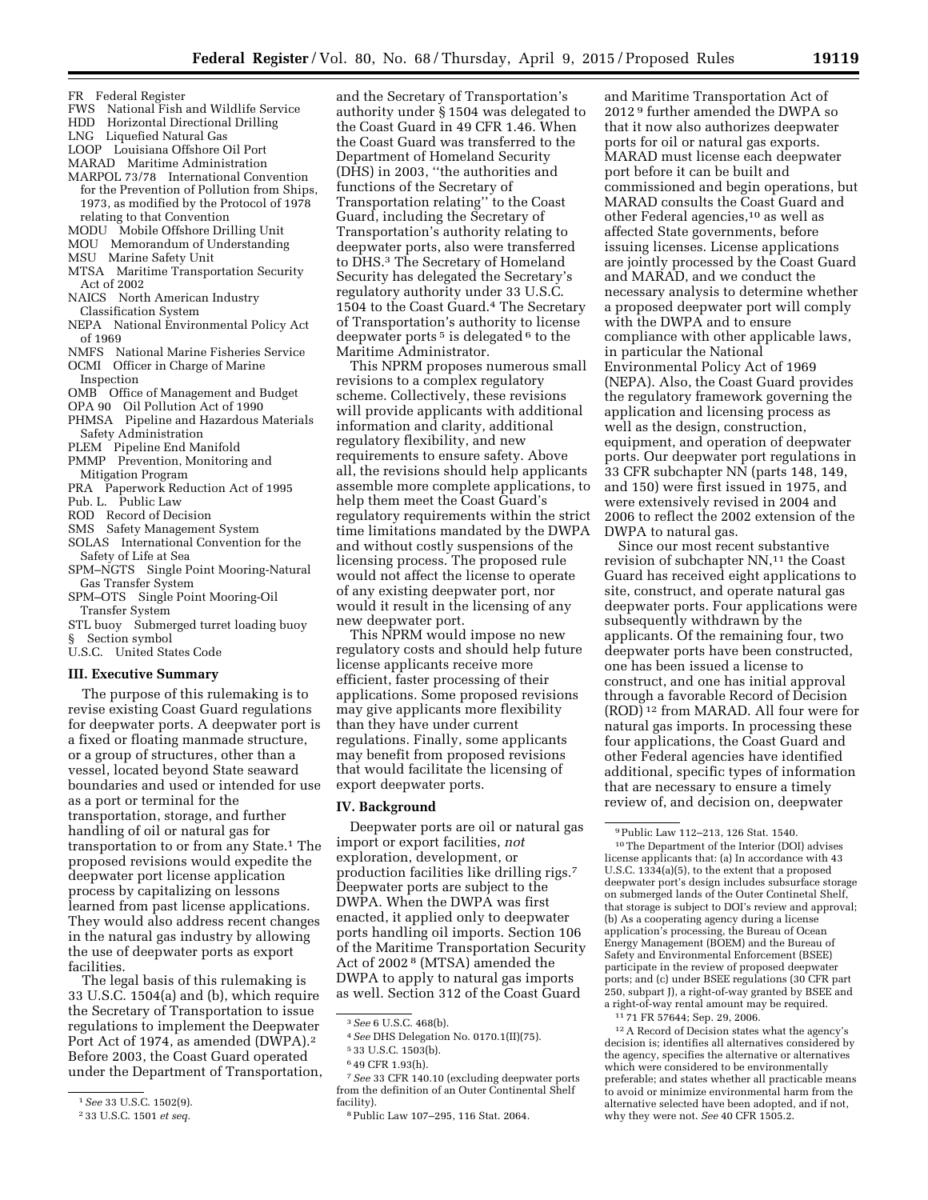FR Federal Register
FWS National Fish and Wildlife Service
HDD Horizontal Directional Drilling
LNG Liquefied Natural Gas
LOOP Louisiana Offshore Oil Port
MARAD Maritime Administration
MARPOL 73/78 International Convention for the Prevention of Pollution from Ships, 1973, as modified by the Protocol of 1978 relating to that Convention
MODU Mobile Offshore Drilling Unit
MOU Memorandum of Understanding
MSU Marine Safety Unit
MTSA Maritime Transportation Security Act of 2002
NAICS North American Industry Classification System
NEPA National Environmental Policy Act of 1969
NMFS National Marine Fisheries Service
OCMI Officer in Charge of Marine Inspection
OMB Office of Management and Budget
OPA 90 Oil Pollution Act of 1990
PHMSA Pipeline and Hazardous Materials Safety Administration
PLEM Pipeline End Manifold
PMMP Prevention, Monitoring and Mitigation Program
PRA Paperwork Reduction Act of 1995
Pub. L. Public Law
ROD Record of Decision
SMS Safety Management System
SOLAS International Convention for the Safety of Life at Sea
SPM–NGTS Single Point Mooring-Natural Gas Transfer System
SPM–OTS Single Point Mooring-Oil Transfer System
STL buoy Submerged turret loading buoy
§ Section symbol
U.S.C. United States Code

## III. Executive Summary

The purpose of this rulemaking is to revise existing Coast Guard regulations for deepwater ports. A deepwater port is a fixed or floating manmade structure, or a group of structures, other than a vessel, located beyond State seaward boundaries and used or intended for use as a port or terminal for the transportation, storage, and further handling of oil or natural gas for transportation to or from any State.[1] The proposed revisions would expedite the deepwater port license application process by capitalizing on lessons learned from past license applications. They would also address recent changes in the natural gas industry by allowing the use of deepwater ports as export facilities.

The legal basis of this rulemaking is 33 U.S.C. 1504(a) and (b), which require the Secretary of Transportation to issue regulations to implement the Deepwater Port Act of 1974, as amended (DWPA).[2] Before 2003, the Coast Guard operated under the Department of Transportation, and the Secretary of Transportation's authority under § 1504 was delegated to the Coast Guard in 49 CFR 1.46. When the Coast Guard was transferred to the Department of Homeland Security (DHS) in 2003, "the authorities and functions of the Secretary of Transportation relating" to the Coast Guard, including the Secretary of Transportation's authority relating to deepwater ports, also were transferred to DHS.[3] The Secretary of Homeland Security has delegated the Secretary's regulatory authority under 33 U.S.C. 1504 to the Coast Guard.[4] The Secretary of Transportation's authority to license deepwater ports[5] is delegated[6] to the Maritime Administrator.

This NPRM proposes numerous small revisions to a complex regulatory scheme. Collectively, these revisions will provide applicants with additional information and clarity, additional regulatory flexibility, and new requirements to ensure safety. Above all, the revisions should help applicants assemble more complete applications, to help them meet the Coast Guard's regulatory requirements within the strict time limitations mandated by the DWPA and without costly suspensions of the licensing process. The proposed rule would not affect the license to operate of any existing deepwater port, nor would it result in the licensing of any new deepwater port.

This NPRM would impose no new regulatory costs and should help future license applicants receive more efficient, faster processing of their applications. Some proposed revisions may give applicants more flexibility than they have under current regulations. Finally, some applicants may benefit from proposed revisions that would facilitate the licensing of export deepwater ports.

## IV. Background

Deepwater ports are oil or natural gas import or export facilities, *not* exploration, development, or production facilities like drilling rigs.[7] Deepwater ports are subject to the DWPA. When the DWPA was first enacted, it applied only to deepwater ports handling oil imports. Section 106 of the Maritime Transportation Security Act of 2002[8] (MTSA) amended the DWPA to apply to natural gas imports as well. Section 312 of the Coast Guard and Maritime Transportation Act of 2012[9] further amended the DWPA so that it now also authorizes deepwater ports for oil or natural gas exports. MARAD must license each deepwater port before it can be built and commissioned and begin operations, but MARAD consults the Coast Guard and other Federal agencies,[10] as well as affected State governments, before issuing licenses. License applications are jointly processed by the Coast Guard and MARAD, and we conduct the necessary analysis to determine whether a proposed deepwater port will comply with the DWPA and to ensure compliance with other applicable laws, in particular the National Environmental Policy Act of 1969 (NEPA). Also, the Coast Guard provides the regulatory framework governing the application and licensing process as well as the design, construction, equipment, and operation of deepwater ports. Our deepwater port regulations in 33 CFR subchapter NN (parts 148, 149, and 150) were first issued in 1975, and were extensively revised in 2004 and 2006 to reflect the 2002 extension of the DWPA to natural gas.

Since our most recent substantive revision of subchapter NN,[11] the Coast Guard has received eight applications to site, construct, and operate natural gas deepwater ports. Four applications were subsequently withdrawn by the applicants. Of the remaining four, two deepwater ports have been constructed, one has been issued a license to construct, and one has initial approval through a favorable Record of Decision (ROD)[12] from MARAD. All four were for natural gas imports. In processing these four applications, the Coast Guard and other Federal agencies have identified additional, specific types of information that are necessary to ensure a timely review of, and decision on, deepwater

---

[1] *See* 33 U.S.C. 1502(9).

[2] 33 U.S.C. 1501 *et seq.*

[3] *See* 6 U.S.C. 468(b).

[4] *See* DHS Delegation No. 0170.1(II)(75).

[5] 33 U.S.C. 1503(b).

[6] 49 CFR 1.93(h).

[7] *See* 33 CFR 140.10 (excluding deepwater ports from the definition of an Outer Continental Shelf facility).

[8] Public Law 107–295, 116 Stat. 2064.

[9] Public Law 112–213, 126 Stat. 1540.

[10] The Department of the Interior (DOI) advises license applicants that: (a) In accordance with 43 U.S.C. 1334(a)(5), to the extent that a proposed deepwater port's design includes subsurface storage on submerged lands of the Outer Continetal Shelf, that storage is subject to DOI's review and approval; (b) As a cooperating agency during a license application's processing, the Bureau of Ocean Energy Management (BOEM) and the Bureau of Safety and Environmental Enforcement (BSEE) participate in the review of proposed deepwater ports; and (c) under BSEE regulations (30 CFR part 250, subpart J), a right-of-way granted by BSEE and a right-of-way rental amount may be required.

[11] 71 FR 57644; Sep. 29, 2006.

[12] A Record of Decision states what the agency's decision is; identifies all alternatives considered by the agency, specifies the alternative or alternatives which were considered to be environmentally preferable; and states whether all practicable means to avoid or minimize environmental harm from the alternative selected have been adopted, and if not, why they were not. *See* 40 CFR 1505.2.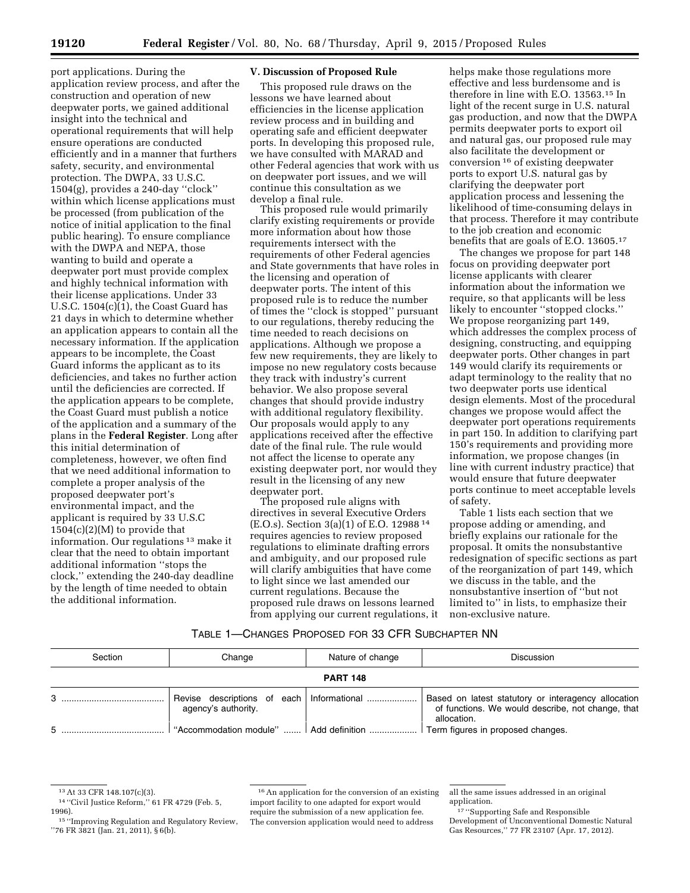port applications. During the application review process, and after the construction and operation of new deepwater ports, we gained additional insight into the technical and operational requirements that will help ensure operations are conducted efficiently and in a manner that furthers safety, security, and environmental protection. The DWPA, 33 U.S.C. 1504(g), provides a 240-day ''clock'' within which license applications must be processed (from publication of the notice of initial application to the final public hearing). To ensure compliance with the DWPA and NEPA, those wanting to build and operate a deepwater port must provide complex and highly technical information with their license applications. Under 33 U.S.C. 1504(c)(1), the Coast Guard has 21 days in which to determine whether an application appears to contain all the necessary information. If the application appears to be incomplete, the Coast Guard informs the applicant as to its deficiencies, and takes no further action until the deficiencies are corrected. If the application appears to be complete, the Coast Guard must publish a notice of the application and a summary of the plans in the **Federal Register**. Long after this initial determination of completeness, however, we often find that we need additional information to complete a proper analysis of the proposed deepwater port's environmental impact, and the applicant is required by 33 U.S.C 1504(c)(2)(M) to provide that information. Our regulations [13] make it clear that the need to obtain important additional information ''stops the clock,'' extending the 240-day deadline by the length of time needed to obtain the additional information.

## V. Discussion of Proposed Rule

This proposed rule draws on the lessons we have learned about efficiencies in the license application review process and in building and operating safe and efficient deepwater ports. In developing this proposed rule, we have consulted with MARAD and other Federal agencies that work with us on deepwater port issues, and we will continue this consultation as we develop a final rule.

This proposed rule would primarily clarify existing requirements or provide more information about how those requirements intersect with the requirements of other Federal agencies and State governments that have roles in the licensing and operation of deepwater ports. The intent of this proposed rule is to reduce the number of times the ''clock is stopped'' pursuant to our regulations, thereby reducing the time needed to reach decisions on applications. Although we propose a few new requirements, they are likely to impose no new regulatory costs because they track with industry's current behavior. We also propose several changes that should provide industry with additional regulatory flexibility. Our proposals would apply to any applications received after the effective date of the final rule. The rule would not affect the license to operate any existing deepwater port, nor would they result in the licensing of any new deepwater port.

The proposed rule aligns with directives in several Executive Orders (E.O.s). Section 3(a)(1) of E.O. 12988 [14] requires agencies to review proposed regulations to eliminate drafting errors and ambiguity, and our proposed rule will clarify ambiguities that have come to light since we last amended our current regulations. Because the proposed rule draws on lessons learned from applying our current regulations, it helps make those regulations more effective and less burdensome and is therefore in line with E.O. 13563.[15] In light of the recent surge in U.S. natural gas production, and now that the DWPA permits deepwater ports to export oil and natural gas, our proposed rule may also facilitate the development or conversion [16] of existing deepwater ports to export U.S. natural gas by clarifying the deepwater port application process and lessening the likelihood of time-consuming delays in that process. Therefore it may contribute to the job creation and economic benefits that are goals of E.O. 13605.[17]

The changes we propose for part 148 focus on providing deepwater port license applicants with clearer information about the information we require, so that applicants will be less likely to encounter ''stopped clocks.'' We propose reorganizing part 149, which addresses the complex process of designing, constructing, and equipping deepwater ports. Other changes in part 149 would clarify its requirements or adapt terminology to the reality that no two deepwater ports use identical design elements. Most of the procedural changes we propose would affect the deepwater port operations requirements in part 150. In addition to clarifying part 150's requirements and providing more information, we propose changes (in line with current industry practice) that would ensure that future deepwater ports continue to meet acceptable levels of safety.

Table 1 lists each section that we propose adding or amending, and briefly explains our rationale for the proposal. It omits the nonsubstantive redesignation of specific sections as part of the reorganization of part 149, which we discuss in the table, and the nonsubstantive insertion of ''but not limited to'' in lists, to emphasize their non-exclusive nature.

TABLE 1—CHANGES PROPOSED FOR 33 CFR SUBCHAPTER NN

| Section | Change | Nature of change | Discussion |
|---|---|---|---|
| **PART 148** | | | |
| 3 | Revise descriptions of each agency's authority. | Informational | Based on latest statutory or interagency allocation of functions. We would describe, not change, that allocation. |
| 5 | ''Accommodation module'' | Add definition | Term figures in proposed changes. |

[13] At 33 CFR 148.107(c)(3).

[14] ''Civil Justice Reform,'' 61 FR 4729 (Feb. 5, 1996).

[15] ''Improving Regulation and Regulatory Review,'' 76 FR 3821 (Jan. 21, 2011), § 6(b).

[16] An application for the conversion of an existing import facility to one adapted for export would require the submission of a new application fee. The conversion application would need to address all the same issues addressed in an original application.

[17] ''Supporting Safe and Responsible Development of Unconventional Domestic Natural Gas Resources,'' 77 FR 23107 (Apr. 17, 2012).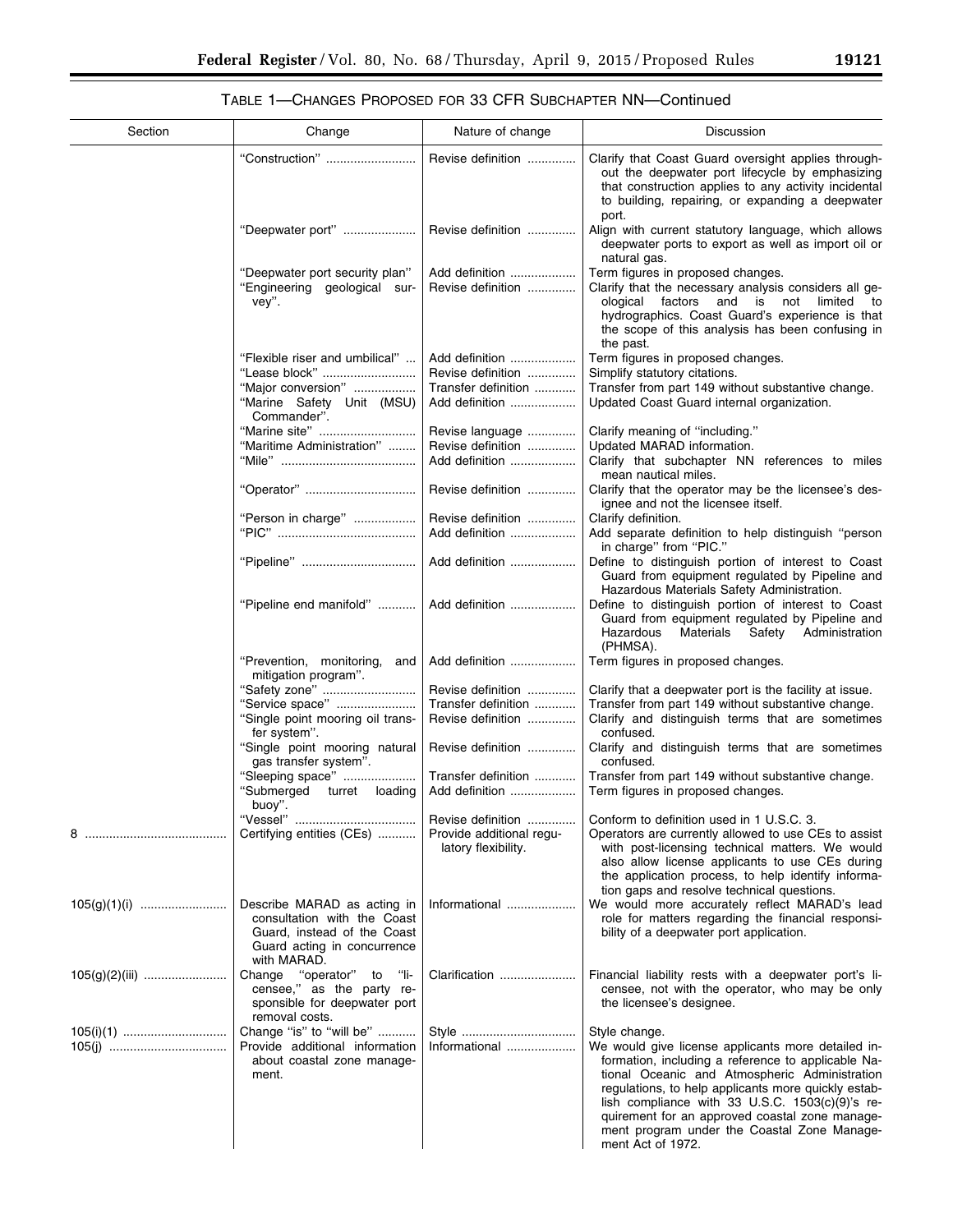TABLE 1—CHANGES PROPOSED FOR 33 CFR SUBCHAPTER NN—Continued

| Section | Change | Nature of change | Discussion |
| --- | --- | --- | --- |
| | "Construction" | Revise definition | Clarify that Coast Guard oversight applies throughout the deepwater port lifecycle by emphasizing that construction applies to any activity incidental to building, repairing, or expanding a deepwater port. |
| | "Deepwater port" | Revise definition | Align with current statutory language, which allows deepwater ports to export as well as import oil or natural gas. |
| | "Deepwater port security plan" | Add definition | Term figures in proposed changes. |
| | "Engineering geological survey". | Revise definition | Clarify that the necessary analysis considers all geological factors and is not limited to hydrographics. Coast Guard's experience is that the scope of this analysis has been confusing in the past. |
| | "Flexible riser and umbilical" | Add definition | Term figures in proposed changes. |
| | "Lease block" | Revise definition | Simplify statutory citations. |
| | "Major conversion" | Transfer definition | Transfer from part 149 without substantive change. |
| | "Marine Safety Unit (MSU) Commander". | Add definition | Updated Coast Guard internal organization. |
| | "Marine site" | Revise language | Clarify meaning of "including." |
| | "Maritime Administration" | Revise definition | Updated MARAD information. |
| | "Mile" | Add definition | Clarify that subchapter NN references to miles mean nautical miles. |
| | "Operator" | Revise definition | Clarify that the operator may be the licensee's designee and not the licensee itself. |
| | "Person in charge" | Revise definition | Clarify definition. |
| | "PIC" | Add definition | Add separate definition to help distinguish "person in charge" from "PIC." |
| | "Pipeline" | Add definition | Define to distinguish portion of interest to Coast Guard from equipment regulated by Pipeline and Hazardous Materials Safety Administration. |
| | "Pipeline end manifold" | Add definition | Define to distinguish portion of interest to Coast Guard from equipment regulated by Pipeline and Hazardous Materials Safety Administration (PHMSA). |
| | "Prevention, monitoring, and mitigation program". | Add definition | Term figures in proposed changes. |
| | "Safety zone" | Revise definition | Clarify that a deepwater port is the facility at issue. |
| | "Service space" | Transfer definition | Transfer from part 149 without substantive change. |
| | "Single point mooring oil transfer system". | Revise definition | Clarify and distinguish terms that are sometimes confused. |
| | "Single point mooring natural gas transfer system". | Revise definition | Clarify and distinguish terms that are sometimes confused. |
| | "Sleeping space" | Transfer definition | Transfer from part 149 without substantive change. |
| | "Submerged turret loading buoy". | Add definition | Term figures in proposed changes. |
| | "Vessel" | Revise definition | Conform to definition used in 1 U.S.C. 3. |
| 8 | Certifying entities (CEs) | Provide additional regulatory flexibility. | Operators are currently allowed to use CEs to assist with post-licensing technical matters. We would also allow license applicants to use CEs during the application process, to help identify information gaps and resolve technical questions. |
| 105(g)(1)(i) | Describe MARAD as acting in consultation with the Coast Guard, instead of the Coast Guard acting in concurrence with MARAD. | Informational | We would more accurately reflect MARAD's lead role for matters regarding the financial responsibility of a deepwater port application. |
| 105(g)(2)(iii) | Change "operator" to "licensee," as the party responsible for deepwater port removal costs. | Clarification | Financial liability rests with a deepwater port's licensee, not with the operator, who may be only the licensee's designee. |
| 105(i)(1) | Change "is" to "will be" | Style | Style change. |
| 105(j) | Provide additional information about coastal zone management. | Informational | We would give license applicants more detailed information, including a reference to applicable National Oceanic and Atmospheric Administration regulations, to help applicants more quickly establish compliance with 33 U.S.C. 1503(c)(9)'s requirement for an approved coastal zone management program under the Coastal Zone Management Act of 1972. |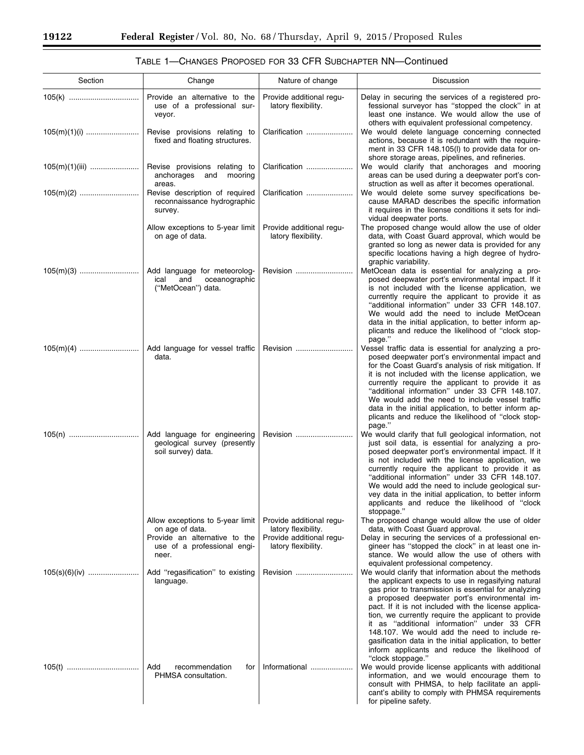### TABLE 1—CHANGES PROPOSED FOR 33 CFR SUBCHAPTER NN—Continued

| Section | Change | Nature of change | Discussion |
| --- | --- | --- | --- |
| 105(k) | Provide an alternative to the use of a professional surveyor. | Provide additional regulatory flexibility. | Delay in securing the services of a registered professional surveyor has "stopped the clock" in at least one instance. We would allow the use of others with equivalent professional competency. |
| 105(m)(1)(i) | Revise provisions relating to fixed and floating structures. | Clarification | We would delete language concerning connected actions, because it is redundant with the requirement in 33 CFR 148.105(l) to provide data for onshore storage areas, pipelines, and refineries. |
| 105(m)(1)(iii) | Revise provisions relating to anchorages and mooring areas. | Clarification | We would clarify that anchorages and mooring areas can be used during a deepwater port's construction as well as after it becomes operational. |
| 105(m)(2) | Revise description of required reconnaissance hydrographic survey. | Clarification | We would delete some survey specifications because MARAD describes the specific information it requires in the license conditions it sets for individual deepwater ports. |
| | Allow exceptions to 5-year limit on age of data. | Provide additional regulatory flexibility. | The proposed change would allow the use of older data, with Coast Guard approval, which would be granted so long as newer data is provided for any specific locations having a high degree of hydrographic variability. |
| 105(m)(3) | Add language for meteorological and oceanographic ("MetOcean") data. | Revision | MetOcean data is essential for analyzing a proposed deepwater port's environmental impact. If it is not included with the license application, we currently require the applicant to provide it as "additional information" under 33 CFR 148.107. We would add the need to include MetOcean data in the initial application, to better inform applicants and reduce the likelihood of "clock stoppage." |
| 105(m)(4) | Add language for vessel traffic data. | Revision | Vessel traffic data is essential for analyzing a proposed deepwater port's environmental impact and for the Coast Guard's analysis of risk mitigation. If it is not included with the license application, we currently require the applicant to provide it as "additional information" under 33 CFR 148.107. We would add the need to include vessel traffic data in the initial application, to better inform applicants and reduce the likelihood of "clock stoppage." |
| 105(n) | Add language for engineering geological survey (presently soil survey) data. | Revision | We would clarify that full geological information, not just soil data, is essential for analyzing a proposed deepwater port's environmental impact. If it is not included with the license application, we currently require the applicant to provide it as "additional information" under 33 CFR 148.107. We would add the need to include geological survey data in the initial application, to better inform applicants and reduce the likelihood of "clock stoppage." |
| | Allow exceptions to 5-year limit on age of data. | Provide additional regulatory flexibility. | The proposed change would allow the use of older data, with Coast Guard approval. |
| | Provide an alternative to the use of a professional engineer. | Provide additional regulatory flexibility. | Delay in securing the services of a professional engineer has "stopped the clock" in at least one instance. We would allow the use of others with equivalent professional competency. |
| 105(s)(6)(iv) | Add "regasification" to existing language. | Revision | We would clarify that information about the methods the applicant expects to use in regasifying natural gas prior to transmission is essential for analyzing a proposed deepwater port's environmental impact. If it is not included with the license application, we currently require the applicant to provide it as "additional information" under 33 CFR 148.107. We would add the need to include regasification data in the initial application, to better inform applicants and reduce the likelihood of "clock stoppage." |
| 105(t) | Add recommendation for PHMSA consultation. | Informational | We would provide license applicants with additional information, and we would encourage them to consult with PHMSA, to help facilitate an applicant's ability to comply with PHMSA requirements for pipeline safety. |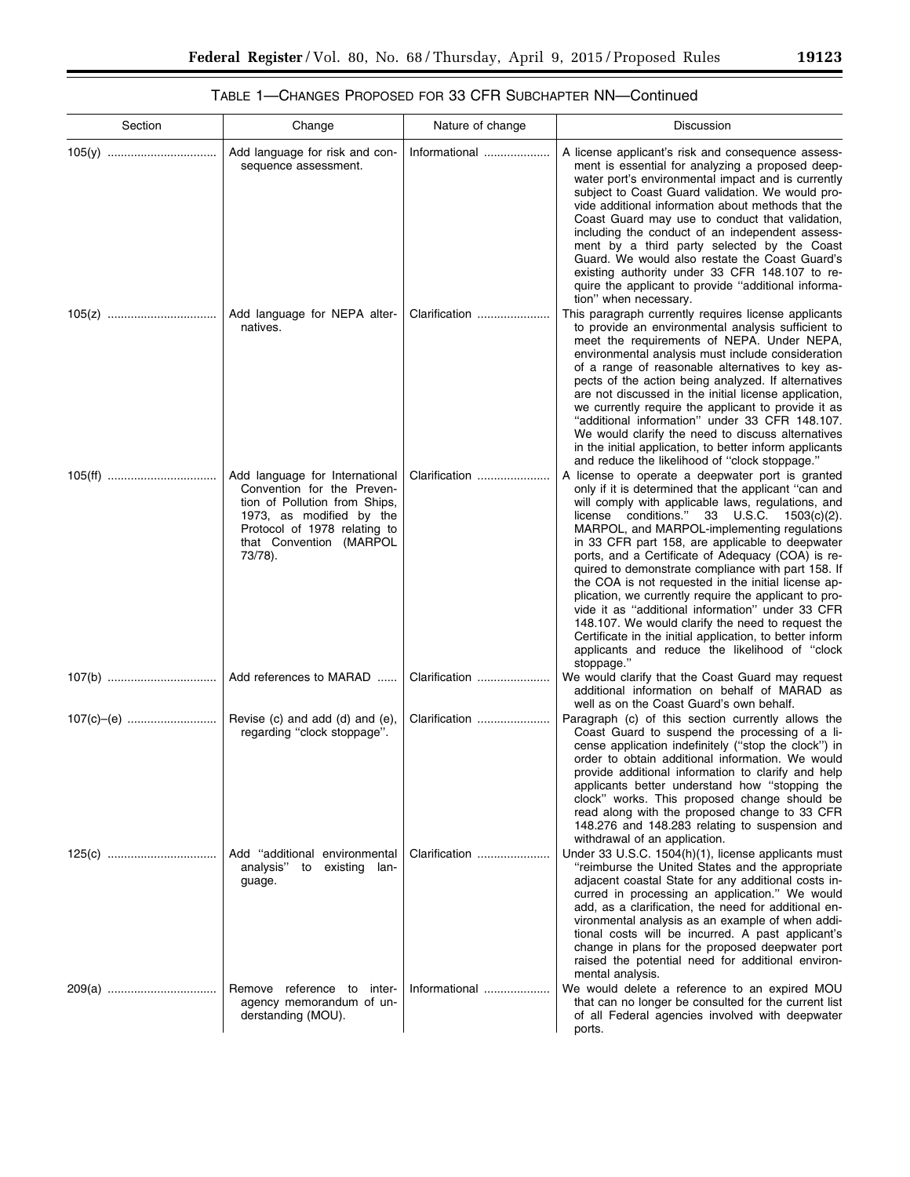TABLE 1—CHANGES PROPOSED FOR 33 CFR SUBCHAPTER NN—Continued

| Section | Change | Nature of change | Discussion |
| --- | --- | --- | --- |
| 105(y) | Add language for risk and consequence assessment. | Informational | A license applicant's risk and consequence assessment is essential for analyzing a proposed deepwater port's environmental impact and is currently subject to Coast Guard validation. We would provide additional information about methods that the Coast Guard may use to conduct that validation, including the conduct of an independent assessment by a third party selected by the Coast Guard. We would also restate the Coast Guard's existing authority under 33 CFR 148.107 to require the applicant to provide "additional information" when necessary. |
| 105(z) | Add language for NEPA alternatives. | Clarification | This paragraph currently requires license applicants to provide an environmental analysis sufficient to meet the requirements of NEPA. Under NEPA, environmental analysis must include consideration of a range of reasonable alternatives to key aspects of the action being analyzed. If alternatives are not discussed in the initial license application, we currently require the applicant to provide it as "additional information" under 33 CFR 148.107. We would clarify the need to discuss alternatives in the initial application, to better inform applicants and reduce the likelihood of "clock stoppage." |
| 105(ff) | Add language for International Convention for the Prevention of Pollution from Ships, 1973, as modified by the Protocol of 1978 relating to that Convention (MARPOL 73/78). | Clarification | A license to operate a deepwater port is granted only if it is determined that the applicant "can and will comply with applicable laws, regulations, and license conditions." 33 U.S.C. 1503(c)(2). MARPOL, and MARPOL-implementing regulations in 33 CFR part 158, are applicable to deepwater ports, and a Certificate of Adequacy (COA) is required to demonstrate compliance with part 158. If the COA is not requested in the initial license application, we currently require the applicant to provide it as "additional information" under 33 CFR 148.107. We would clarify the need to request the Certificate in the initial application, to better inform applicants and reduce the likelihood of "clock stoppage." |
| 107(b) | Add references to MARAD | Clarification | We would clarify that the Coast Guard may request additional information on behalf of MARAD as well as on the Coast Guard's own behalf. |
| 107(c)–(e) | Revise (c) and add (d) and (e), regarding "clock stoppage". | Clarification | Paragraph (c) of this section currently allows the Coast Guard to suspend the processing of a license application indefinitely ("stop the clock") in order to obtain additional information. We would provide additional information to clarify and help applicants better understand how "stopping the clock" works. This proposed change should be read along with the proposed change to 33 CFR 148.276 and 148.283 relating to suspension and withdrawal of an application. |
| 125(c) | Add "additional environmental analysis" to existing language. | Clarification | Under 33 U.S.C. 1504(h)(1), license applicants must "reimburse the United States and the appropriate adjacent coastal State for any additional costs incurred in processing an application." We would add, as a clarification, the need for additional environmental analysis as an example of when additional costs will be incurred. A past applicant's change in plans for the proposed deepwater port raised the potential need for additional environmental analysis. |
| 209(a) | Remove reference to interagency memorandum of understanding (MOU). | Informational | We would delete a reference to an expired MOU that can no longer be consulted for the current list of all Federal agencies involved with deepwater ports. |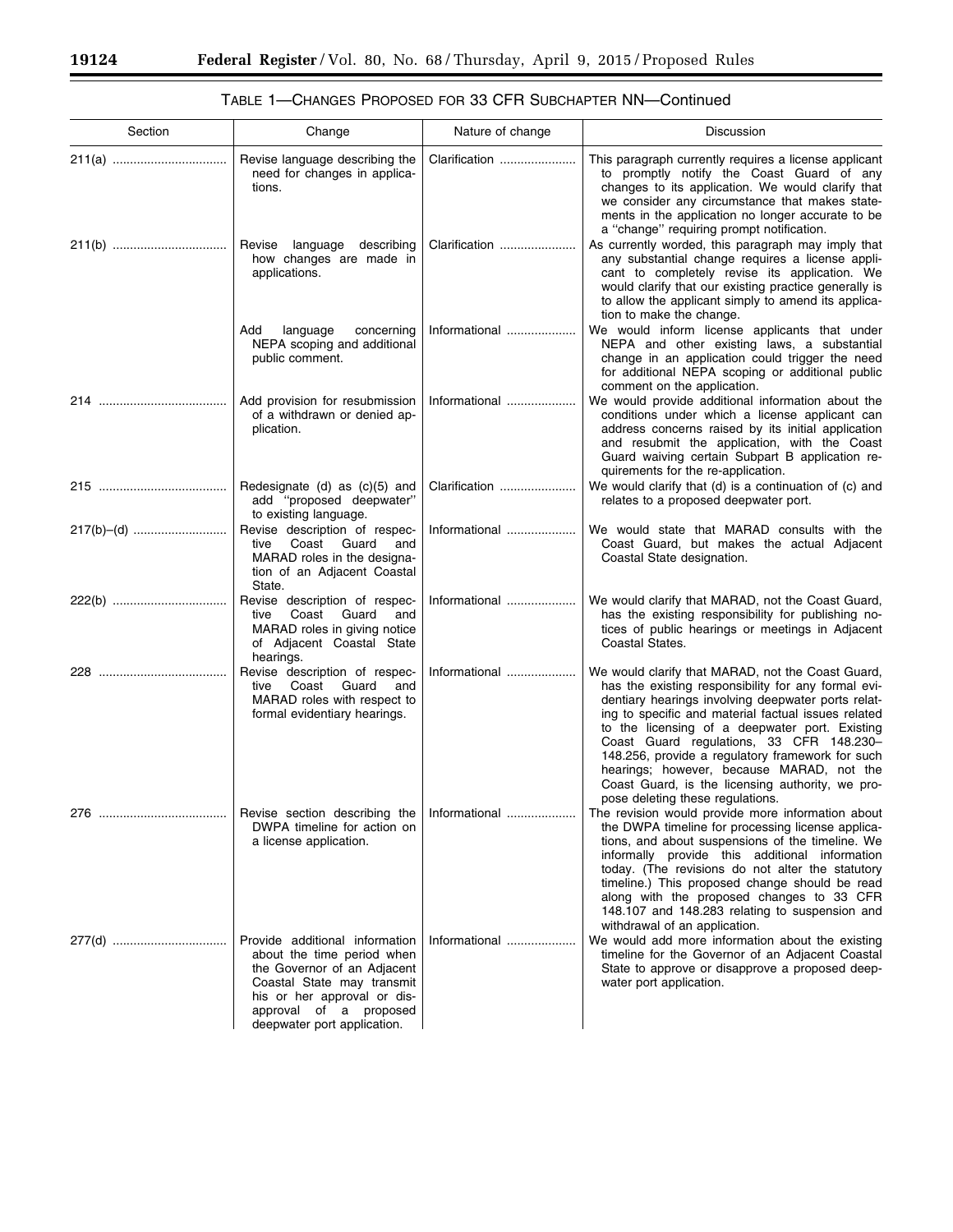### TABLE 1—CHANGES PROPOSED FOR 33 CFR SUBCHAPTER NN—Continued

| Section | Change | Nature of change | Discussion |
|---|---|---|---|
| 211(a) | Revise language describing the need for changes in applications. | Clarification | This paragraph currently requires a license applicant to promptly notify the Coast Guard of any changes to its application. We would clarify that we consider any circumstance that makes statements in the application no longer accurate to be a "change" requiring prompt notification. |
| 211(b) | Revise language describing how changes are made in applications. | Clarification | As currently worded, this paragraph may imply that any substantial change requires a license applicant to completely revise its application. We would clarify that our existing practice generally is to allow the applicant simply to amend its application to make the change. |
| | Add language concerning NEPA scoping and additional public comment. | Informational | We would inform license applicants that under NEPA and other existing laws, a substantial change in an application could trigger the need for additional NEPA scoping or additional public comment on the application. |
| 214 | Add provision for resubmission of a withdrawn or denied application. | Informational | We would provide additional information about the conditions under which a license applicant can address concerns raised by its initial application and resubmit the application, with the Coast Guard waiving certain Subpart B application requirements for the re-application. |
| 215 | Redesignate (d) as (c)(5) and add "proposed deepwater" to existing language. | Clarification | We would clarify that (d) is a continuation of (c) and relates to a proposed deepwater port. |
| 217(b)–(d) | Revise description of respective Coast Guard and MARAD roles in the designation of an Adjacent Coastal State. | Informational | We would state that MARAD consults with the Coast Guard, but makes the actual Adjacent Coastal State designation. |
| 222(b) | Revise description of respective Coast Guard and MARAD roles in giving notice of Adjacent Coastal State hearings. | Informational | We would clarify that MARAD, not the Coast Guard, has the existing responsibility for publishing notices of public hearings or meetings in Adjacent Coastal States. |
| 228 | Revise description of respective Coast Guard and MARAD roles with respect to formal evidentiary hearings. | Informational | We would clarify that MARAD, not the Coast Guard, has the existing responsibility for any formal evidentiary hearings involving deepwater ports relating to specific and material factual issues related to the licensing of a deepwater port. Existing Coast Guard regulations, 33 CFR 148.230–148.256, provide a regulatory framework for such hearings; however, because MARAD, not the Coast Guard, is the licensing authority, we propose deleting these regulations. |
| 276 | Revise section describing the DWPA timeline for action on a license application. | Informational | The revision would provide more information about the DWPA timeline for processing license applications, and about suspensions of the timeline. We informally provide this additional information today. (The revisions do not alter the statutory timeline.) This proposed change should be read along with the proposed changes to 33 CFR 148.107 and 148.283 relating to suspension and withdrawal of an application. |
| 277(d) | Provide additional information about the time period when the Governor of an Adjacent Coastal State may transmit his or her approval or disapproval of a proposed deepwater port application. | Informational | We would add more information about the existing timeline for the Governor of an Adjacent Coastal State to approve or disapprove a proposed deepwater port application. |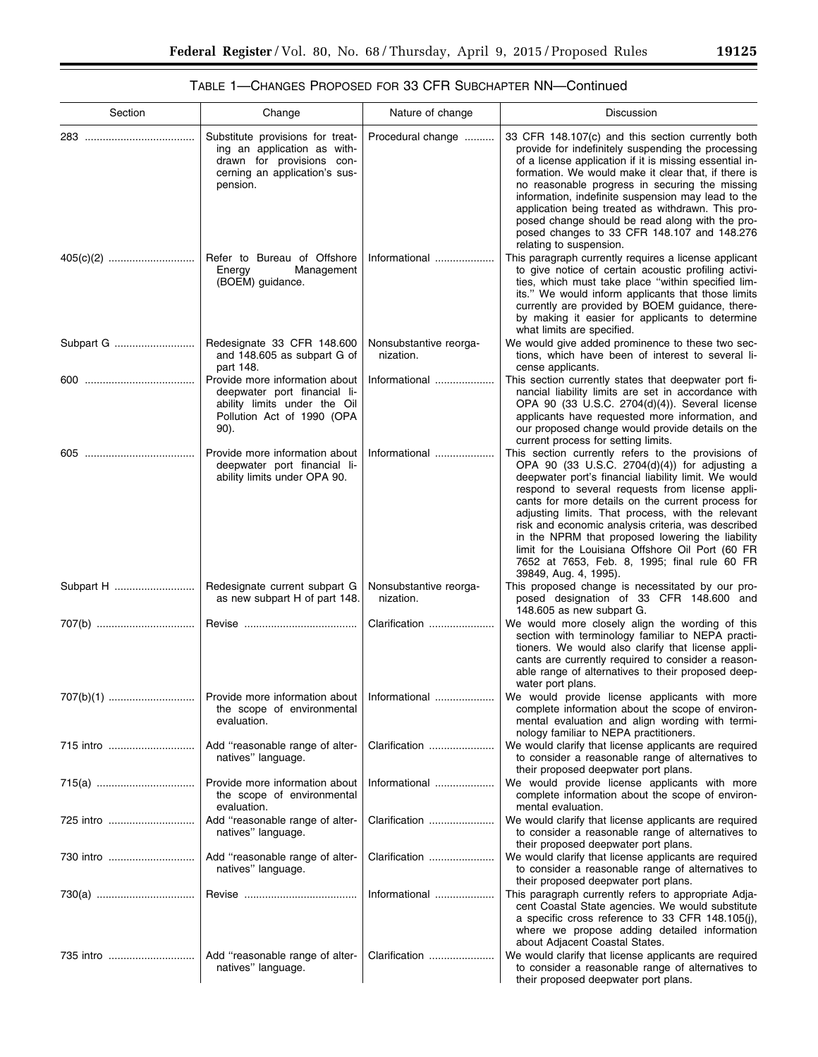TABLE 1—CHANGES PROPOSED FOR 33 CFR SUBCHAPTER NN—Continued

| Section | Change | Nature of change | Discussion |
|---|---|---|---|
| 283 | Substitute provisions for treating an application as withdrawn for provisions concerning an application's suspension. | Procedural change | 33 CFR 148.107(c) and this section currently both provide for indefinitely suspending the processing of a license application if it is missing essential information. We would make it clear that, if there is no reasonable progress in securing the missing information, indefinite suspension may lead to the application being treated as withdrawn. This proposed change should be read along with the proposed changes to 33 CFR 148.107 and 148.276 relating to suspension. |
| 405(c)(2) | Refer to Bureau of Offshore Energy Management (BOEM) guidance. | Informational | This paragraph currently requires a license applicant to give notice of certain acoustic profiling activities, which must take place "within specified limits." We would inform applicants that those limits currently are provided by BOEM guidance, thereby making it easier for applicants to determine what limits are specified. |
| Subpart G | Redesignate 33 CFR 148.600 and 148.605 as subpart G of part 148. | Nonsubstantive reorganization. | We would give added prominence to these two sections, which have been of interest to several license applicants. |
| 600 | Provide more information about deepwater port financial liability limits under the Oil Pollution Act of 1990 (OPA 90). | Informational | This section currently states that deepwater port financial liability limits are set in accordance with OPA 90 (33 U.S.C. 2704(d)(4)). Several license applicants have requested more information, and our proposed change would provide details on the current process for setting limits. |
| 605 | Provide more information about deepwater port financial liability limits under OPA 90. | Informational | This section currently refers to the provisions of OPA 90 (33 U.S.C. 2704(d)(4)) for adjusting a deepwater port's financial liability limit. We would respond to several requests from license applicants for more details on the current process for adjusting limits. That process, with the relevant risk and economic analysis criteria, was described in the NPRM that proposed lowering the liability limit for the Louisiana Offshore Oil Port (60 FR 7652 at 7653, Feb. 8, 1995; final rule 60 FR 39849, Aug. 4, 1995). |
| Subpart H | Redesignate current subpart G as new subpart H of part 148. | Nonsubstantive reorganization. | This proposed change is necessitated by our proposed designation of 33 CFR 148.600 and 148.605 as new subpart G. |
| 707(b) | Revise | Clarification | We would more closely align the wording of this section with terminology familiar to NEPA practitioners. We would also clarify that license applicants are currently required to consider a reasonable range of alternatives to their proposed deepwater port plans. |
| 707(b)(1) | Provide more information about the scope of environmental evaluation. | Informational | We would provide license applicants with more complete information about the scope of environmental evaluation and align wording with terminology familiar to NEPA practitioners. |
| 715 intro | Add "reasonable range of alternatives" language. | Clarification | We would clarify that license applicants are required to consider a reasonable range of alternatives to their proposed deepwater port plans. |
| 715(a) | Provide more information about the scope of environmental evaluation. | Informational | We would provide license applicants with more complete information about the scope of environmental evaluation. |
| 725 intro | Add "reasonable range of alternatives" language. | Clarification | We would clarify that license applicants are required to consider a reasonable range of alternatives to their proposed deepwater port plans. |
| 730 intro | Add "reasonable range of alternatives" language. | Clarification | We would clarify that license applicants are required to consider a reasonable range of alternatives to their proposed deepwater port plans. |
| 730(a) | Revise | Informational | This paragraph currently refers to appropriate Adjacent Coastal State agencies. We would substitute a specific cross reference to 33 CFR 148.105(j), where we propose adding detailed information about Adjacent Coastal States. |
| 735 intro | Add "reasonable range of alternatives" language. | Clarification | We would clarify that license applicants are required to consider a reasonable range of alternatives to their proposed deepwater port plans. |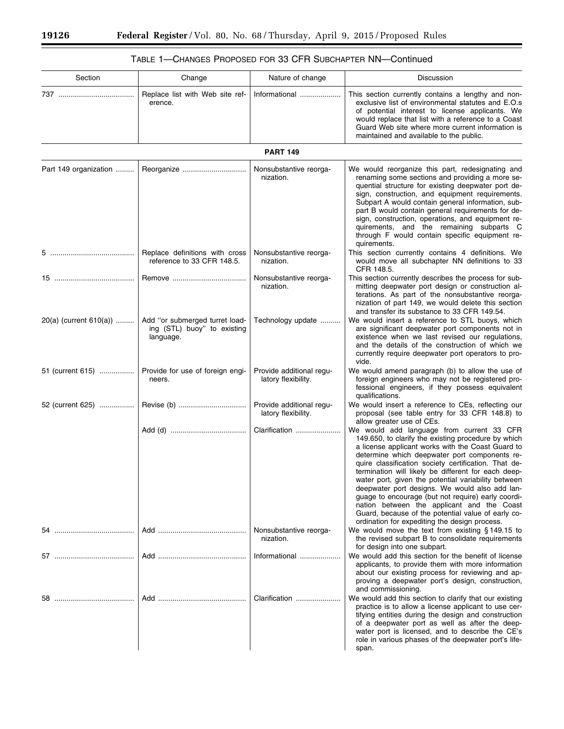### TABLE 1—CHANGES PROPOSED FOR 33 CFR SUBCHAPTER NN—Continued

| Section | Change | Nature of change | Discussion |
| --- | --- | --- | --- |
| 737 | Replace list with Web site reference. | Informational | This section currently contains a lengthy and non-exclusive list of environmental statutes and E.O.s of potential interest to license applicants. We would replace that list with a reference to a Coast Guard Web site where more current information is maintained and available to the public. |
| **PART 149** | | | |
| Part 149 organization | Reorganize | Nonsubstantive reorganization. | We would reorganize this part, redesignating and renaming some sections and providing a more sequential structure for existing deepwater port design, construction, and equipment requirements. Subpart A would contain general information, subpart B would contain general requirements for design, construction, operations, and equipment requirements, and the remaining subparts C through F would contain specific equipment requirements. |
| 5 | Replace definitions with cross reference to 33 CFR 148.5. | Nonsubstantive reorganization. | This section currently contains 4 definitions. We would move all subchapter NN definitions to 33 CFR 148.5. |
| 15 | Remove | Nonsubstantive reorganization. | This section currently describes the process for submitting deepwater port design or construction alterations. As part of the nonsubstantive reorganization of part 149, we would delete this section and transfer its substance to 33 CFR 149.54. |
| 20(a) (current 610(a)) | Add "or submerged turret loading (STL) buoy" to existing language. | Technology update | We would insert a reference to STL buoys, which are significant deepwater port components not in existence when we last revised our regulations, and the details of the construction of which we currently require deepwater port operators to provide. |
| 51 (current 615) | Provide for use of foreign engineers. | Provide additional regulatory flexibility. | We would amend paragraph (b) to allow the use of foreign engineers who may not be registered professional engineers, if they possess equivalent qualifications. |
| 52 (current 625) | Revise (b) | Provide additional regulatory flexibility. | We would insert a reference to CEs, reflecting our proposal (see table entry for 33 CFR 148.8) to allow greater use of CEs. |
| | Add (d) | Clarification | We would add language from current 33 CFR 149.650, to clarify the existing procedure by which a license applicant works with the Coast Guard to determine which deepwater port components require classification society certification. That determination will likely be different for each deepwater port, given the potential variability between deepwater port designs. We would also add language to encourage (but not require) early coordination between the applicant and the Coast Guard, because of the potential value of early coordination for expediting the design process. |
| 54 | Add | Nonsubstantive reorganization. | We would move the text from existing § 149.15 to the revised subpart B to consolidate requirements for design into one subpart. |
| 57 | Add | Informational | We would add this section for the benefit of license applicants, to provide them with more information about our existing process for reviewing and approving a deepwater port's design, construction, and commissioning. |
| 58 | Add | Clarification | We would add this section to clarify that our existing practice is to allow a license applicant to use certifying entities during the design and construction of a deepwater port as well as after the deepwater port is licensed, and to describe the CE's role in various phases of the deepwater port's lifespan. |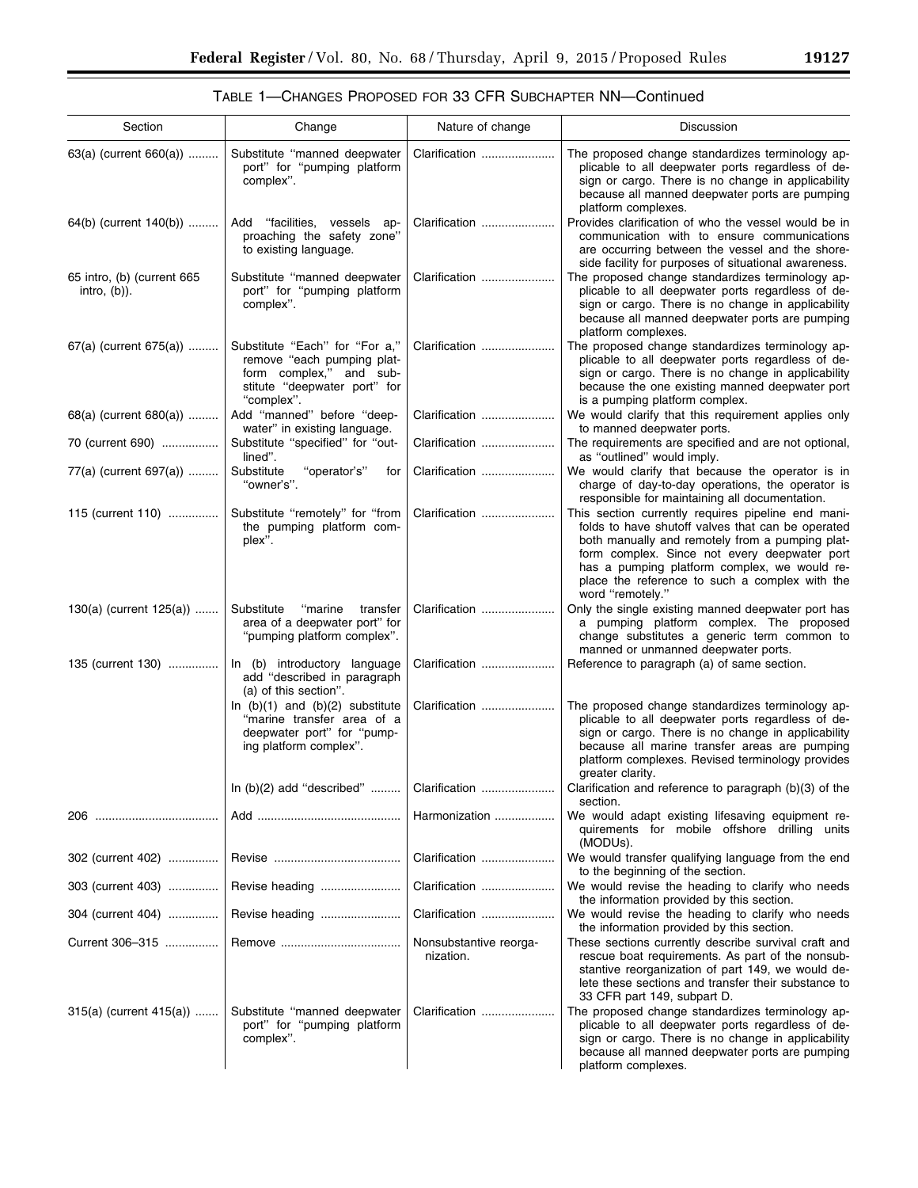TABLE 1—CHANGES PROPOSED FOR 33 CFR SUBCHAPTER NN—Continued

| Section | Change | Nature of change | Discussion |
| --- | --- | --- | --- |
| 63(a) (current 660(a)) | Substitute "manned deepwater port" for "pumping platform complex". | Clarification | The proposed change standardizes terminology applicable to all deepwater ports regardless of design or cargo. There is no change in applicability because all manned deepwater ports are pumping platform complexes. |
| 64(b) (current 140(b)) | Add "facilities, vessels approaching the safety zone" to existing language. | Clarification | Provides clarification of who the vessel would be in communication with to ensure communications are occurring between the vessel and the shoreside facility for purposes of situational awareness. |
| 65 intro, (b) (current 665 intro, (b)). | Substitute "manned deepwater port" for "pumping platform complex". | Clarification | The proposed change standardizes terminology applicable to all deepwater ports regardless of design or cargo. There is no change in applicability because all manned deepwater ports are pumping platform complexes. |
| 67(a) (current 675(a)) | Substitute "Each" for "For a," remove "each pumping platform complex," and substitute "deepwater port" for "complex". | Clarification | The proposed change standardizes terminology applicable to all deepwater ports regardless of design or cargo. There is no change in applicability because the one existing manned deepwater port is a pumping platform complex. |
| 68(a) (current 680(a)) | Add "manned" before "deepwater" in existing language. | Clarification | We would clarify that this requirement applies only to manned deepwater ports. |
| 70 (current 690) | Substitute "specified" for "outlined". | Clarification | The requirements are specified and are not optional, as "outlined" would imply. |
| 77(a) (current 697(a)) | Substitute "operator's" for "owner's". | Clarification | We would clarify that because the operator is in charge of day-to-day operations, the operator is responsible for maintaining all documentation. |
| 115 (current 110) | Substitute "remotely" for "from the pumping platform complex". | Clarification | This section currently requires pipeline end manifolds to have shutoff valves that can be operated both manually and remotely from a pumping platform complex. Since not every deepwater port has a pumping platform complex, we would replace the reference to such a complex with the word "remotely." |
| 130(a) (current 125(a)) | Substitute "marine transfer area of a deepwater port" for "pumping platform complex". | Clarification | Only the single existing manned deepwater port has a pumping platform complex. The proposed change substitutes a generic term common to manned or unmanned deepwater ports. |
| 135 (current 130) | In (b) introductory language add "described in paragraph (a) of this section". | Clarification | Reference to paragraph (a) of same section. |
| | In (b)(1) and (b)(2) substitute "marine transfer area of a deepwater port" for "pumping platform complex". | Clarification | The proposed change standardizes terminology applicable to all deepwater ports regardless of design or cargo. There is no change in applicability because all marine transfer areas are pumping platform complexes. Revised terminology provides greater clarity. |
| | In (b)(2) add "described" | Clarification | Clarification and reference to paragraph (b)(3) of the section. |
| 206 | Add | Harmonization | We would adapt existing lifesaving equipment requirements for mobile offshore drilling units (MODUs). |
| 302 (current 402) | Revise | Clarification | We would transfer qualifying language from the end to the beginning of the section. |
| 303 (current 403) | Revise heading | Clarification | We would revise the heading to clarify who needs the information provided by this section. |
| 304 (current 404) | Revise heading | Clarification | We would revise the heading to clarify who needs the information provided by this section. |
| Current 306–315 | Remove | Nonsubstantive reorganization. | These sections currently describe survival craft and rescue boat requirements. As part of the nonsubstantive reorganization of part 149, we would delete these sections and transfer their substance to 33 CFR part 149, subpart D. |
| 315(a) (current 415(a)) | Substitute "manned deepwater port" for "pumping platform complex". | Clarification | The proposed change standardizes terminology applicable to all deepwater ports regardless of design or cargo. There is no change in applicability because all manned deepwater ports are pumping platform complexes. |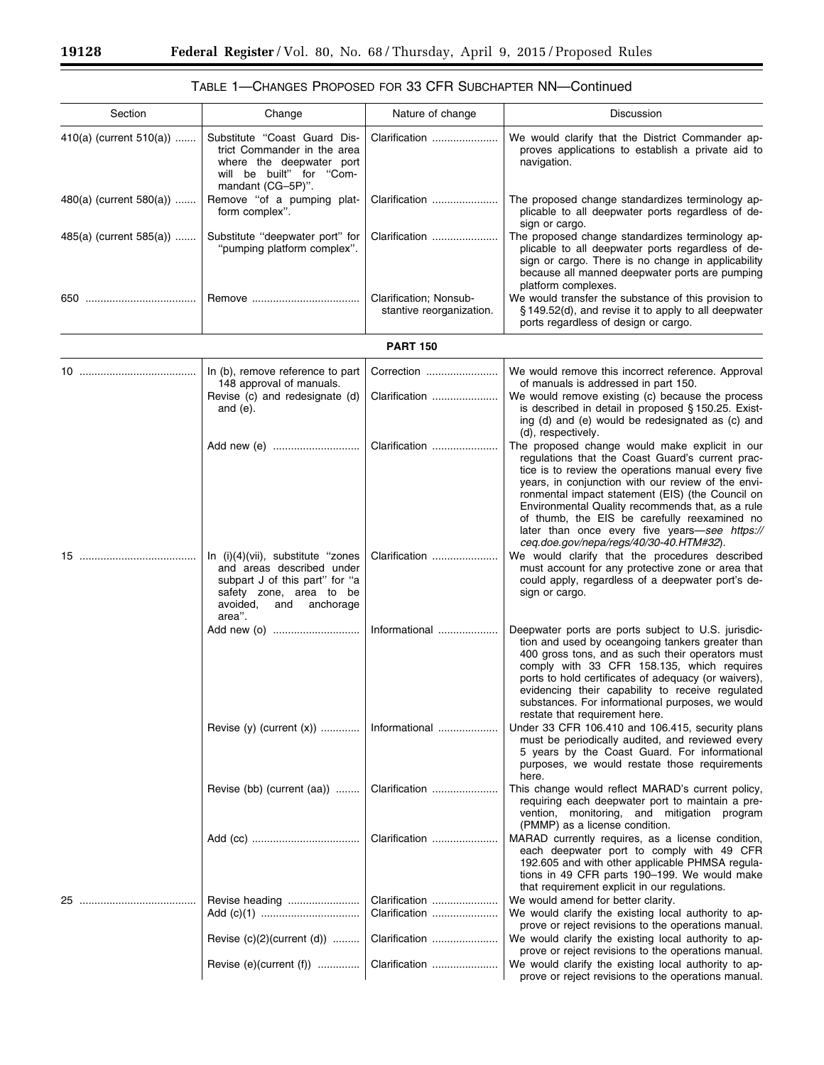TABLE 1—CHANGES PROPOSED FOR 33 CFR SUBCHAPTER NN—Continued

| Section | Change | Nature of change | Discussion |
|---|---|---|---|
| 410(a) (current 510(a)) | Substitute "Coast Guard District Commander in the area where the deepwater port will be built" for "Commandant (CG–5P)". | Clarification | We would clarify that the District Commander approves applications to establish a private aid to navigation. |
| 480(a) (current 580(a)) | Remove "of a pumping platform complex". | Clarification | The proposed change standardizes terminology applicable to all deepwater ports regardless of design or cargo. |
| 485(a) (current 585(a)) | Substitute "deepwater port" for "pumping platform complex". | Clarification | The proposed change standardizes terminology applicable to all deepwater ports regardless of design or cargo. There is no change in applicability because all manned deepwater ports are pumping platform complexes. |
| 650 | Remove | Clarification; Nonsubstantive reorganization. | We would transfer the substance of this provision to § 149.52(d), and revise it to apply to all deepwater ports regardless of design or cargo. |
| | | **PART 150** | |
| 10 | In (b), remove reference to part 148 approval of manuals. | Correction | We would remove this incorrect reference. Approval of manuals is addressed in part 150. |
| | Revise (c) and redesignate (d) and (e). | Clarification | We would remove existing (c) because the process is described in detail in proposed § 150.25. Existing (d) and (e) would be redesignated as (c) and (d), respectively. |
| | Add new (e) | Clarification | The proposed change would make explicit in our regulations that the Coast Guard's current practice is to review the operations manual every five years, in conjunction with our review of the environmental impact statement (EIS) (the Council on Environmental Quality recommends that, as a rule of thumb, the EIS be carefully reexamined no later than once every five years—*see https://ceq.doe.gov/nepa/regs/40/30-40.HTM#32*). |
| 15 | In (i)(4)(vii), substitute "zones and areas described under subpart J of this part" for "a safety zone, area to be avoided, and anchorage area". | Clarification | We would clarify that the procedures described must account for any protective zone or area that could apply, regardless of a deepwater port's design or cargo. |
| | Add new (o) | Informational | Deepwater ports are ports subject to U.S. jurisdiction and used by oceangoing tankers greater than 400 gross tons, and as such their operators must comply with 33 CFR 158.135, which requires ports to hold certificates of adequacy (or waivers), evidencing their capability to receive regulated substances. For informational purposes, we would restate that requirement here. |
| | Revise (y) (current (x)) | Informational | Under 33 CFR 106.410 and 106.415, security plans must be periodically audited, and reviewed every 5 years by the Coast Guard. For informational purposes, we would restate those requirements here. |
| | Revise (bb) (current (aa)) | Clarification | This change would reflect MARAD's current policy, requiring each deepwater port to maintain a prevention, monitoring, and mitigation program (PMMP) as a license condition. |
| | Add (cc) | Clarification | MARAD currently requires, as a license condition, each deepwater port to comply with 49 CFR 192.605 and with other applicable PHMSA regulations in 49 CFR parts 190–199. We would make that requirement explicit in our regulations. |
| 25 | Revise heading | Clarification | We would amend for better clarity. |
| | Add (c)(1) | Clarification | We would clarify the existing local authority to approve or reject revisions to the operations manual. |
| | Revise (c)(2)(current (d)) | Clarification | We would clarify the existing local authority to approve or reject revisions to the operations manual. |
| | Revise (e)(current (f)) | Clarification | We would clarify the existing local authority to approve or reject revisions to the operations manual. |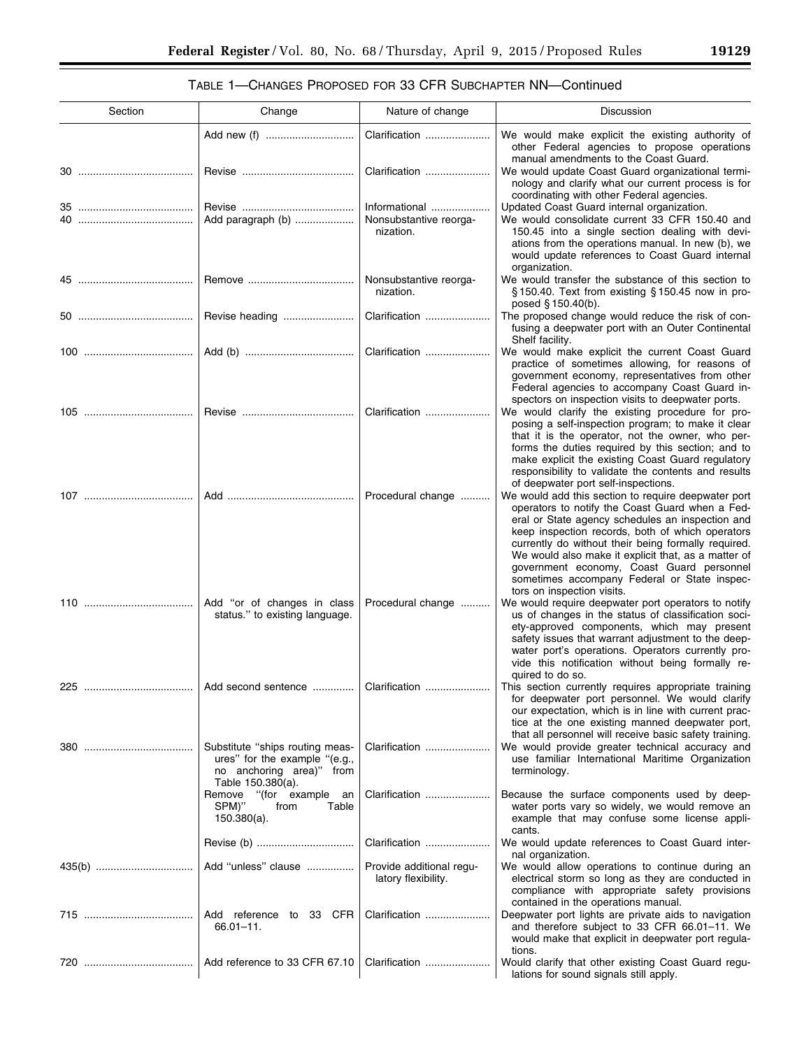TABLE 1—CHANGES PROPOSED FOR 33 CFR SUBCHAPTER NN—Continued

| Section | Change | Nature of change | Discussion |
|---|---|---|---|
| | Add new (f) | Clarification | We would make explicit the existing authority of other Federal agencies to propose operations manual amendments to the Coast Guard. |
| 30 | Revise | Clarification | We would update Coast Guard organizational terminology and clarify what our current process is for coordinating with other Federal agencies. |
| 35 | Revise | Informational | Updated Coast Guard internal organization. |
| 40 | Add paragraph (b) | Nonsubstantive reorganization. | We would consolidate current 33 CFR 150.40 and 150.45 into a single section dealing with deviations from the operations manual. In new (b), we would update references to Coast Guard internal organization. |
| 45 | Remove | Nonsubstantive reorganization. | We would transfer the substance of this section to § 150.40. Text from existing § 150.45 now in proposed § 150.40(b). |
| 50 | Revise heading | Clarification | The proposed change would reduce the risk of confusing a deepwater port with an Outer Continental Shelf facility. |
| 100 | Add (b) | Clarification | We would make explicit the current Coast Guard practice of sometimes allowing, for reasons of government economy, representatives from other Federal agencies to accompany Coast Guard inspectors on inspection visits to deepwater ports. |
| 105 | Revise | Clarification | We would clarify the existing procedure for proposing a self-inspection program; to make it clear that it is the operator, not the owner, who performs the duties required by this section; and to make explicit the existing Coast Guard regulatory responsibility to validate the contents and results of deepwater port self-inspections. |
| 107 | Add | Procedural change | We would add this section to require deepwater port operators to notify the Coast Guard when a Federal or State agency schedules an inspection and keep inspection records, both of which operators currently do without their being formally required. We would also make it explicit that, as a matter of government economy, Coast Guard personnel sometimes accompany Federal or State inspectors on inspection visits. |
| 110 | Add "or of changes in class status." to existing language. | Procedural change | We would require deepwater port operators to notify us of changes in the status of classification society-approved components, which may present safety issues that warrant adjustment to the deepwater port's operations. Operators currently provide this notification without being formally required to do so. |
| 225 | Add second sentence | Clarification | This section currently requires appropriate training for deepwater port personnel. We would clarify our expectation, which is in line with current practice at the one existing manned deepwater port, that all personnel will receive basic safety training. |
| 380 | Substitute "ships routing measures" for the example "(e.g., no anchoring area)" from Table 150.380(a). | Clarification | We would provide greater technical accuracy and use familiar International Maritime Organization terminology. |
| | Remove "(for example an SPM)" from Table 150.380(a). | Clarification | Because the surface components used by deepwater ports vary so widely, we would remove an example that may confuse some license applicants. |
| | Revise (b) | Clarification | We would update references to Coast Guard internal organization. |
| 435(b) | Add "unless" clause | Provide additional regulatory flexibility. | We would allow operations to continue during an electrical storm so long as they are conducted in compliance with appropriate safety provisions contained in the operations manual. |
| 715 | Add reference to 33 CFR 66.01–11. | Clarification | Deepwater port lights are private aids to navigation and therefore subject to 33 CFR 66.01–11. We would make that explicit in deepwater port regulations. |
| 720 | Add reference to 33 CFR 67.10 | Clarification | Would clarify that other existing Coast Guard regulations for sound signals still apply. |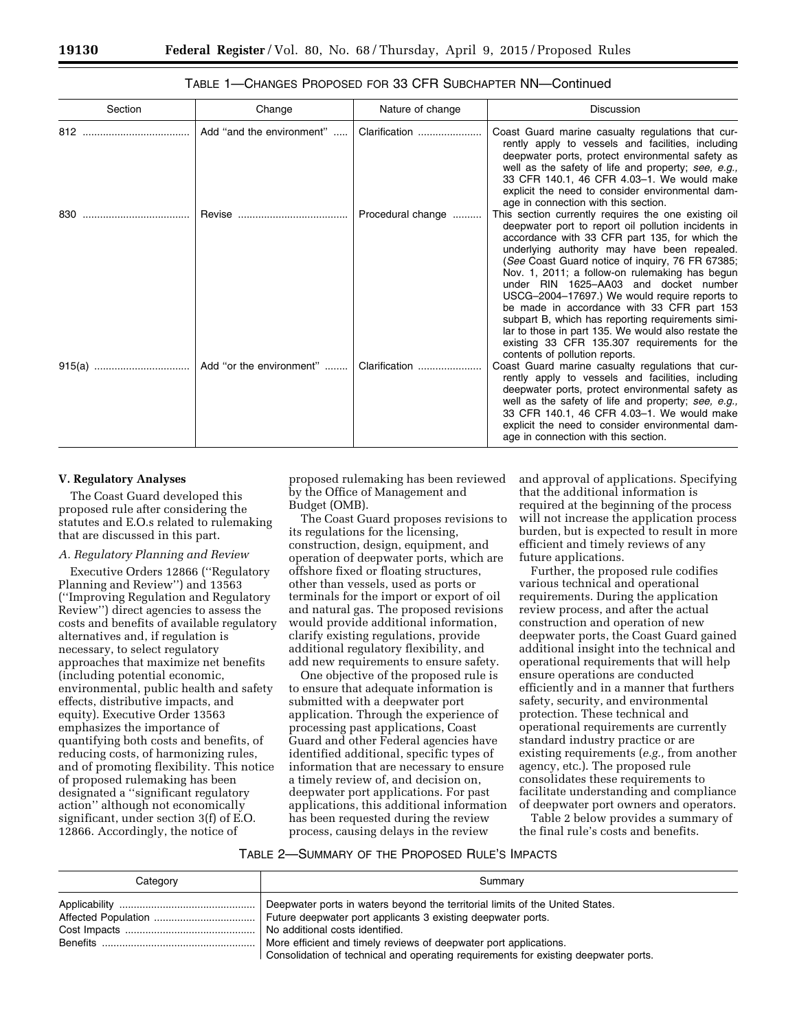TABLE 1—CHANGES PROPOSED FOR 33 CFR SUBCHAPTER NN—Continued

| Section | Change | Nature of change | Discussion |
| --- | --- | --- | --- |
| 812 | Add "and the environment" | Clarification | Coast Guard marine casualty regulations that currently apply to vessels and facilities, including deepwater ports, protect environmental safety as well as the safety of life and property; *see, e.g.,* 33 CFR 140.1, 46 CFR 4.03–1. We would make explicit the need to consider environmental damage in connection with this section. |
| 830 | Revise | Procedural change | This section currently requires the one existing oil deepwater port to report oil pollution incidents in accordance with 33 CFR part 135, for which the underlying authority may have been repealed. (*See* Coast Guard notice of inquiry, 76 FR 67385; Nov. 1, 2011; a follow-on rulemaking has begun under RIN 1625–AA03 and docket number USCG–2004–17697.) We would require reports to be made in accordance with 33 CFR part 153 subpart B, which has reporting requirements similar to those in part 135. We would also restate the existing 33 CFR 135.307 requirements for the contents of pollution reports. |
| 915(a) | Add "or the environment" | Clarification | Coast Guard marine casualty regulations that currently apply to vessels and facilities, including deepwater ports, protect environmental safety as well as the safety of life and property; *see, e.g.,* 33 CFR 140.1, 46 CFR 4.03–1. We would make explicit the need to consider environmental damage in connection with this section. |

**V. Regulatory Analyses**

The Coast Guard developed this proposed rule after considering the statutes and E.O.s related to rulemaking that are discussed in this part.

*A. Regulatory Planning and Review*

Executive Orders 12866 ("Regulatory Planning and Review") and 13563 ("Improving Regulation and Regulatory Review") direct agencies to assess the costs and benefits of available regulatory alternatives and, if regulation is necessary, to select regulatory approaches that maximize net benefits (including potential economic, environmental, public health and safety effects, distributive impacts, and equity). Executive Order 13563 emphasizes the importance of quantifying both costs and benefits, of reducing costs, of harmonizing rules, and of promoting flexibility. This notice of proposed rulemaking has been designated a "significant regulatory action" although not economically significant, under section 3(f) of E.O. 12866. Accordingly, the notice of proposed rulemaking has been reviewed by the Office of Management and Budget (OMB).

The Coast Guard proposes revisions to its regulations for the licensing, construction, design, equipment, and operation of deepwater ports, which are offshore fixed or floating structures, other than vessels, used as ports or terminals for the import or export of oil and natural gas. The proposed revisions would provide additional information, clarify existing regulations, provide additional regulatory flexibility, and add new requirements to ensure safety.

One objective of the proposed rule is to ensure that adequate information is submitted with a deepwater port application. Through the experience of processing past applications, Coast Guard and other Federal agencies have identified additional, specific types of information that are necessary to ensure a timely review of, and decision on, deepwater port applications. For past applications, this additional information has been requested during the review process, causing delays in the review and approval of applications. Specifying that the additional information is required at the beginning of the process will not increase the application process burden, but is expected to result in more efficient and timely reviews of any future applications.

Further, the proposed rule codifies various technical and operational requirements. During the application review process, and after the actual construction and operation of new deepwater ports, the Coast Guard gained additional insight into the technical and operational requirements that will help ensure operations are conducted efficiently and in a manner that furthers safety, security, and environmental protection. These technical and operational requirements are currently standard industry practice or are existing requirements (*e.g.,* from another agency, etc.). The proposed rule consolidates these requirements to facilitate understanding and compliance of deepwater port owners and operators.

Table 2 below provides a summary of the final rule's costs and benefits.

TABLE 2—SUMMARY OF THE PROPOSED RULE'S IMPACTS

| Category | Summary |
| --- | --- |
| Applicability | Deepwater ports in waters beyond the territorial limits of the United States. |
| Affected Population | Future deepwater port applicants 3 existing deepwater ports. |
| Cost Impacts | No additional costs identified. |
| Benefits | More efficient and timely reviews of deepwater port applications.<br>Consolidation of technical and operating requirements for existing deepwater ports. |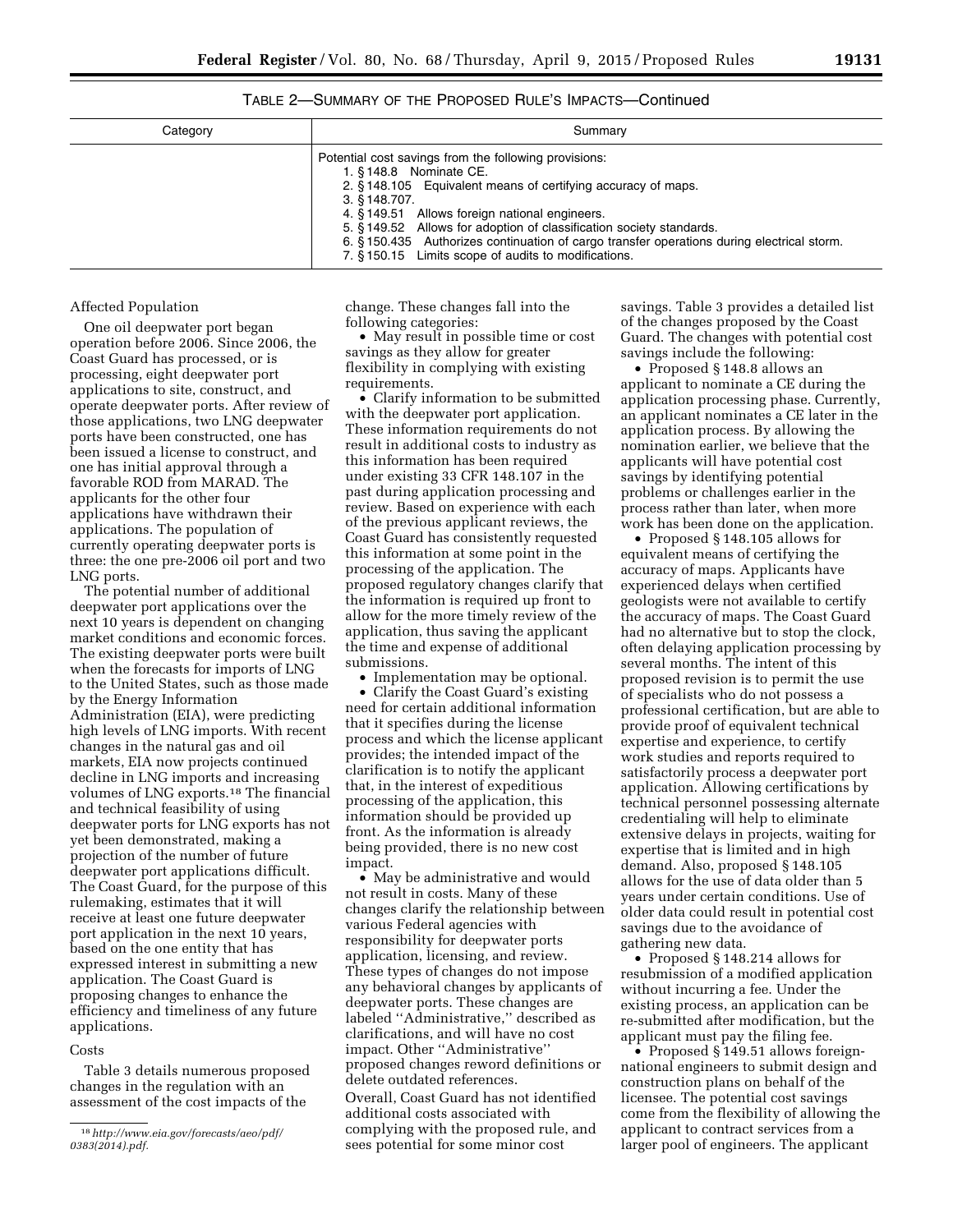TABLE 2—SUMMARY OF THE PROPOSED RULE'S IMPACTS—Continued

| Category | Summary |
| --- | --- |
| | Potential cost savings from the following provisions:<br>1. § 148.8 Nominate CE.<br>2. § 148.105 Equivalent means of certifying accuracy of maps.<br>3. § 148.707.<br>4. § 149.51 Allows foreign national engineers.<br>5. § 149.52 Allows for adoption of classification society standards.<br>6. § 150.435 Authorizes continuation of cargo transfer operations during electrical storm.<br>7. § 150.15 Limits scope of audits to modifications. |

Affected Population

One oil deepwater port began operation before 2006. Since 2006, the Coast Guard has processed, or is processing, eight deepwater port applications to site, construct, and operate deepwater ports. After review of those applications, two LNG deepwater ports have been constructed, one has been issued a license to construct, and one has initial approval through a favorable ROD from MARAD. The applicants for the other four applications have withdrawn their applications. The population of currently operating deepwater ports is three: the one pre-2006 oil port and two LNG ports.

The potential number of additional deepwater port applications over the next 10 years is dependent on changing market conditions and economic forces. The existing deepwater ports were built when the forecasts for imports of LNG to the United States, such as those made by the Energy Information Administration (EIA), were predicting high levels of LNG imports. With recent changes in the natural gas and oil markets, EIA now projects continued decline in LNG imports and increasing volumes of LNG exports.[18] The financial and technical feasibility of using deepwater ports for LNG exports has not yet been demonstrated, making a projection of the number of future deepwater port applications difficult. The Coast Guard, for the purpose of this rulemaking, estimates that it will receive at least one future deepwater port application in the next 10 years, based on the one entity that has expressed interest in submitting a new application. The Coast Guard is proposing changes to enhance the efficiency and timeliness of any future applications.

Costs

Table 3 details numerous proposed changes in the regulation with an assessment of the cost impacts of the change. These changes fall into the following categories:

- May result in possible time or cost savings as they allow for greater flexibility in complying with existing requirements.
- Clarify information to be submitted with the deepwater port application. These information requirements do not result in additional costs to industry as this information has been required under existing 33 CFR 148.107 in the past during application processing and review. Based on experience with each of the previous applicant reviews, the Coast Guard has consistently requested this information at some point in the processing of the application. The proposed regulatory changes clarify that the information is required up front to allow for the more timely review of the application, thus saving the applicant the time and expense of additional submissions.
- Implementation may be optional.
- Clarify the Coast Guard's existing need for certain additional information that it specifies during the license process and which the license applicant provides; the intended impact of the clarification is to notify the applicant that, in the interest of expeditious processing of the application, this information should be provided up front. As the information is already being provided, there is no new cost impact.
- May be administrative and would not result in costs. Many of these changes clarify the relationship between various Federal agencies with responsibility for deepwater ports application, licensing, and review. These types of changes do not impose any behavioral changes by applicants of deepwater ports. These changes are labeled ''Administrative,'' described as clarifications, and will have no cost impact. Other ''Administrative'' proposed changes reword definitions or delete outdated references.

Overall, Coast Guard has not identified additional costs associated with complying with the proposed rule, and sees potential for some minor cost savings. Table 3 provides a detailed list of the changes proposed by the Coast Guard. The changes with potential cost savings include the following:

- Proposed § 148.8 allows an applicant to nominate a CE during the application processing phase. Currently, an applicant nominates a CE later in the application process. By allowing the nomination earlier, we believe that the applicants will have potential cost savings by identifying potential problems or challenges earlier in the process rather than later, when more work has been done on the application.
- Proposed § 148.105 allows for equivalent means of certifying the accuracy of maps. Applicants have experienced delays when certified geologists were not available to certify the accuracy of maps. The Coast Guard had no alternative but to stop the clock, often delaying application processing by several months. The intent of this proposed revision is to permit the use of specialists who do not possess a professional certification, but are able to provide proof of equivalent technical expertise and experience, to certify work studies and reports required to satisfactorily process a deepwater port application. Allowing certifications by technical personnel possessing alternate credentialing will help to eliminate extensive delays in projects, waiting for expertise that is limited and in high demand. Also, proposed § 148.105 allows for the use of data older than 5 years under certain conditions. Use of older data could result in potential cost savings due to the avoidance of gathering new data.
- Proposed § 148.214 allows for resubmission of a modified application without incurring a fee. Under the existing process, an application can be re-submitted after modification, but the applicant must pay the filing fee.
- Proposed § 149.51 allows foreign-national engineers to submit design and construction plans on behalf of the licensee. The potential cost savings come from the flexibility of allowing the applicant to contract services from a larger pool of engineers. The applicant

[18] *http://www.eia.gov/forecasts/aeo/pdf/0383(2014).pdf.*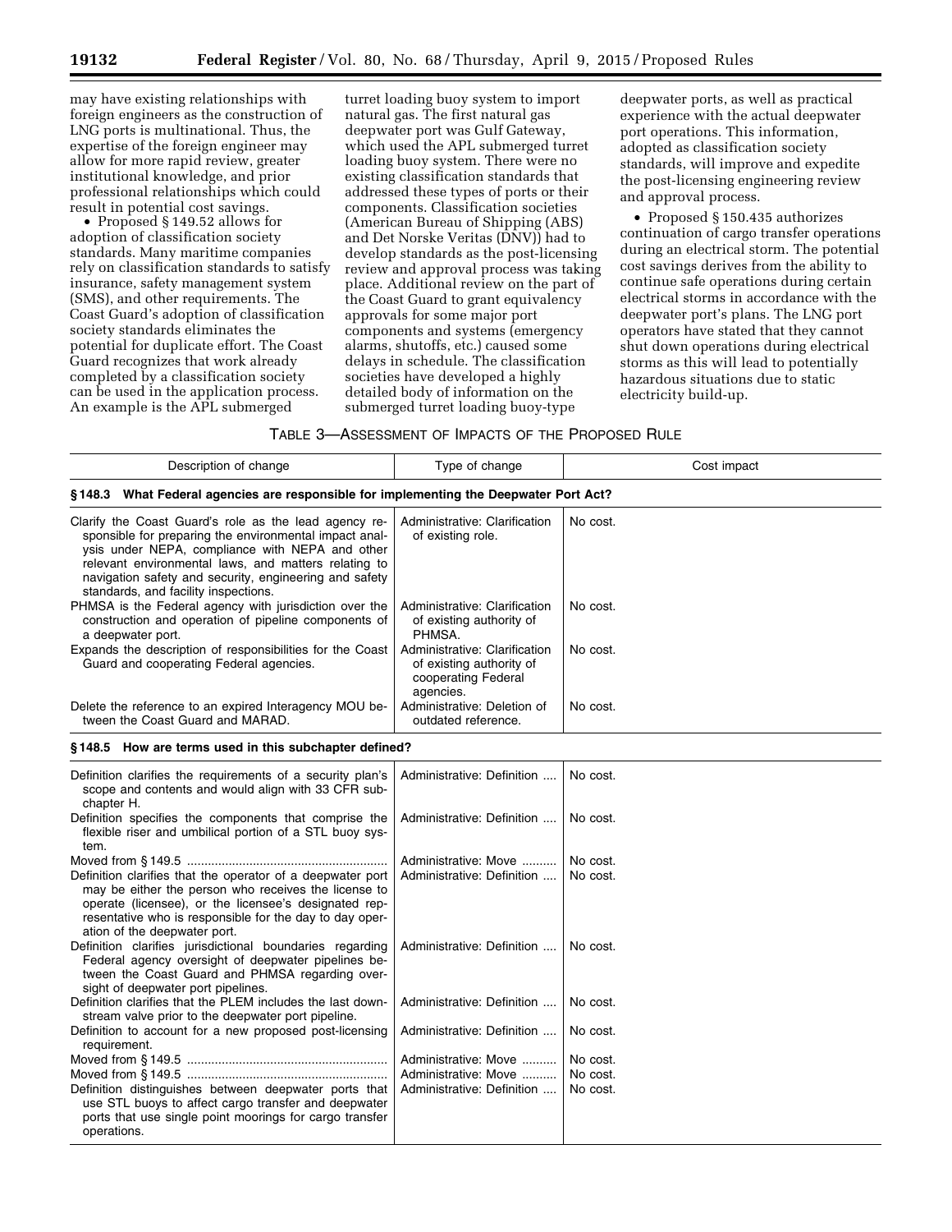may have existing relationships with foreign engineers as the construction of LNG ports is multinational. Thus, the expertise of the foreign engineer may allow for more rapid review, greater institutional knowledge, and prior professional relationships which could result in potential cost savings.

- Proposed § 149.52 allows for adoption of classification society standards. Many maritime companies rely on classification standards to satisfy insurance, safety management system (SMS), and other requirements. The Coast Guard's adoption of classification society standards eliminates the potential for duplicate effort. The Coast Guard recognizes that work already completed by a classification society can be used in the application process. An example is the APL submerged turret loading buoy system to import natural gas. The first natural gas deepwater port was Gulf Gateway, which used the APL submerged turret loading buoy system. There were no existing classification standards that addressed these types of ports or their components. Classification societies (American Bureau of Shipping (ABS) and Det Norske Veritas (DNV)) had to develop standards as the post-licensing review and approval process was taking place. Additional review on the part of the Coast Guard to grant equivalency approvals for some major port components and systems (emergency alarms, shutoffs, etc.) caused some delays in schedule. The classification societies have developed a highly detailed body of information on the submerged turret loading buoy-type deepwater ports, as well as practical experience with the actual deepwater port operations. This information, adopted as classification society standards, will improve and expedite the post-licensing engineering review and approval process.
- Proposed § 150.435 authorizes continuation of cargo transfer operations during an electrical storm. The potential cost savings derives from the ability to continue safe operations during certain electrical storms in accordance with the deepwater port's plans. The LNG port operators have stated that they cannot shut down operations during electrical storms as this will lead to potentially hazardous situations due to static electricity build-up.

TABLE 3—ASSESSMENT OF IMPACTS OF THE PROPOSED RULE

| Description of change | Type of change | Cost impact |
|---|---|---|
| **§ 148.3 What Federal agencies are responsible for implementing the Deepwater Port Act?** | | |
| Clarify the Coast Guard's role as the lead agency responsible for preparing the environmental impact analysis under NEPA, compliance with NEPA and other relevant environmental laws, and matters relating to navigation safety and security, engineering and safety standards, and facility inspections. | Administrative: Clarification of existing role. | No cost. |
| PHMSA is the Federal agency with jurisdiction over the construction and operation of pipeline components of a deepwater port. | Administrative: Clarification of existing authority of PHMSA. | No cost. |
| Expands the description of responsibilities for the Coast Guard and cooperating Federal agencies. | Administrative: Clarification of existing authority of cooperating Federal agencies. | No cost. |
| Delete the reference to an expired Interagency MOU between the Coast Guard and MARAD. | Administrative: Deletion of outdated reference. | No cost. |
| **§ 148.5 How are terms used in this subchapter defined?** | | |
| Definition clarifies the requirements of a security plan's scope and contents and would align with 33 CFR subchapter H. | Administrative: Definition .... | No cost. |
| Definition specifies the components that comprise the flexible riser and umbilical portion of a STL buoy system. | Administrative: Definition .... | No cost. |
| Moved from § 149.5 ......................................................... | Administrative: Move .......... | No cost. |
| Definition clarifies that the operator of a deepwater port may be either the person who receives the license to operate (licensee), or the licensee's designated representative who is responsible for the day to day operation of the deepwater port. | Administrative: Definition .... | No cost. |
| Definition clarifies jurisdictional boundaries regarding Federal agency oversight of deepwater pipelines between the Coast Guard and PHMSA regarding oversight of deepwater port pipelines. | Administrative: Definition .... | No cost. |
| Definition clarifies that the PLEM includes the last downstream valve prior to the deepwater port pipeline. | Administrative: Definition .... | No cost. |
| Definition to account for a new proposed post-licensing requirement. | Administrative: Definition .... | No cost. |
| Moved from § 149.5 ......................................................... | Administrative: Move .......... | No cost. |
| Moved from § 149.5 ......................................................... | Administrative: Move .......... | No cost. |
| Definition distinguishes between deepwater ports that use STL buoys to affect cargo transfer and deepwater ports that use single point moorings for cargo transfer operations. | Administrative: Definition .... | No cost. |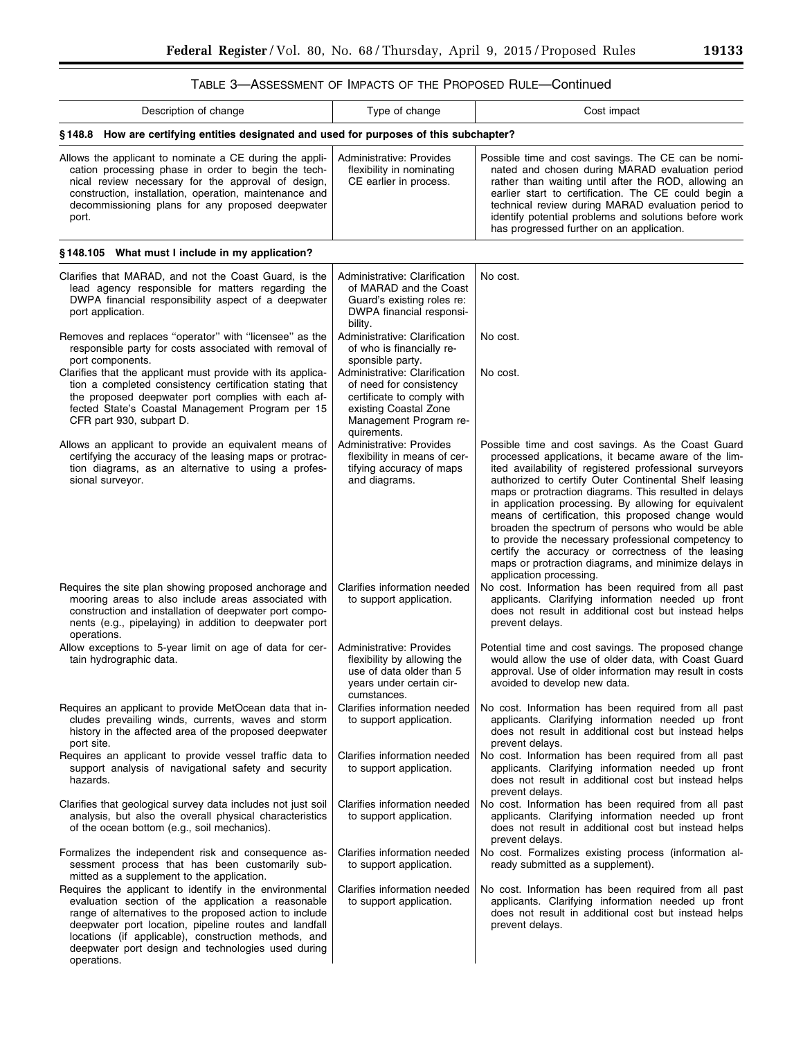### TABLE 3—ASSESSMENT OF IMPACTS OF THE PROPOSED RULE—Continued

| Description of change | Type of change | Cost impact |
| --- | --- | --- |
| **§ 148.8 How are certifying entities designated and used for purposes of this subchapter?** | | |
| Allows the applicant to nominate a CE during the application processing phase in order to begin the technical review necessary for the approval of design, construction, installation, operation, maintenance and decommissioning plans for any proposed deepwater port. | Administrative: Provides flexibility in nominating CE earlier in process. | Possible time and cost savings. The CE can be nominated and chosen during MARAD evaluation period rather than waiting until after the ROD, allowing an earlier start to certification. The CE could begin a technical review during MARAD evaluation period to identify potential problems and solutions before work has progressed further on an application. |
| **§ 148.105 What must I include in my application?** | | |
| Clarifies that MARAD, and not the Coast Guard, is the lead agency responsible for matters regarding the DWPA financial responsibility aspect of a deepwater port application. | Administrative: Clarification of MARAD and the Coast Guard's existing roles re: DWPA financial responsibility. | No cost. |
| Removes and replaces "operator" with "licensee" as the responsible party for costs associated with removal of port components. | Administrative: Clarification of who is financially responsible party. | No cost. |
| Clarifies that the applicant must provide with its application a completed consistency certification stating that the proposed deepwater port complies with each affected State's Coastal Management Program per 15 CFR part 930, subpart D. | Administrative: Clarification of need for consistency certificate to comply with existing Coastal Zone Management Program requirements. | No cost. |
| Allows an applicant to provide an equivalent means of certifying the accuracy of the leasing maps or protraction diagrams, as an alternative to using a professional surveyor. | Administrative: Provides flexibility in means of certifying accuracy of maps and diagrams. | Possible time and cost savings. As the Coast Guard processed applications, it became aware of the limited availability of registered professional surveyors authorized to certify Outer Continental Shelf leasing maps or protraction diagrams. This resulted in delays in application processing. By allowing for equivalent means of certification, this proposed change would broaden the spectrum of persons who would be able to provide the necessary professional competency to certify the accuracy or correctness of the leasing maps or protraction diagrams, and minimize delays in application processing. |
| Requires the site plan showing proposed anchorage and mooring areas to also include areas associated with construction and installation of deepwater port components (e.g., pipelaying) in addition to deepwater port operations. | Clarifies information needed to support application. | No cost. Information has been required from all past applicants. Clarifying information needed up front does not result in additional cost but instead helps prevent delays. |
| Allow exceptions to 5-year limit on age of data for certain hydrographic data. | Administrative: Provides flexibility by allowing the use of data older than 5 years under certain circumstances. | Potential time and cost savings. The proposed change would allow the use of older data, with Coast Guard approval. Use of older information may result in costs avoided to develop new data. |
| Requires an applicant to provide MetOcean data that includes prevailing winds, currents, waves and storm history in the affected area of the proposed deepwater port site. | Clarifies information needed to support application. | No cost. Information has been required from all past applicants. Clarifying information needed up front does not result in additional cost but instead helps prevent delays. |
| Requires an applicant to provide vessel traffic data to support analysis of navigational safety and security hazards. | Clarifies information needed to support application. | No cost. Information has been required from all past applicants. Clarifying information needed up front does not result in additional cost but instead helps prevent delays. |
| Clarifies that geological survey data includes not just soil analysis, but also the overall physical characteristics of the ocean bottom (e.g., soil mechanics). | Clarifies information needed to support application. | No cost. Information has been required from all past applicants. Clarifying information needed up front does not result in additional cost but instead helps prevent delays. |
| Formalizes the independent risk and consequence assessment process that has been customarily submitted as a supplement to the application. | Clarifies information needed to support application. | No cost. Formalizes existing process (information already submitted as a supplement). |
| Requires the applicant to identify in the environmental evaluation section of the application a reasonable range of alternatives to the proposed action to include deepwater port location, pipeline routes and landfall locations (if applicable), construction methods, and deepwater port design and technologies used during operations. | Clarifies information needed to support application. | No cost. Information has been required from all past applicants. Clarifying information needed up front does not result in additional cost but instead helps prevent delays. |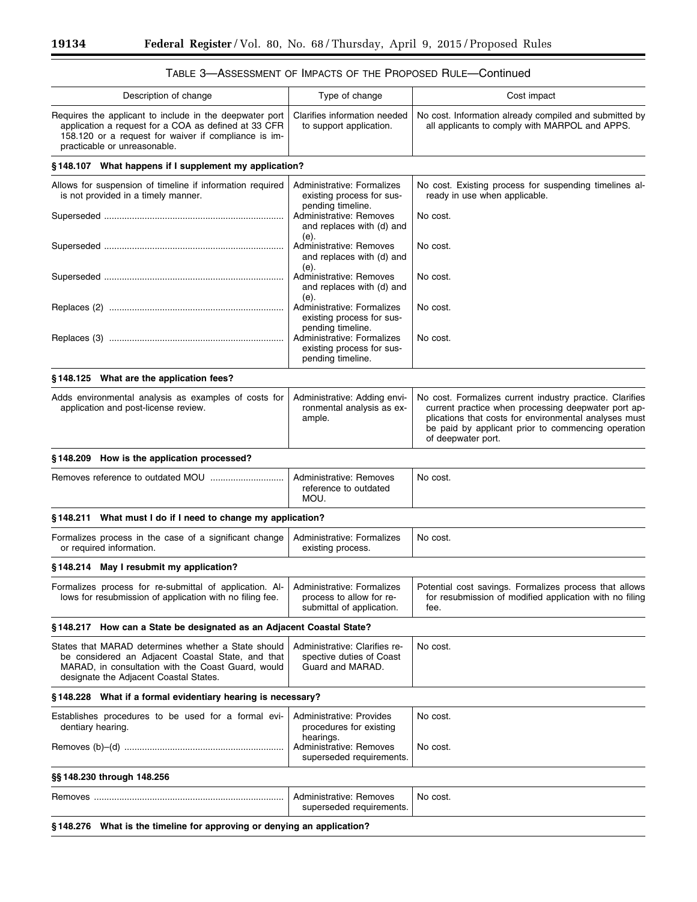TABLE 3—ASSESSMENT OF IMPACTS OF THE PROPOSED RULE—Continued

| Description of change | Type of change | Cost impact |
|---|---|---|
| Requires the applicant to include in the deepwater port application a request for a COA as defined at 33 CFR 158.120 or a request for waiver if compliance is impracticable or unreasonable. | Clarifies information needed to support application. | No cost. Information already compiled and submitted by all applicants to comply with MARPOL and APPS. |
| **§ 148.107 What happens if I supplement my application?** | | |
| Allows for suspension of timeline if information required is not provided in a timely manner. | Administrative: Formalizes existing process for suspending timeline. | No cost. Existing process for suspending timelines already in use when applicable. |
| Superseded | Administrative: Removes and replaces with (d) and (e). | No cost. |
| Superseded | Administrative: Removes and replaces with (d) and (e). | No cost. |
| Superseded | Administrative: Removes and replaces with (d) and (e). | No cost. |
| Replaces (2) | Administrative: Formalizes existing process for suspending timeline. | No cost. |
| Replaces (3) | Administrative: Formalizes existing process for suspending timeline. | No cost. |
| **§ 148.125 What are the application fees?** | | |
| Adds environmental analysis as examples of costs for application and post-license review. | Administrative: Adding environmental analysis as example. | No cost. Formalizes current industry practice. Clarifies current practice when processing deepwater port applications that costs for environmental analyses must be paid by applicant prior to commencing operation of deepwater port. |
| **§ 148.209 How is the application processed?** | | |
| Removes reference to outdated MOU | Administrative: Removes reference to outdated MOU. | No cost. |
| **§ 148.211 What must I do if I need to change my application?** | | |
| Formalizes process in the case of a significant change or required information. | Administrative: Formalizes existing process. | No cost. |
| **§ 148.214 May I resubmit my application?** | | |
| Formalizes process for re-submittal of application. Allows for resubmission of application with no filing fee. | Administrative: Formalizes process to allow for resubmittal of application. | Potential cost savings. Formalizes process that allows for resubmission of modified application with no filing fee. |
| **§ 148.217 How can a State be designated as an Adjacent Coastal State?** | | |
| States that MARAD determines whether a State should be considered an Adjacent Coastal State, and that MARAD, in consultation with the Coast Guard, would designate the Adjacent Coastal States. | Administrative: Clarifies respective duties of Coast Guard and MARAD. | No cost. |
| **§ 148.228 What if a formal evidentiary hearing is necessary?** | | |
| Establishes procedures to be used for a formal evidentiary hearing. | Administrative: Provides procedures for existing hearings. | No cost. |
| Removes (b)–(d) | Administrative: Removes superseded requirements. | No cost. |
| **§§ 148.230 through 148.256** | | |
| Removes | Administrative: Removes superseded requirements. | No cost. |
| **§ 148.276 What is the timeline for approving or denying an application?** | | |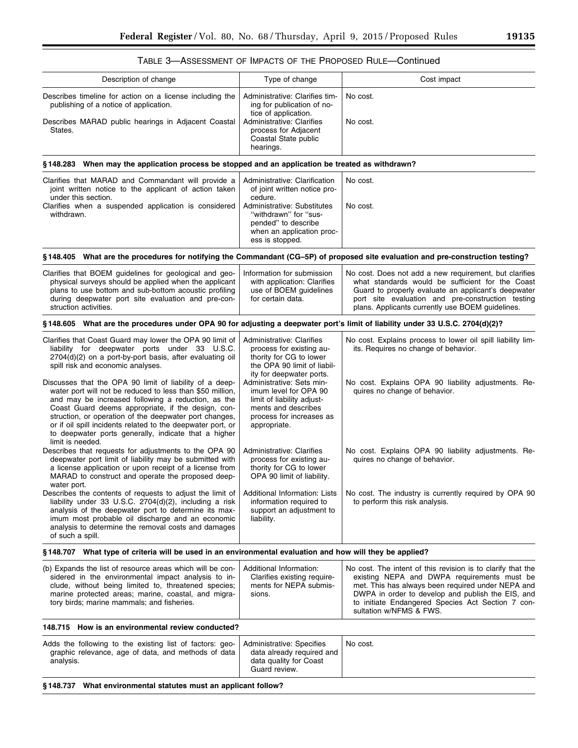TABLE 3—ASSESSMENT OF IMPACTS OF THE PROPOSED RULE—Continued

| Description of change | Type of change | Cost impact |
|---|---|---|
| Describes timeline for action on a license including the publishing of a notice of application. | Administrative: Clarifies timing for publication of notice of application. | No cost. |
| Describes MARAD public hearings in Adjacent Coastal States. | Administrative: Clarifies process for Adjacent Coastal State public hearings. | No cost. |
| **§ 148.283 When may the application process be stopped and an application be treated as withdrawn?** | | |
| Clarifies that MARAD and Commandant will provide a joint written notice to the applicant of action taken under this section. | Administrative: Clarification of joint written notice procedure. | No cost. |
| Clarifies when a suspended application is considered withdrawn. | Administrative: Substitutes "withdrawn" for "suspended" to describe when an application process is stopped. | No cost. |
| **§ 148.405 What are the procedures for notifying the Commandant (CG–5P) of proposed site evaluation and pre-construction testing?** | | |
| Clarifies that BOEM guidelines for geological and geophysical surveys should be applied when the applicant plans to use bottom and sub-bottom acoustic profiling during deepwater port site evaluation and pre-construction activities. | Information for submission with application: Clarifies use of BOEM guidelines for certain data. | No cost. Does not add a new requirement, but clarifies what standards would be sufficient for the Coast Guard to properly evaluate an applicant's deepwater port site evaluation and pre-construction testing plans. Applicants currently use BOEM guidelines. |
| **§ 148.605 What are the procedures under OPA 90 for adjusting a deepwater port's limit of liability under 33 U.S.C. 2704(d)(2)?** | | |
| Clarifies that Coast Guard may lower the OPA 90 limit of liability for deepwater ports under 33 U.S.C. 2704(d)(2) on a port-by-port basis, after evaluating oil spill risk and economic analyses. | Administrative: Clarifies process for existing authority for CG to lower the OPA 90 limit of liability for deepwater ports. | No cost. Explains process to lower oil spill liability limits. Requires no change of behavior. |
| Discusses that the OPA 90 limit of liability of a deepwater port will not be reduced to less than $50 million, and may be increased following a reduction, as the Coast Guard deems appropriate, if the design, construction, or operation of the deepwater port changes, or if oil spill incidents related to the deepwater port, or to deepwater ports generally, indicate that a higher limit is needed. | Administrative: Sets minimum level for OPA 90 limit of liability adjustments and describes process for increases as appropriate. | No cost. Explains OPA 90 liability adjustments. Requires no change of behavior. |
| Describes that requests for adjustments to the OPA 90 deepwater port limit of liability may be submitted with a license application or upon receipt of a license from MARAD to construct and operate the proposed deepwater port. | Administrative: Clarifies process for existing authority for CG to lower OPA 90 limit of liability. | No cost. Explains OPA 90 liability adjustments. Requires no change of behavior. |
| Describes the contents of requests to adjust the limit of liability under 33 U.S.C. 2704(d)(2), including a risk analysis of the deepwater port to determine its maximum most probable oil discharge and an economic analysis to determine the removal costs and damages of such a spill. | Additional Information: Lists information required to support an adjustment to liability. | No cost. The industry is currently required by OPA 90 to perform this risk analysis. |
| **§ 148.707 What type of criteria will be used in an environmental evaluation and how will they be applied?** | | |
| (b) Expands the list of resource areas which will be considered in the environmental impact analysis to include, without being limited to, threatened species; marine protected areas; marine, coastal, and migratory birds; marine mammals; and fisheries. | Additional Information: Clarifies existing requirements for NEPA submissions. | No cost. The intent of this revision is to clarify that the existing NEPA and DWPA requirements must be met. This has always been required under NEPA and DWPA in order to develop and publish the EIS, and to initiate Endangered Species Act Section 7 consultation w/NFMS & FWS. |
| **148.715 How is an environmental review conducted?** | | |
| Adds the following to the existing list of factors: geographic relevance, age of data, and methods of data analysis. | Administrative: Specifies data already required and data quality for Coast Guard review. | No cost. |
| **§ 148.737 What environmental statutes must an applicant follow?** | | |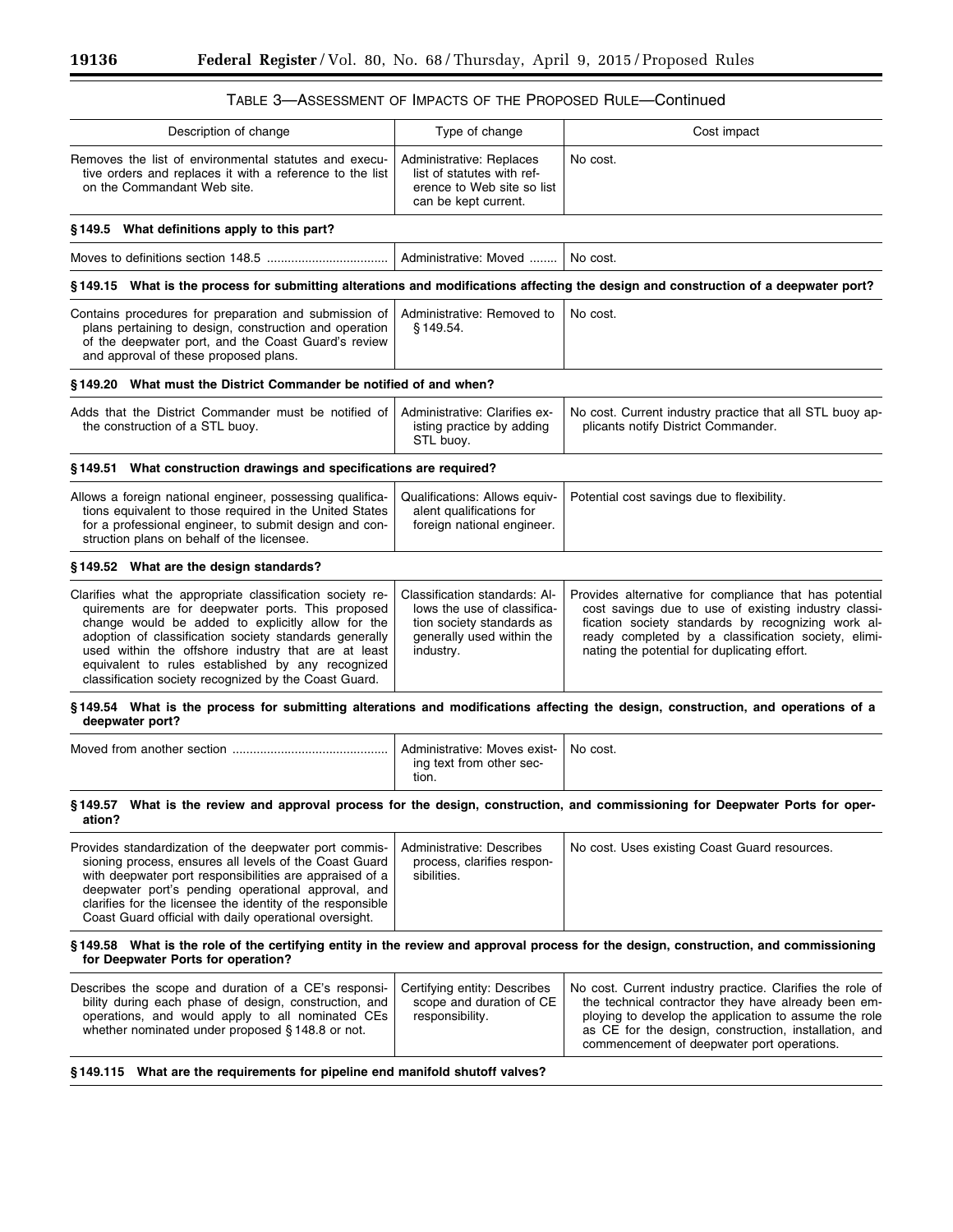TABLE 3—ASSESSMENT OF IMPACTS OF THE PROPOSED RULE—Continued

| Description of change | Type of change | Cost impact |
| --- | --- | --- |
| Removes the list of environmental statutes and executive orders and replaces it with a reference to the list on the Commandant Web site. | Administrative: Replaces list of statutes with reference to Web site so list can be kept current. | No cost. |
| **§ 149.5 What definitions apply to this part?** | | |
| Moves to definitions section 148.5 | Administrative: Moved | No cost. |
| **§ 149.15 What is the process for submitting alterations and modifications affecting the design and construction of a deepwater port?** | | |
| Contains procedures for preparation and submission of plans pertaining to design, construction and operation of the deepwater port, and the Coast Guard's review and approval of these proposed plans. | Administrative: Removed to § 149.54. | No cost. |
| **§ 149.20 What must the District Commander be notified of and when?** | | |
| Adds that the District Commander must be notified of the construction of a STL buoy. | Administrative: Clarifies existing practice by adding STL buoy. | No cost. Current industry practice that all STL buoy applicants notify District Commander. |
| **§ 149.51 What construction drawings and specifications are required?** | | |
| Allows a foreign national engineer, possessing qualifications equivalent to those required in the United States for a professional engineer, to submit design and construction plans on behalf of the licensee. | Qualifications: Allows equivalent qualifications for foreign national engineer. | Potential cost savings due to flexibility. |
| **§ 149.52 What are the design standards?** | | |
| Clarifies what the appropriate classification society requirements are for deepwater ports. This proposed change would be added to explicitly allow for the adoption of classification society standards generally used within the offshore industry that are at least equivalent to rules established by any recognized classification society recognized by the Coast Guard. | Classification standards: Allows the use of classification society standards as generally used within the industry. | Provides alternative for compliance that has potential cost savings due to use of existing industry classification society standards by recognizing work already completed by a classification society, eliminating the potential for duplicating effort. |
| **§ 149.54 What is the process for submitting alterations and modifications affecting the design, construction, and operations of a deepwater port?** | | |
| Moved from another section | Administrative: Moves existing text from other section. | No cost. |
| **§ 149.57 What is the review and approval process for the design, construction, and commissioning for Deepwater Ports for operation?** | | |
| Provides standardization of the deepwater port commissioning process, ensures all levels of the Coast Guard with deepwater port responsibilities are appraised of a deepwater port's pending operational approval, and clarifies for the licensee the identity of the responsible Coast Guard official with daily operational oversight. | Administrative: Describes process, clarifies responsibilities. | No cost. Uses existing Coast Guard resources. |
| **§ 149.58 What is the role of the certifying entity in the review and approval process for the design, construction, and commissioning for Deepwater Ports for operation?** | | |
| Describes the scope and duration of a CE's responsibility during each phase of design, construction, and operations, and would apply to all nominated CEs whether nominated under proposed § 148.8 or not. | Certifying entity: Describes scope and duration of CE responsibility. | No cost. Current industry practice. Clarifies the role of the technical contractor they have already been employing to develop the application to assume the role as CE for the design, construction, installation, and commencement of deepwater port operations. |
| **§ 149.115 What are the requirements for pipeline end manifold shutoff valves?** | | |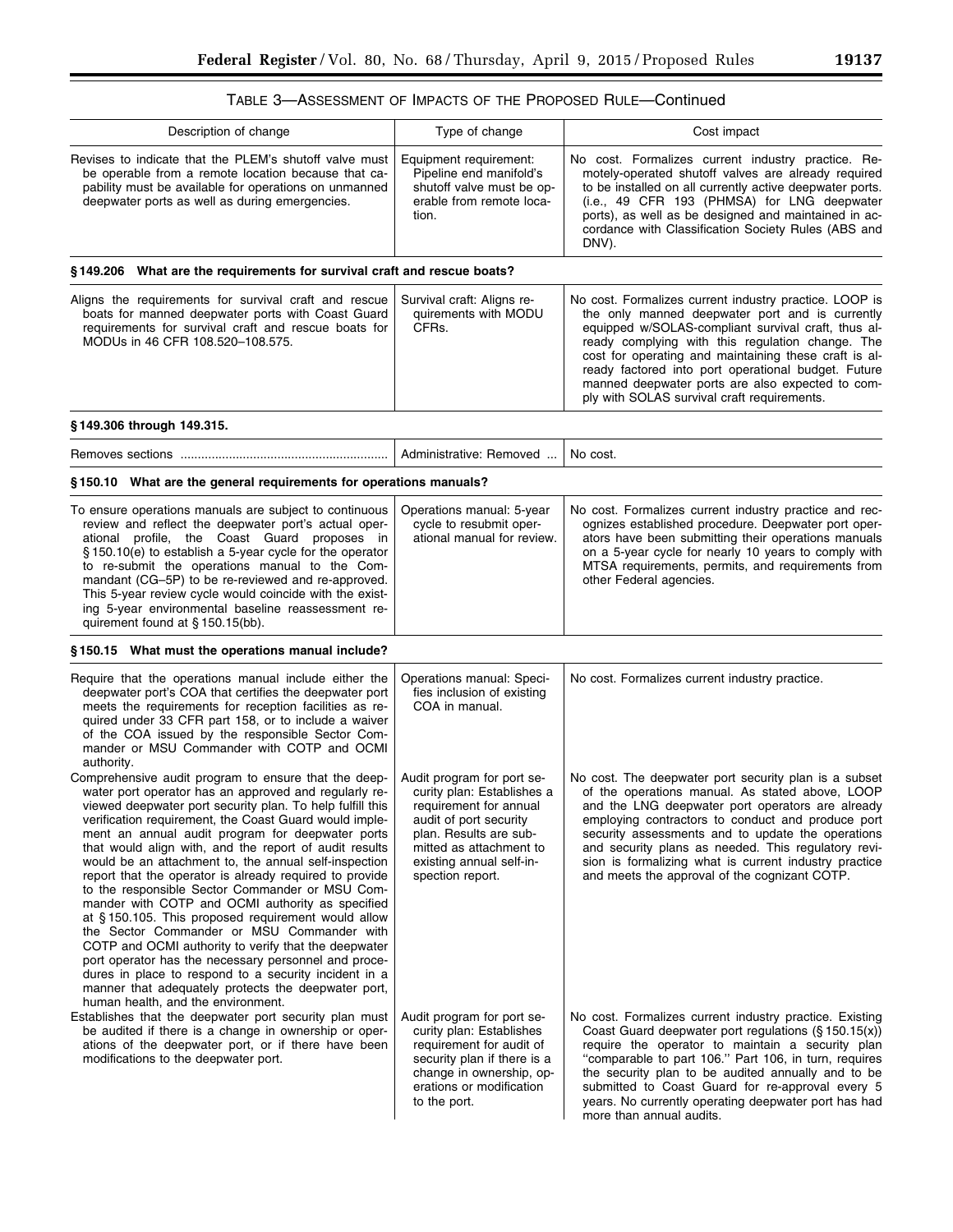TABLE 3—ASSESSMENT OF IMPACTS OF THE PROPOSED RULE—Continued

| Description of change | Type of change | Cost impact |
| --- | --- | --- |
| Revises to indicate that the PLEM's shutoff valve must be operable from a remote location because that capability must be available for operations on unmanned deepwater ports as well as during emergencies. | Equipment requirement: Pipeline end manifold's shutoff valve must be operable from remote location. | No cost. Formalizes current industry practice. Remotely-operated shutoff valves are already required to be installed on all currently active deepwater ports. (i.e., 49 CFR 193 (PHMSA) for LNG deepwater ports), as well as be designed and maintained in accordance with Classification Society Rules (ABS and DNV). |
| **§ 149.206 What are the requirements for survival craft and rescue boats?** | | |
| Aligns the requirements for survival craft and rescue boats for manned deepwater ports with Coast Guard requirements for survival craft and rescue boats for MODUs in 46 CFR 108.520–108.575. | Survival craft: Aligns requirements with MODU CFRs. | No cost. Formalizes current industry practice. LOOP is the only manned deepwater port and is currently equipped w/SOLAS-compliant survival craft, thus already complying with this regulation change. The cost for operating and maintaining these craft is already factored into port operational budget. Future manned deepwater ports are also expected to comply with SOLAS survival craft requirements. |
| **§ 149.306 through 149.315.** | | |
| Removes sections | Administrative: Removed | No cost. |
| **§ 150.10 What are the general requirements for operations manuals?** | | |
| To ensure operations manuals are subject to continuous review and reflect the deepwater port's actual operational profile, the Coast Guard proposes in § 150.10(e) to establish a 5-year cycle for the operator to re-submit the operations manual to the Commandant (CG–5P) to be re-reviewed and re-approved. This 5-year review cycle would coincide with the existing 5-year environmental baseline reassessment requirement found at § 150.15(bb). | Operations manual: 5-year cycle to resubmit operational manual for review. | No cost. Formalizes current industry practice and recognizes established procedure. Deepwater port operators have been submitting their operations manuals on a 5-year cycle for nearly 10 years to comply with MTSA requirements, permits, and requirements from other Federal agencies. |
| **§ 150.15 What must the operations manual include?** | | |
| Require that the operations manual include either the deepwater port's COA that certifies the deepwater port meets the requirements for reception facilities as required under 33 CFR part 158, or to include a waiver of the COA issued by the responsible Sector Commander or MSU Commander with COTP and OCMI authority. | Operations manual: Specifies inclusion of existing COA in manual. | No cost. Formalizes current industry practice. |
| Comprehensive audit program to ensure that the deepwater port operator has an approved and regularly reviewed deepwater port security plan. To help fulfill this verification requirement, the Coast Guard would implement an annual audit program for deepwater ports that would align with, and the report of audit results would be an attachment to, the annual self-inspection report that the operator is already required to provide to the responsible Sector Commander or MSU Commander with COTP and OCMI authority as specified at § 150.105. This proposed requirement would allow the Sector Commander or MSU Commander with COTP and OCMI authority to verify that the deepwater port operator has the necessary personnel and procedures in place to respond to a security incident in a manner that adequately protects the deepwater port, human health, and the environment. | Audit program for port security plan: Establishes a requirement for annual audit of port security plan. Results are submitted as attachment to existing annual self-inspection report. | No cost. The deepwater port security plan is a subset of the operations manual. As stated above, LOOP and the LNG deepwater port operators are already employing contractors to conduct and produce port security assessments and to update the operations and security plans as needed. This regulatory revision is formalizing what is current industry practice and meets the approval of the cognizant COTP. |
| Establishes that the deepwater port security plan must be audited if there is a change in ownership or operations of the deepwater port, or if there have been modifications to the deepwater port. | Audit program for port security plan: Establishes requirement for audit of security plan if there is a change in ownership, operations or modification to the port. | No cost. Formalizes current industry practice. Existing Coast Guard deepwater port regulations (§ 150.15(x)) require the operator to maintain a security plan "comparable to part 106." Part 106, in turn, requires the security plan to be audited annually and to be submitted to Coast Guard for re-approval every 5 years. No currently operating deepwater port has had more than annual audits. |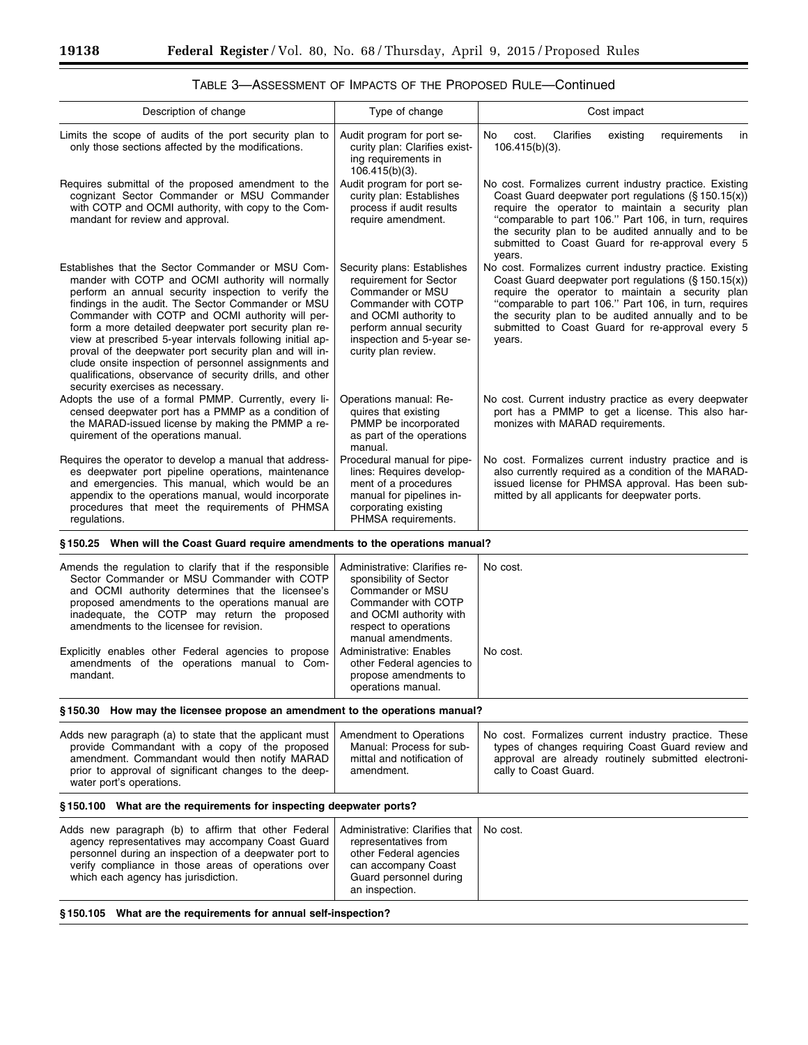TABLE 3—ASSESSMENT OF IMPACTS OF THE PROPOSED RULE—Continued

| Description of change | Type of change | Cost impact |
|---|---|---|
| Limits the scope of audits of the port security plan to only those sections affected by the modifications. | Audit program for port security plan: Clarifies existing requirements in 106.415(b)(3). | No cost. Clarifies existing requirements in 106.415(b)(3). |
| Requires submittal of the proposed amendment to the cognizant Sector Commander or MSU Commander with COTP and OCMI authority, with copy to the Commandant for review and approval. | Audit program for port security plan: Establishes process if audit results require amendment. | No cost. Formalizes current industry practice. Existing Coast Guard deepwater port regulations (§ 150.15(x)) require the operator to maintain a security plan "comparable to part 106." Part 106, in turn, requires the security plan to be audited annually and to be submitted to Coast Guard for re-approval every 5 years. |
| Establishes that the Sector Commander or MSU Commander with COTP and OCMI authority will normally perform an annual security inspection to verify the findings in the audit. The Sector Commander or MSU Commander with COTP and OCMI authority will perform a more detailed deepwater port security plan review at prescribed 5-year intervals following initial approval of the deepwater port security plan and will include onsite inspection of personnel assignments and qualifications, observance of security drills, and other security exercises as necessary. | Security plans: Establishes requirement for Sector Commander or MSU Commander with COTP and OCMI authority to perform annual security inspection and 5-year security plan review. | No cost. Formalizes current industry practice. Existing Coast Guard deepwater port regulations (§ 150.15(x)) require the operator to maintain a security plan "comparable to part 106." Part 106, in turn, requires the security plan to be audited annually and to be submitted to Coast Guard for re-approval every 5 years. |
| Adopts the use of a formal PMMP. Currently, every licensed deepwater port has a PMMP as a condition of the MARAD-issued license by making the PMMP a requirement of the operations manual. | Operations manual: Requires that existing PMMP be incorporated as part of the operations manual. | No cost. Current industry practice as every deepwater port has a PMMP to get a license. This also harmonizes with MARAD requirements. |
| Requires the operator to develop a manual that addresses deepwater port pipeline operations, maintenance and emergencies. This manual, which would be an appendix to the operations manual, would incorporate procedures that meet the requirements of PHMSA regulations. | Procedural manual for pipelines: Requires development of a procedures manual for pipelines incorporating existing PHMSA requirements. | No cost. Formalizes current industry practice and is also currently required as a condition of the MARAD-issued license for PHMSA approval. Has been submitted by all applicants for deepwater ports. |
| **§ 150.25 When will the Coast Guard require amendments to the operations manual?** | | |
| Amends the regulation to clarify that if the responsible Sector Commander or MSU Commander with COTP and OCMI authority determines that the licensee's proposed amendments to the operations manual are inadequate, the COTP may return the proposed amendments to the licensee for revision. | Administrative: Clarifies responsibility of Sector Commander or MSU Commander with COTP and OCMI authority with respect to operations manual amendments. | No cost. |
| Explicitly enables other Federal agencies to propose amendments of the operations manual to Commandant. | Administrative: Enables other Federal agencies to propose amendments to operations manual. | No cost. |
| **§ 150.30 How may the licensee propose an amendment to the operations manual?** | | |
| Adds new paragraph (a) to state that the applicant must provide Commandant with a copy of the proposed amendment. Commandant would then notify MARAD prior to approval of significant changes to the deepwater port's operations. | Amendment to Operations Manual: Process for submittal and notification of amendment. | No cost. Formalizes current industry practice. These types of changes requiring Coast Guard review and approval are already routinely submitted electronically to Coast Guard. |
| **§ 150.100 What are the requirements for inspecting deepwater ports?** | | |
| Adds new paragraph (b) to affirm that other Federal agency representatives may accompany Coast Guard personnel during an inspection of a deepwater port to verify compliance in those areas of operations over which each agency has jurisdiction. | Administrative: Clarifies that representatives from other Federal agencies can accompany Coast Guard personnel during an inspection. | No cost. |
| **§ 150.105 What are the requirements for annual self-inspection?** | | |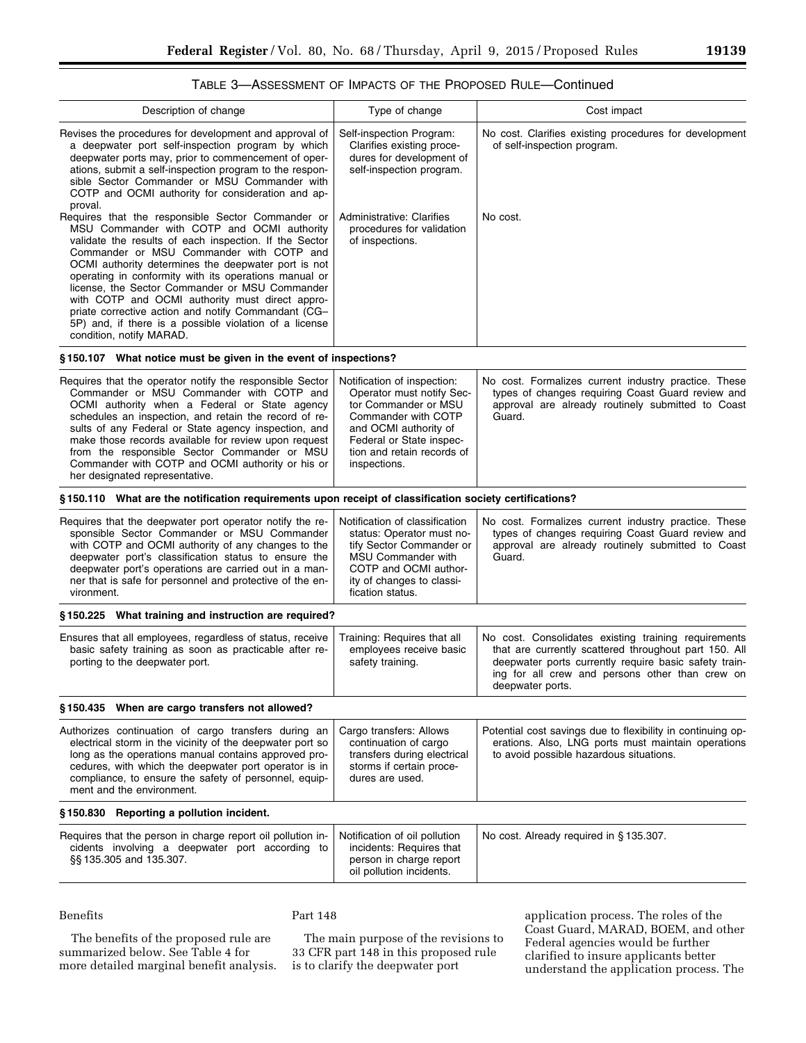TABLE 3—ASSESSMENT OF IMPACTS OF THE PROPOSED RULE—Continued

| Description of change | Type of change | Cost impact |
| --- | --- | --- |
| Revises the procedures for development and approval of a deepwater port self-inspection program by which deepwater ports may, prior to commencement of operations, submit a self-inspection program to the responsible Sector Commander or MSU Commander with COTP and OCMI authority for consideration and approval. | Self-inspection Program: Clarifies existing procedures for development of self-inspection program. | No cost. Clarifies existing procedures for development of self-inspection program. |
| Requires that the responsible Sector Commander or MSU Commander with COTP and OCMI authority validate the results of each inspection. If the Sector Commander or MSU Commander with COTP and OCMI authority determines the deepwater port is not operating in conformity with its operations manual or license, the Sector Commander or MSU Commander with COTP and OCMI authority must direct appropriate corrective action and notify Commandant (CG–5P) and, if there is a possible violation of a license condition, notify MARAD. | Administrative: Clarifies procedures for validation of inspections. | No cost. |
| **§ 150.107 What notice must be given in the event of inspections?** | | |
| Requires that the operator notify the responsible Sector Commander or MSU Commander with COTP and OCMI authority when a Federal or State agency schedules an inspection, and retain the record of results of any Federal or State agency inspection, and make those records available for review upon request from the responsible Sector Commander or MSU Commander with COTP and OCMI authority or his or her designated representative. | Notification of inspection: Operator must notify Sector Commander or MSU Commander with COTP and OCMI authority of Federal or State inspection and retain records of inspections. | No cost. Formalizes current industry practice. These types of changes requiring Coast Guard review and approval are already routinely submitted to Coast Guard. |
| **§ 150.110 What are the notification requirements upon receipt of classification society certifications?** | | |
| Requires that the deepwater port operator notify the responsible Sector Commander or MSU Commander with COTP and OCMI authority of any changes to the deepwater port's classification status to ensure the deepwater port's operations are carried out in a manner that is safe for personnel and protective of the environment. | Notification of classification status: Operator must notify Sector Commander or MSU Commander with COTP and OCMI authority of changes to classification status. | No cost. Formalizes current industry practice. These types of changes requiring Coast Guard review and approval are already routinely submitted to Coast Guard. |
| **§ 150.225 What training and instruction are required?** | | |
| Ensures that all employees, regardless of status, receive basic safety training as soon as practicable after reporting to the deepwater port. | Training: Requires that all employees receive basic safety training. | No cost. Consolidates existing training requirements that are currently scattered throughout part 150. All deepwater ports currently require basic safety training for all crew and persons other than crew on deepwater ports. |
| **§ 150.435 When are cargo transfers not allowed?** | | |
| Authorizes continuation of cargo transfers during an electrical storm in the vicinity of the deepwater port so long as the operations manual contains approved procedures, with which the deepwater port operator is in compliance, to ensure the safety of personnel, equipment and the environment. | Cargo transfers: Allows continuation of cargo transfers during electrical storms if certain procedures are used. | Potential cost savings due to flexibility in continuing operations. Also, LNG ports must maintain operations to avoid possible hazardous situations. |
| **§ 150.830 Reporting a pollution incident.** | | |
| Requires that the person in charge report oil pollution incidents involving a deepwater port according to §§ 135.305 and 135.307. | Notification of oil pollution incidents: Requires that person in charge report oil pollution incidents. | No cost. Already required in § 135.307. |

Benefits

The benefits of the proposed rule are summarized below. See Table 4 for more detailed marginal benefit analysis.

Part 148

The main purpose of the revisions to 33 CFR part 148 in this proposed rule is to clarify the deepwater port application process. The roles of the Coast Guard, MARAD, BOEM, and other Federal agencies would be further clarified to insure applicants better understand the application process. The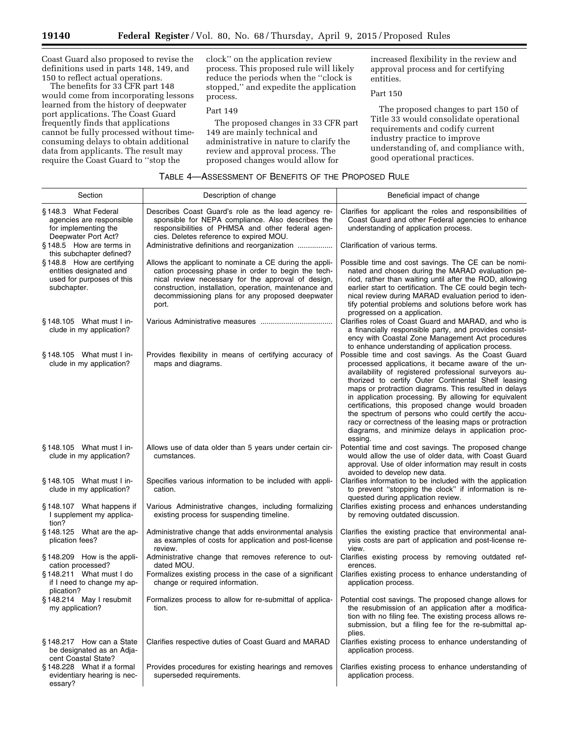Coast Guard also proposed to revise the definitions used in parts 148, 149, and 150 to reflect actual operations.

The benefits for 33 CFR part 148 would come from incorporating lessons learned from the history of deepwater port applications. The Coast Guard frequently finds that applications cannot be fully processed without time-consuming delays to obtain additional data from applicants. The result may require the Coast Guard to "stop the clock" on the application review process. This proposed rule will likely reduce the periods when the "clock is stopped," and expedite the application process.

Part 149

The proposed changes in 33 CFR part 149 are mainly technical and administrative in nature to clarify the review and approval process. The proposed changes would allow for increased flexibility in the review and approval process and for certifying entities.

Part 150

The proposed changes to part 150 of Title 33 would consolidate operational requirements and codify current industry practice to improve understanding of, and compliance with, good operational practices.

TABLE 4—ASSESSMENT OF BENEFITS OF THE PROPOSED RULE

| Section | Description of change | Beneficial impact of change |
|---|---|---|
| § 148.3 What Federal agencies are responsible for implementing the Deepwater Port Act? | Describes Coast Guard's role as the lead agency responsible for NEPA compliance. Also describes the responsibilities of PHMSA and other federal agencies. Deletes reference to expired MOU. | Clarifies for applicant the roles and responsibilities of Coast Guard and other Federal agencies to enhance understanding of application process. |
| § 148.5 How are terms in this subchapter defined? | Administrative definitions and reorganization | Clarification of various terms. |
| § 148.8 How are certifying entities designated and used for purposes of this subchapter. | Allows the applicant to nominate a CE during the application processing phase in order to begin the technical review necessary for the approval of design, construction, installation, operation, maintenance and decommissioning plans for any proposed deepwater port. | Possible time and cost savings. The CE can be nominated and chosen during the MARAD evaluation period, rather than waiting until after the ROD, allowing earlier start to certification. The CE could begin technical review during MARAD evaluation period to identify potential problems and solutions before work has progressed on a application. |
| § 148.105 What must I include in my application? | Various Administrative measures | Clarifies roles of Coast Guard and MARAD, and who is a financially responsible party, and provides consistency with Coastal Zone Management Act procedures to enhance understanding of application process. |
| § 148.105 What must I include in my application? | Provides flexibility in means of certifying accuracy of maps and diagrams. | Possible time and cost savings. As the Coast Guard processed applications, it became aware of the unavailability of registered professional surveyors authorized to certify Outer Continental Shelf leasing maps or protraction diagrams. This resulted in delays in application processing. By allowing for equivalent certifications, this proposed change would broaden the spectrum of persons who could certify the accuracy or correctness of the leasing maps or protraction diagrams, and minimize delays in application processing. |
| § 148.105 What must I include in my application? | Allows use of data older than 5 years under certain circumstances. | Potential time and cost savings. The proposed change would allow the use of older data, with Coast Guard approval. Use of older information may result in costs avoided to develop new data. |
| § 148.105 What must I include in my application? | Specifies various information to be included with application. | Clarifies information to be included with the application to prevent "stopping the clock" if information is requested during application review. |
| § 148.107 What happens if I supplement my application? | Various Administrative changes, including formalizing existing process for suspending timeline. | Clarifies existing process and enhances understanding by removing outdated discussion. |
| § 148.125 What are the application fees? | Administrative change that adds environmental analysis as examples of costs for application and post-license review. | Clarifies the existing practice that environmental analysis costs are part of application and post-license review. |
| § 148.209 How is the application processed? | Administrative change that removes reference to outdated MOU. | Clarifies existing process by removing outdated references. |
| § 148.211 What must I do if I need to change my application? | Formalizes existing process in the case of a significant change or required information. | Clarifies existing process to enhance understanding of application process. |
| § 148.214 May I resubmit my application? | Formalizes process to allow for re-submittal of application. | Potential cost savings. The proposed change allows for the resubmission of an application after a modification with no filing fee. The existing process allows resubmission, but a filing fee for the re-submittal applies. |
| § 148.217 How can a State be designated as an Adjacent Coastal State? | Clarifies respective duties of Coast Guard and MARAD | Clarifies existing process to enhance understanding of application process. |
| § 148.228 What if a formal evidentiary hearing is necessary? | Provides procedures for existing hearings and removes superseded requirements. | Clarifies existing process to enhance understanding of application process. |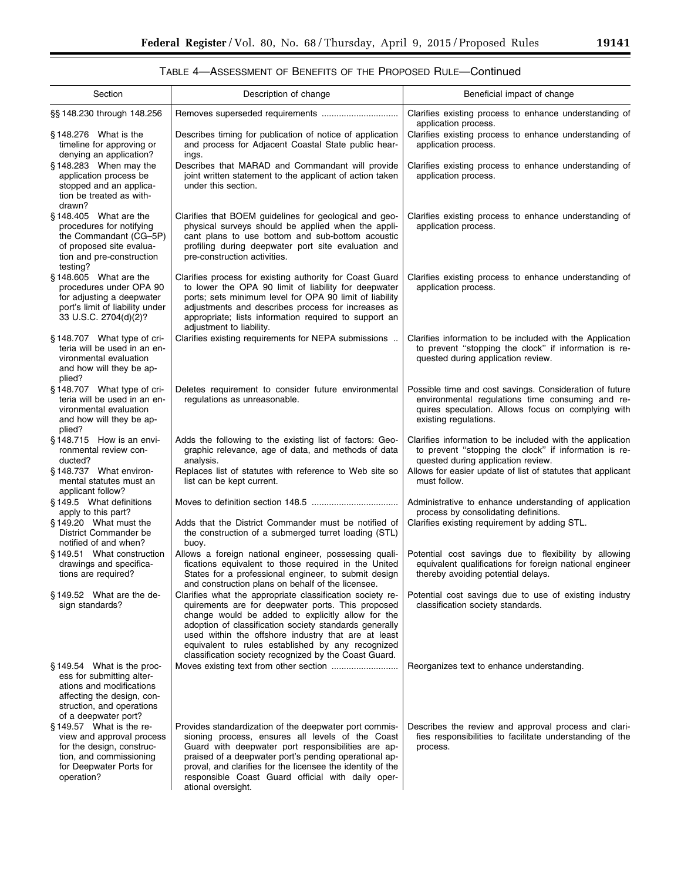TABLE 4—ASSESSMENT OF BENEFITS OF THE PROPOSED RULE—Continued

| Section | Description of change | Beneficial impact of change |
| --- | --- | --- |
| §§ 148.230 through 148.256 | Removes superseded requirements | Clarifies existing process to enhance understanding of application process. |
| § 148.276 What is the timeline for approving or denying an application? | Describes timing for publication of notice of application and process for Adjacent Coastal State public hearings. | Clarifies existing process to enhance understanding of application process. |
| § 148.283 When may the application process be stopped and an application be treated as withdrawn? | Describes that MARAD and Commandant will provide joint written statement to the applicant of action taken under this section. | Clarifies existing process to enhance understanding of application process. |
| § 148.405 What are the procedures for notifying the Commandant (CG–5P) of proposed site evaluation and pre-construction testing? | Clarifies that BOEM guidelines for geological and geophysical surveys should be applied when the applicant plans to use bottom and sub-bottom acoustic profiling during deepwater port site evaluation and pre-construction activities. | Clarifies existing process to enhance understanding of application process. |
| § 148.605 What are the procedures under OPA 90 for adjusting a deepwater port's limit of liability under 33 U.S.C. 2704(d)(2)? | Clarifies process for existing authority for Coast Guard to lower the OPA 90 limit of liability for deepwater ports; sets minimum level for OPA 90 limit of liability adjustments and describes process for increases as appropriate; lists information required to support an adjustment to liability. | Clarifies existing process to enhance understanding of application process. |
| § 148.707 What type of criteria will be used in an environmental evaluation and how will they be applied? | Clarifies existing requirements for NEPA submissions | Clarifies information to be included with the Application to prevent "stopping the clock" if information is requested during application review. |
| § 148.707 What type of criteria will be used in an environmental evaluation and how will they be applied? | Deletes requirement to consider future environmental regulations as unreasonable. | Possible time and cost savings. Consideration of future environmental regulations time consuming and requires speculation. Allows focus on complying with existing regulations. |
| § 148.715 How is an environmental review conducted? | Adds the following to the existing list of factors: Geographic relevance, age of data, and methods of data analysis. | Clarifies information to be included with the application to prevent "stopping the clock" if information is requested during application review. |
| § 148.737 What environmental statutes must an applicant follow? | Replaces list of statutes with reference to Web site so list can be kept current. | Allows for easier update of list of statutes that applicant must follow. |
| § 149.5 What definitions apply to this part? | Moves to definition section 148.5 | Administrative to enhance understanding of application process by consolidating definitions. |
| § 149.20 What must the District Commander be notified of and when? | Adds that the District Commander must be notified of the construction of a submerged turret loading (STL) buoy. | Clarifies existing requirement by adding STL. |
| § 149.51 What construction drawings and specifications are required? | Allows a foreign national engineer, possessing qualifications equivalent to those required in the United States for a professional engineer, to submit design and construction plans on behalf of the licensee. | Potential cost savings due to flexibility by allowing equivalent qualifications for foreign national engineer thereby avoiding potential delays. |
| § 149.52 What are the design standards? | Clarifies what the appropriate classification society requirements are for deepwater ports. This proposed change would be added to explicitly allow for the adoption of classification society standards generally used within the offshore industry that are at least equivalent to rules established by any recognized classification society recognized by the Coast Guard. | Potential cost savings due to use of existing industry classification society standards. |
| § 149.54 What is the process for submitting alterations and modifications affecting the design, construction, and operations of a deepwater port? | Moves existing text from other section | Reorganizes text to enhance understanding. |
| § 149.57 What is the review and approval process for the design, construction, and commissioning for Deepwater Ports for operation? | Provides standardization of the deepwater port commissioning process, ensures all levels of the Coast Guard with deepwater port responsibilities are appraised of a deepwater port's pending operational approval, and clarifies for the licensee the identity of the responsible Coast Guard official with daily operational oversight. | Describes the review and approval process and clarifies responsibilities to facilitate understanding of the process. |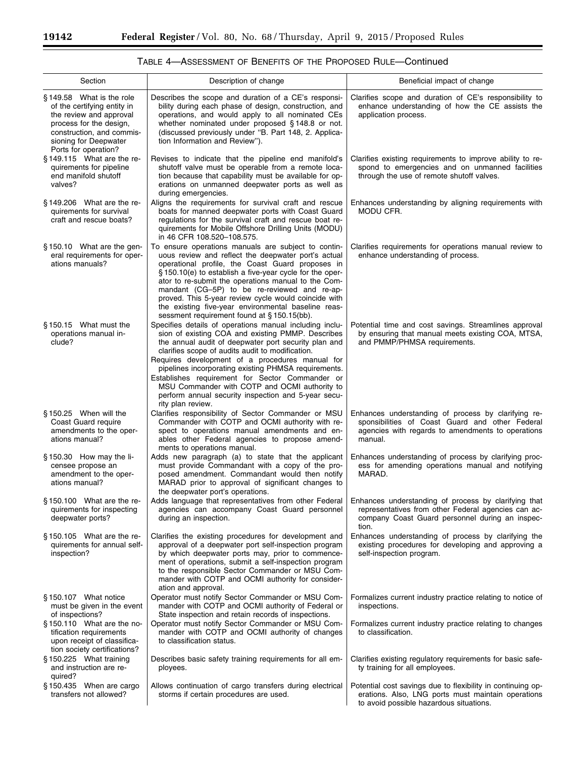## TABLE 4—ASSESSMENT OF BENEFITS OF THE PROPOSED RULE—Continued

| Section | Description of change | Beneficial impact of change |
| --- | --- | --- |
| § 149.58 What is the role of the certifying entity in the review and approval process for the design, construction, and commissioning for Deepwater Ports for operation? | Describes the scope and duration of a CE's responsibility during each phase of design, construction, and operations, and would apply to all nominated CEs whether nominated under proposed § 148.8 or not. (discussed previously under "B. Part 148, 2. Application Information and Review"). | Clarifies scope and duration of CE's responsibility to enhance understanding of how the CE assists the application process. |
| § 149.115 What are the requirements for pipeline end manifold shutoff valves? | Revises to indicate that the pipeline end manifold's shutoff valve must be operable from a remote location because that capability must be available for operations on unmanned deepwater ports as well as during emergencies. | Clarifies existing requirements to improve ability to respond to emergencies and on unmanned facilities through the use of remote shutoff valves. |
| § 149.206 What are the requirements for survival craft and rescue boats? | Aligns the requirements for survival craft and rescue boats for manned deepwater ports with Coast Guard regulations for the survival craft and rescue boat requirements for Mobile Offshore Drilling Units (MODU) in 46 CFR 108.520–108.575. | Enhances understanding by aligning requirements with MODU CFR. |
| § 150.10 What are the general requirements for operations manuals? | To ensure operations manuals are subject to continuous review and reflect the deepwater port's actual operational profile, the Coast Guard proposes in § 150.10(e) to establish a five-year cycle for the operator to re-submit the operations manual to the Commandant (CG–5P) to be re-reviewed and re-approved. This 5-year review cycle would coincide with the existing five-year environmental baseline reassessment requirement found at § 150.15(bb). | Clarifies requirements for operations manual review to enhance understanding of process. |
| § 150.15 What must the operations manual include? | Specifies details of operations manual including inclusion of existing COA and existing PMMP. Describes the annual audit of deepwater port security plan and clarifies scope of audits audit to modification.<br>Requires development of a procedures manual for pipelines incorporating existing PHMSA requirements.<br>Establishes requirement for Sector Commander or MSU Commander with COTP and OCMI authority to perform annual security inspection and 5-year security plan review. | Potential time and cost savings. Streamlines approval by ensuring that manual meets existing COA, MTSA, and PMMP/PHMSA requirements. |
| § 150.25 When will the Coast Guard require amendments to the operations manual? | Clarifies responsibility of Sector Commander or MSU Commander with COTP and OCMI authority with respect to operations manual amendments and enables other Federal agencies to propose amendments to operations manual. | Enhances understanding of process by clarifying responsibilities of Coast Guard and other Federal agencies with regards to amendments to operations manual. |
| § 150.30 How may the licensee propose an amendment to the operations manual? | Adds new paragraph (a) to state that the applicant must provide Commandant with a copy of the proposed amendment. Commandant would then notify MARAD prior to approval of significant changes to the deepwater port's operations. | Enhances understanding of process by clarifying process for amending operations manual and notifying MARAD. |
| § 150.100 What are the requirements for inspecting deepwater ports? | Adds language that representatives from other Federal agencies can accompany Coast Guard personnel during an inspection. | Enhances understanding of process by clarifying that representatives from other Federal agencies can accompany Coast Guard personnel during an inspection. |
| § 150.105 What are the requirements for annual self-inspection? | Clarifies the existing procedures for development and approval of a deepwater port self-inspection program by which deepwater ports may, prior to commencement of operations, submit a self-inspection program to the responsible Sector Commander or MSU Commander with COTP and OCMI authority for consideration and approval. | Enhances understanding of process by clarifying the existing procedures for developing and approving a self-inspection program. |
| § 150.107 What notice must be given in the event of inspections? | Operator must notify Sector Commander or MSU Commander with COTP and OCMI authority of Federal or State inspection and retain records of inspections. | Formalizes current industry practice relating to notice of inspections. |
| § 150.110 What are the notification requirements upon receipt of classification society certifications? | Operator must notify Sector Commander or MSU Commander with COTP and OCMI authority of changes to classification status. | Formalizes current industry practice relating to changes to classification. |
| § 150.225 What training and instruction are required? | Describes basic safety training requirements for all employees. | Clarifies existing regulatory requirements for basic safety training for all employees. |
| § 150.435 When are cargo transfers not allowed? | Allows continuation of cargo transfers during electrical storms if certain procedures are used. | Potential cost savings due to flexibility in continuing operations. Also, LNG ports must maintain operations to avoid possible hazardous situations. |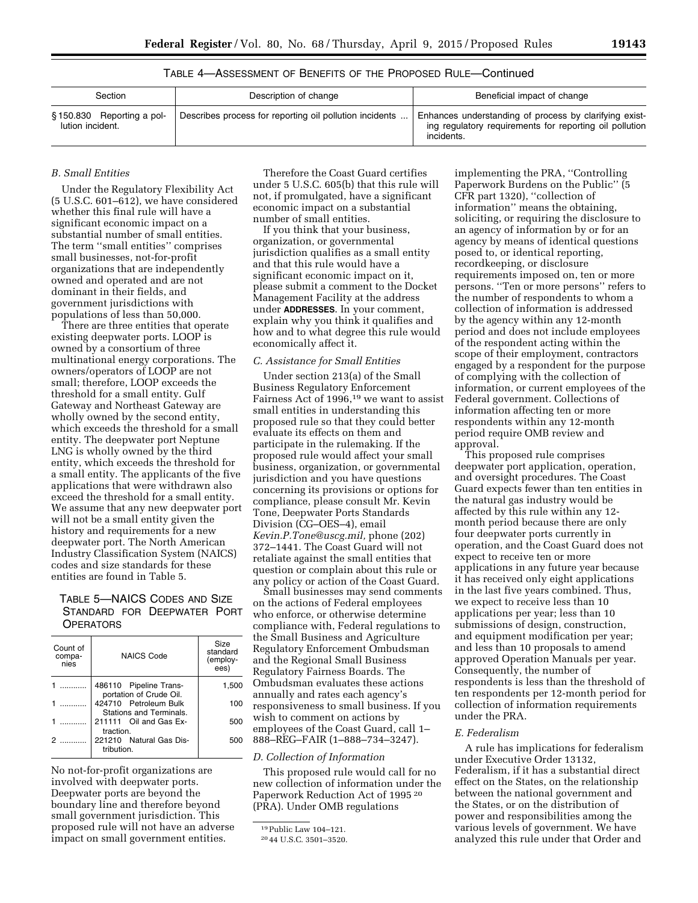TABLE 4—ASSESSMENT OF BENEFITS OF THE PROPOSED RULE—Continued

| Section | Description of change | Beneficial impact of change |
| --- | --- | --- |
| § 150.830 Reporting a pollution incident. | Describes process for reporting oil pollution incidents ... | Enhances understanding of process by clarifying existing regulatory requirements for reporting oil pollution incidents. |

### B. Small Entities

Under the Regulatory Flexibility Act (5 U.S.C. 601–612), we have considered whether this final rule will have a significant economic impact on a substantial number of small entities. The term ''small entities'' comprises small businesses, not-for-profit organizations that are independently owned and operated and are not dominant in their fields, and government jurisdictions with populations of less than 50,000.

There are three entities that operate existing deepwater ports. LOOP is owned by a consortium of three multinational energy corporations. The owners/operators of LOOP are not small; therefore, LOOP exceeds the threshold for a small entity. Gulf Gateway and Northeast Gateway are wholly owned by the second entity, which exceeds the threshold for a small entity. The deepwater port Neptune LNG is wholly owned by the third entity, which exceeds the threshold for a small entity. The applicants of the five applications that were withdrawn also exceed the threshold for a small entity. We assume that any new deepwater port will not be a small entity given the history and requirements for a new deepwater port. The North American Industry Classification System (NAICS) codes and size standards for these entities are found in Table 5.

TABLE 5—NAICS CODES AND SIZE STANDARD FOR DEEPWATER PORT OPERATORS

| Count of companies | NAICS Code | Size standard (employees) |
| --- | --- | --- |
| 1 ............ | 486110 Pipeline Transportation of Crude Oil. | 1,500 |
| 1 ............ | 424710 Petroleum Bulk Stations and Terminals. | 100 |
| 1 ............ | 211111 Oil and Gas Extraction. | 500 |
| 2 ............ | 221210 Natural Gas Distribution. | 500 |

No not-for-profit organizations are involved with deepwater ports. Deepwater ports are beyond the boundary line and therefore beyond small government jurisdiction. This proposed rule will not have an adverse impact on small government entities.

Therefore the Coast Guard certifies under 5 U.S.C. 605(b) that this rule will not, if promulgated, have a significant economic impact on a substantial number of small entities.

If you think that your business, organization, or governmental jurisdiction qualifies as a small entity and that this rule would have a significant economic impact on it, please submit a comment to the Docket Management Facility at the address under **ADDRESSES**. In your comment, explain why you think it qualifies and how and to what degree this rule would economically affect it.

### C. Assistance for Small Entities

Under section 213(a) of the Small Business Regulatory Enforcement Fairness Act of 1996,[19] we want to assist small entities in understanding this proposed rule so that they could better evaluate its effects on them and participate in the rulemaking. If the proposed rule would affect your small business, organization, or governmental jurisdiction and you have questions concerning its provisions or options for compliance, please consult Mr. Kevin Tone, Deepwater Ports Standards Division (CG–OES–4), email *Kevin.P.Tone@uscg.mil,* phone (202) 372–1441. The Coast Guard will not retaliate against the small entities that question or complain about this rule or any policy or action of the Coast Guard.

Small businesses may send comments on the actions of Federal employees who enforce, or otherwise determine compliance with, Federal regulations to the Small Business and Agriculture Regulatory Enforcement Ombudsman and the Regional Small Business Regulatory Fairness Boards. The Ombudsman evaluates these actions annually and rates each agency's responsiveness to small business. If you wish to comment on actions by employees of the Coast Guard, call 1–888–REG–FAIR (1–888–734–3247).

### D. Collection of Information

This proposed rule would call for no new collection of information under the Paperwork Reduction Act of 1995 [20] (PRA). Under OMB regulations implementing the PRA, ''Controlling Paperwork Burdens on the Public'' (5 CFR part 1320), ''collection of information'' means the obtaining, soliciting, or requiring the disclosure to an agency of information by or for an agency by means of identical questions posed to, or identical reporting, recordkeeping, or disclosure requirements imposed on, ten or more persons. ''Ten or more persons'' refers to the number of respondents to whom a collection of information is addressed by the agency within any 12-month period and does not include employees of the respondent acting within the scope of their employment, contractors engaged by a respondent for the purpose of complying with the collection of information, or current employees of the Federal government. Collections of information affecting ten or more respondents within any 12-month period require OMB review and approval.

This proposed rule comprises deepwater port application, operation, and oversight procedures. The Coast Guard expects fewer than ten entities in the natural gas industry would be affected by this rule within any 12-month period because there are only four deepwater ports currently in operation, and the Coast Guard does not expect to receive ten or more applications in any future year because it has received only eight applications in the last five years combined. Thus, we expect to receive less than 10 applications per year; less than 10 submissions of design, construction, and equipment modification per year; and less than 10 proposals to amend approved Operation Manuals per year. Consequently, the number of respondents is less than the threshold of ten respondents per 12-month period for collection of information requirements under the PRA.

### E. Federalism

A rule has implications for federalism under Executive Order 13132, Federalism, if it has a substantial direct effect on the States, on the relationship between the national government and the States, or on the distribution of power and responsibilities among the various levels of government. We have analyzed this rule under that Order and

[19] Public Law 104–121.

[20] 44 U.S.C. 3501–3520.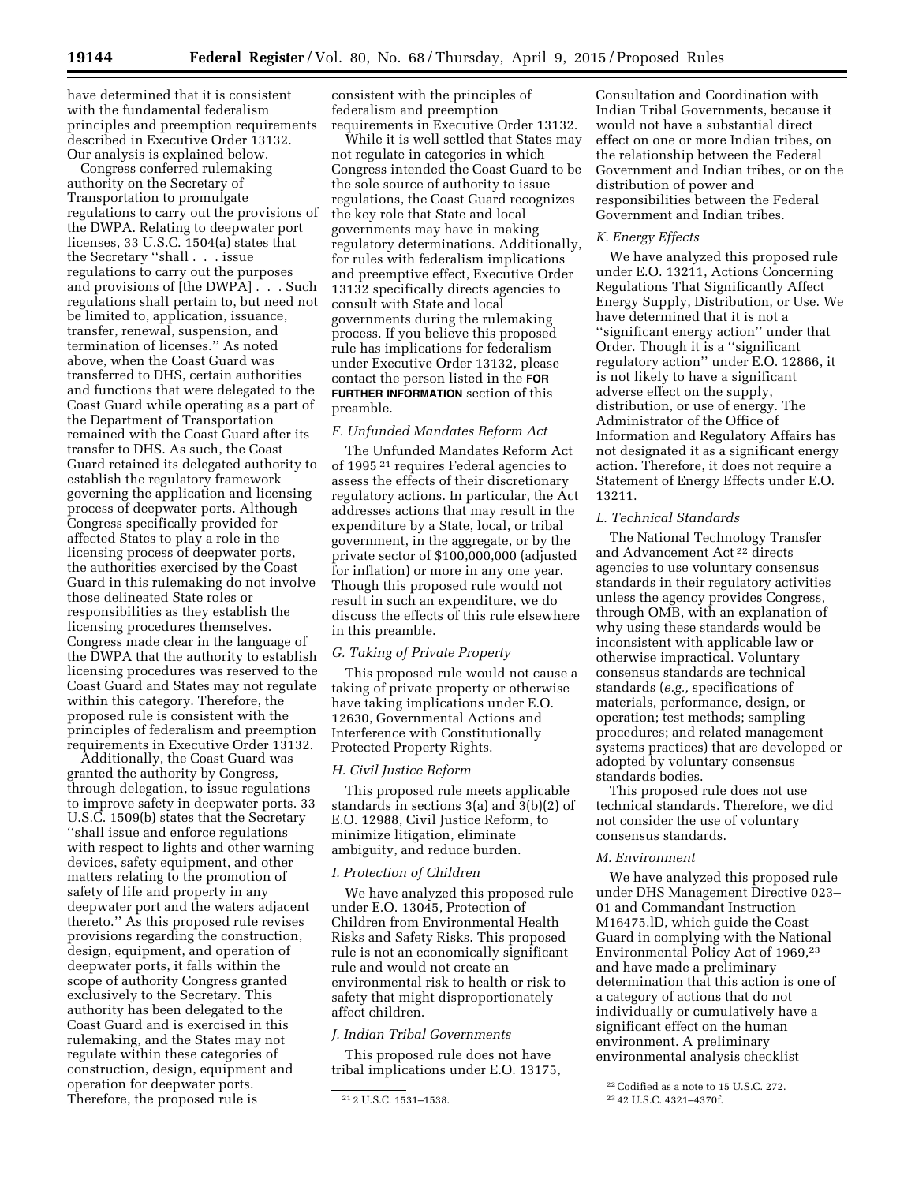have determined that it is consistent with the fundamental federalism principles and preemption requirements described in Executive Order 13132. Our analysis is explained below.

Congress conferred rulemaking authority on the Secretary of Transportation to promulgate regulations to carry out the provisions of the DWPA. Relating to deepwater port licenses, 33 U.S.C. 1504(a) states that the Secretary ''shall . . . issue regulations to carry out the purposes and provisions of [the DWPA] . . . Such regulations shall pertain to, but need not be limited to, application, issuance, transfer, renewal, suspension, and termination of licenses.'' As noted above, when the Coast Guard was transferred to DHS, certain authorities and functions that were delegated to the Coast Guard while operating as a part of the Department of Transportation remained with the Coast Guard after its transfer to DHS. As such, the Coast Guard retained its delegated authority to establish the regulatory framework governing the application and licensing process of deepwater ports. Although Congress specifically provided for affected States to play a role in the licensing process of deepwater ports, the authorities exercised by the Coast Guard in this rulemaking do not involve those delineated State roles or responsibilities as they establish the licensing procedures themselves. Congress made clear in the language of the DWPA that the authority to establish licensing procedures was reserved to the Coast Guard and States may not regulate within this category. Therefore, the proposed rule is consistent with the principles of federalism and preemption requirements in Executive Order 13132.

Additionally, the Coast Guard was granted the authority by Congress, through delegation, to issue regulations to improve safety in deepwater ports. 33 U.S.C. 1509(b) states that the Secretary ''shall issue and enforce regulations with respect to lights and other warning devices, safety equipment, and other matters relating to the promotion of safety of life and property in any deepwater port and the waters adjacent thereto.'' As this proposed rule revises provisions regarding the construction, design, equipment, and operation of deepwater ports, it falls within the scope of authority Congress granted exclusively to the Secretary. This authority has been delegated to the Coast Guard and is exercised in this rulemaking, and the States may not regulate within these categories of construction, design, equipment and operation for deepwater ports. Therefore, the proposed rule is consistent with the principles of federalism and preemption requirements in Executive Order 13132.

While it is well settled that States may not regulate in categories in which Congress intended the Coast Guard to be the sole source of authority to issue regulations, the Coast Guard recognizes the key role that State and local governments may have in making regulatory determinations. Additionally, for rules with federalism implications and preemptive effect, Executive Order 13132 specifically directs agencies to consult with State and local governments during the rulemaking process. If you believe this proposed rule has implications for federalism under Executive Order 13132, please contact the person listed in the **FOR FURTHER INFORMATION** section of this preamble.

### *F. Unfunded Mandates Reform Act*

The Unfunded Mandates Reform Act of 1995 [21] requires Federal agencies to assess the effects of their discretionary regulatory actions. In particular, the Act addresses actions that may result in the expenditure by a State, local, or tribal government, in the aggregate, or by the private sector of $100,000,000 (adjusted for inflation) or more in any one year. Though this proposed rule would not result in such an expenditure, we do discuss the effects of this rule elsewhere in this preamble.

### *G. Taking of Private Property*

This proposed rule would not cause a taking of private property or otherwise have taking implications under E.O. 12630, Governmental Actions and Interference with Constitutionally Protected Property Rights.

### *H. Civil Justice Reform*

This proposed rule meets applicable standards in sections 3(a) and 3(b)(2) of E.O. 12988, Civil Justice Reform, to minimize litigation, eliminate ambiguity, and reduce burden.

### *I. Protection of Children*

We have analyzed this proposed rule under E.O. 13045, Protection of Children from Environmental Health Risks and Safety Risks. This proposed rule is not an economically significant rule and would not create an environmental risk to health or risk to safety that might disproportionately affect children.

### *J. Indian Tribal Governments*

This proposed rule does not have tribal implications under E.O. 13175, Consultation and Coordination with Indian Tribal Governments, because it would not have a substantial direct effect on one or more Indian tribes, on the relationship between the Federal Government and Indian tribes, or on the distribution of power and responsibilities between the Federal Government and Indian tribes.

### *K. Energy Effects*

We have analyzed this proposed rule under E.O. 13211, Actions Concerning Regulations That Significantly Affect Energy Supply, Distribution, or Use. We have determined that it is not a ''significant energy action'' under that Order. Though it is a ''significant regulatory action'' under E.O. 12866, it is not likely to have a significant adverse effect on the supply, distribution, or use of energy. The Administrator of the Office of Information and Regulatory Affairs has not designated it as a significant energy action. Therefore, it does not require a Statement of Energy Effects under E.O. 13211.

### *L. Technical Standards*

The National Technology Transfer and Advancement Act [22] directs agencies to use voluntary consensus standards in their regulatory activities unless the agency provides Congress, through OMB, with an explanation of why using these standards would be inconsistent with applicable law or otherwise impractical. Voluntary consensus standards are technical standards (*e.g.,* specifications of materials, performance, design, or operation; test methods; sampling procedures; and related management systems practices) that are developed or adopted by voluntary consensus standards bodies.

This proposed rule does not use technical standards. Therefore, we did not consider the use of voluntary consensus standards.

### *M. Environment*

We have analyzed this proposed rule under DHS Management Directive 023–01 and Commandant Instruction M16475.lD, which guide the Coast Guard in complying with the National Environmental Policy Act of 1969,[23] and have made a preliminary determination that this action is one of a category of actions that do not individually or cumulatively have a significant effect on the human environment. A preliminary environmental analysis checklist

---

[21] 2 U.S.C. 1531–1538.

[22] Codified as a note to 15 U.S.C. 272.

[23] 42 U.S.C. 4321–4370f.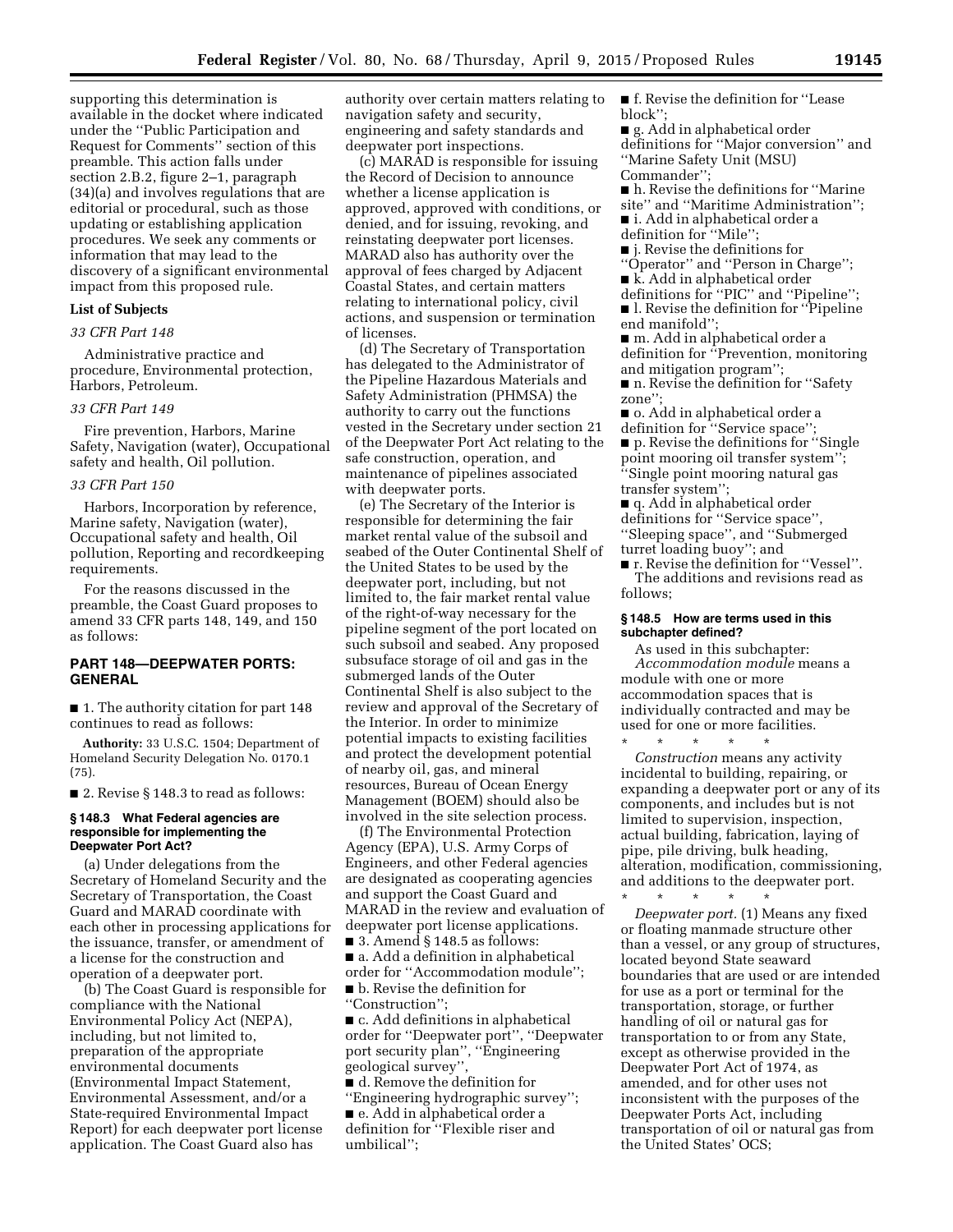supporting this determination is available in the docket where indicated under the ''Public Participation and Request for Comments'' section of this preamble. This action falls under section 2.B.2, figure 2–1, paragraph (34)(a) and involves regulations that are editorial or procedural, such as those updating or establishing application procedures. We seek any comments or information that may lead to the discovery of a significant environmental impact from this proposed rule.

**List of Subjects**

*33 CFR Part 148*

Administrative practice and procedure, Environmental protection, Harbors, Petroleum.

*33 CFR Part 149*

Fire prevention, Harbors, Marine Safety, Navigation (water), Occupational safety and health, Oil pollution.

*33 CFR Part 150*

Harbors, Incorporation by reference, Marine safety, Navigation (water), Occupational safety and health, Oil pollution, Reporting and recordkeeping requirements.

For the reasons discussed in the preamble, the Coast Guard proposes to amend 33 CFR parts 148, 149, and 150 as follows:

## PART 148—DEEPWATER PORTS: GENERAL

■ 1. The authority citation for part 148 continues to read as follows:

**Authority:** 33 U.S.C. 1504; Department of Homeland Security Delegation No. 0170.1 (75).

■ 2. Revise § 148.3 to read as follows:

### § 148.3 What Federal agencies are responsible for implementing the Deepwater Port Act?

(a) Under delegations from the Secretary of Homeland Security and the Secretary of Transportation, the Coast Guard and MARAD coordinate with each other in processing applications for the issuance, transfer, or amendment of a license for the construction and operation of a deepwater port.

(b) The Coast Guard is responsible for compliance with the National Environmental Policy Act (NEPA), including, but not limited to, preparation of the appropriate environmental documents (Environmental Impact Statement, Environmental Assessment, and/or a State-required Environmental Impact Report) for each deepwater port license application. The Coast Guard also has authority over certain matters relating to navigation safety and security, engineering and safety standards and deepwater port inspections.

(c) MARAD is responsible for issuing the Record of Decision to announce whether a license application is approved, approved with conditions, or denied, and for issuing, revoking, and reinstating deepwater port licenses. MARAD also has authority over the approval of fees charged by Adjacent Coastal States, and certain matters relating to international policy, civil actions, and suspension or termination of licenses.

(d) The Secretary of Transportation has delegated to the Administrator of the Pipeline Hazardous Materials and Safety Administration (PHMSA) the authority to carry out the functions vested in the Secretary under section 21 of the Deepwater Port Act relating to the safe construction, operation, and maintenance of pipelines associated with deepwater ports.

(e) The Secretary of the Interior is responsible for determining the fair market rental value of the subsoil and seabed of the Outer Continental Shelf of the United States to be used by the deepwater port, including, but not limited to, the fair market rental value of the right-of-way necessary for the pipeline segment of the port located on such subsoil and seabed. Any proposed subsuface storage of oil and gas in the submerged lands of the Outer Continental Shelf is also subject to the review and approval of the Secretary of the Interior. In order to minimize potential impacts to existing facilities and protect the development potential of nearby oil, gas, and mineral resources, Bureau of Ocean Energy Management (BOEM) should also be involved in the site selection process.

(f) The Environmental Protection Agency (EPA), U.S. Army Corps of Engineers, and other Federal agencies are designated as cooperating agencies and support the Coast Guard and MARAD in the review and evaluation of deepwater port license applications.

■ 3. Amend § 148.5 as follows:

■ a. Add a definition in alphabetical order for ''Accommodation module'';

■ b. Revise the definition for ''Construction'';

■ c. Add definitions in alphabetical order for ''Deepwater port'', ''Deepwater port security plan'', ''Engineering geological survey'',

■ d. Remove the definition for ''Engineering hydrographic survey'';

■ e. Add in alphabetical order a definition for ''Flexible riser and umbilical'';

■ f. Revise the definition for ''Lease block'';

■ g. Add in alphabetical order definitions for ''Major conversion'' and ''Marine Safety Unit (MSU) Commander'';

■ h. Revise the definitions for ''Marine site'' and ''Maritime Administration'';

■ i. Add in alphabetical order a definition for ''Mile'';

■ j. Revise the definitions for ''Operator'' and ''Person in Charge'';

■ k. Add in alphabetical order definitions for ''PIC'' and ''Pipeline'';

■ l. Revise the definition for ''Pipeline end manifold'';

■ m. Add in alphabetical order a definition for ''Prevention, monitoring and mitigation program'';

■ n. Revise the definition for ''Safety zone'';

■ o. Add in alphabetical order a definition for ''Service space'';

■ p. Revise the definitions for ''Single point mooring oil transfer system''; ''Single point mooring natural gas transfer system'';

■ q. Add in alphabetical order definitions for ''Service space'', ''Sleeping space'', and ''Submerged turret loading buoy''; and

■ r. Revise the definition for ''Vessel''.

The additions and revisions read as follows;

### § 148.5 How are terms used in this subchapter defined?

As used in this subchapter:

*Accommodation module* means a module with one or more accommodation spaces that is individually contracted and may be used for one or more facilities.

\* \* \* \* \*

*Construction* means any activity incidental to building, repairing, or expanding a deepwater port or any of its components, and includes but is not limited to supervision, inspection, actual building, fabrication, laying of pipe, pile driving, bulk heading, alteration, modification, commissioning, and additions to the deepwater port.

\* \* \* \* \*

*Deepwater port.* (1) Means any fixed or floating manmade structure other than a vessel, or any group of structures, located beyond State seaward boundaries that are used or are intended for use as a port or terminal for the transportation, storage, or further handling of oil or natural gas for transportation to or from any State, except as otherwise provided in the Deepwater Port Act of 1974, as amended, and for other uses not inconsistent with the purposes of the Deepwater Ports Act, including transportation of oil or natural gas from the United States' OCS;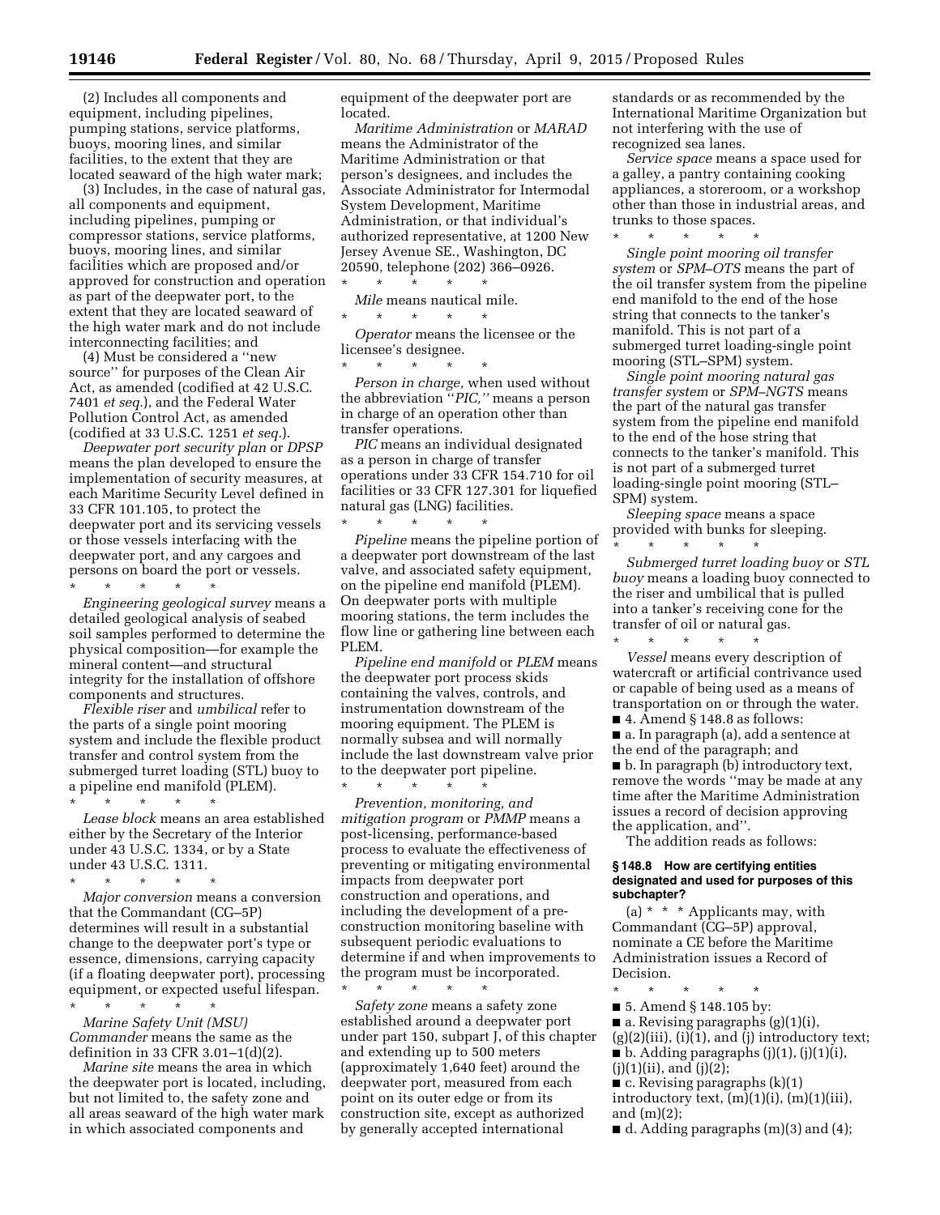(2) Includes all components and equipment, including pipelines, pumping stations, service platforms, buoys, mooring lines, and similar facilities, to the extent that they are located seaward of the high water mark;

(3) Includes, in the case of natural gas, all components and equipment, including pipelines, pumping or compressor stations, service platforms, buoys, mooring lines, and similar facilities which are proposed and/or approved for construction and operation as part of the deepwater port, to the extent that they are located seaward of the high water mark and do not include interconnecting facilities; and

(4) Must be considered a ''new source'' for purposes of the Clean Air Act, as amended (codified at 42 U.S.C. 7401 *et seq.*), and the Federal Water Pollution Control Act, as amended (codified at 33 U.S.C. 1251 *et seq.*).

*Deepwater port security plan* or *DPSP* means the plan developed to ensure the implementation of security measures, at each Maritime Security Level defined in 33 CFR 101.105, to protect the deepwater port and its servicing vessels or those vessels interfacing with the deepwater port, and any cargoes and persons on board the port or vessels.

\* \* \* \* \*

*Engineering geological survey* means a detailed geological analysis of seabed soil samples performed to determine the physical composition—for example the mineral content—and structural integrity for the installation of offshore components and structures.

*Flexible riser* and *umbilical* refer to the parts of a single point mooring system and include the flexible product transfer and control system from the submerged turret loading (STL) buoy to a pipeline end manifold (PLEM).

\* \* \* \* \*

*Lease block* means an area established either by the Secretary of the Interior under 43 U.S.C. 1334, or by a State under 43 U.S.C. 1311.

\* \* \* \* \*

*Major conversion* means a conversion that the Commandant (CG–5P) determines will result in a substantial change to the deepwater port's type or essence, dimensions, carrying capacity (if a floating deepwater port), processing equipment, or expected useful lifespan.

\* \* \* \* \*

*Marine Safety Unit (MSU) Commander* means the same as the definition in 33 CFR 3.01–1(d)(2).

*Marine site* means the area in which the deepwater port is located, including, but not limited to, the safety zone and all areas seaward of the high water mark in which associated components and equipment of the deepwater port are located.

*Maritime Administration* or *MARAD* means the Administrator of the Maritime Administration or that person's designees, and includes the Associate Administrator for Intermodal System Development, Maritime Administration, or that individual's authorized representative, at 1200 New Jersey Avenue SE., Washington, DC 20590, telephone (202) 366–0926.

\* \* \* \* \*

*Mile* means nautical mile.

\* \* \* \* \*

*Operator* means the licensee or the licensee's designee.

\* \* \* \* \*

*Person in charge,* when used without the abbreviation ''*PIC,*'' means a person in charge of an operation other than transfer operations.

*PIC* means an individual designated as a person in charge of transfer operations under 33 CFR 154.710 for oil facilities or 33 CFR 127.301 for liquefied natural gas (LNG) facilities.

\* \* \* \* \*

*Pipeline* means the pipeline portion of a deepwater port downstream of the last valve, and associated safety equipment, on the pipeline end manifold (PLEM). On deepwater ports with multiple mooring stations, the term includes the flow line or gathering line between each PLEM.

*Pipeline end manifold* or *PLEM* means the deepwater port process skids containing the valves, controls, and instrumentation downstream of the mooring equipment. The PLEM is normally subsea and will normally include the last downstream valve prior to the deepwater port pipeline.

\* \* \* \* \*

*Prevention, monitoring, and mitigation program* or *PMMP* means a post-licensing, performance-based process to evaluate the effectiveness of preventing or mitigating environmental impacts from deepwater port construction and operations, and including the development of a pre-construction monitoring baseline with subsequent periodic evaluations to determine if and when improvements to the program must be incorporated.

\* \* \* \* \*

*Safety zone* means a safety zone established around a deepwater port under part 150, subpart J, of this chapter and extending up to 500 meters (approximately 1,640 feet) around the deepwater port, measured from each point on its outer edge or from its construction site, except as authorized by generally accepted international standards or as recommended by the International Maritime Organization but not interfering with the use of recognized sea lanes.

*Service space* means a space used for a galley, a pantry containing cooking appliances, a storeroom, or a workshop other than those in industrial areas, and trunks to those spaces.

\* \* \* \* \*

*Single point mooring oil transfer system* or *SPM–OTS* means the part of the oil transfer system from the pipeline end manifold to the end of the hose string that connects to the tanker's manifold. This is not part of a submerged turret loading-single point mooring (STL–SPM) system.

*Single point mooring natural gas transfer system* or *SPM–NGTS* means the part of the natural gas transfer system from the pipeline end manifold to the end of the hose string that connects to the tanker's manifold. This is not part of a submerged turret loading-single point mooring (STL–SPM) system.

*Sleeping space* means a space provided with bunks for sleeping.

\* \* \* \* \*

*Submerged turret loading buoy* or *STL buoy* means a loading buoy connected to the riser and umbilical that is pulled into a tanker's receiving cone for the transfer of oil or natural gas.

\* \* \* \* \*

*Vessel* means every description of watercraft or artificial contrivance used or capable of being used as a means of transportation on or through the water.

■ 4. Amend § 148.8 as follows:

■ a. In paragraph (a), add a sentence at the end of the paragraph; and

■ b. In paragraph (b) introductory text, remove the words ''may be made at any time after the Maritime Administration issues a record of decision approving the application, and''.

The addition reads as follows:

### § 148.8 How are certifying entities designated and used for purposes of this subchapter?

(a) \* \* \* Applicants may, with Commandant (CG–5P) approval, nominate a CE before the Maritime Administration issues a Record of Decision.

\* \* \* \* \*

■ 5. Amend § 148.105 by:

■ a. Revising paragraphs (g)(1)(i), (g)(2)(iii), (i)(1), and (j) introductory text;

■ b. Adding paragraphs (j)(1), (j)(1)(i), (j)(1)(ii), and (j)(2);

■ c. Revising paragraphs (k)(1) introductory text, (m)(1)(i), (m)(1)(iii), and (m)(2);

■ d. Adding paragraphs (m)(3) and (4);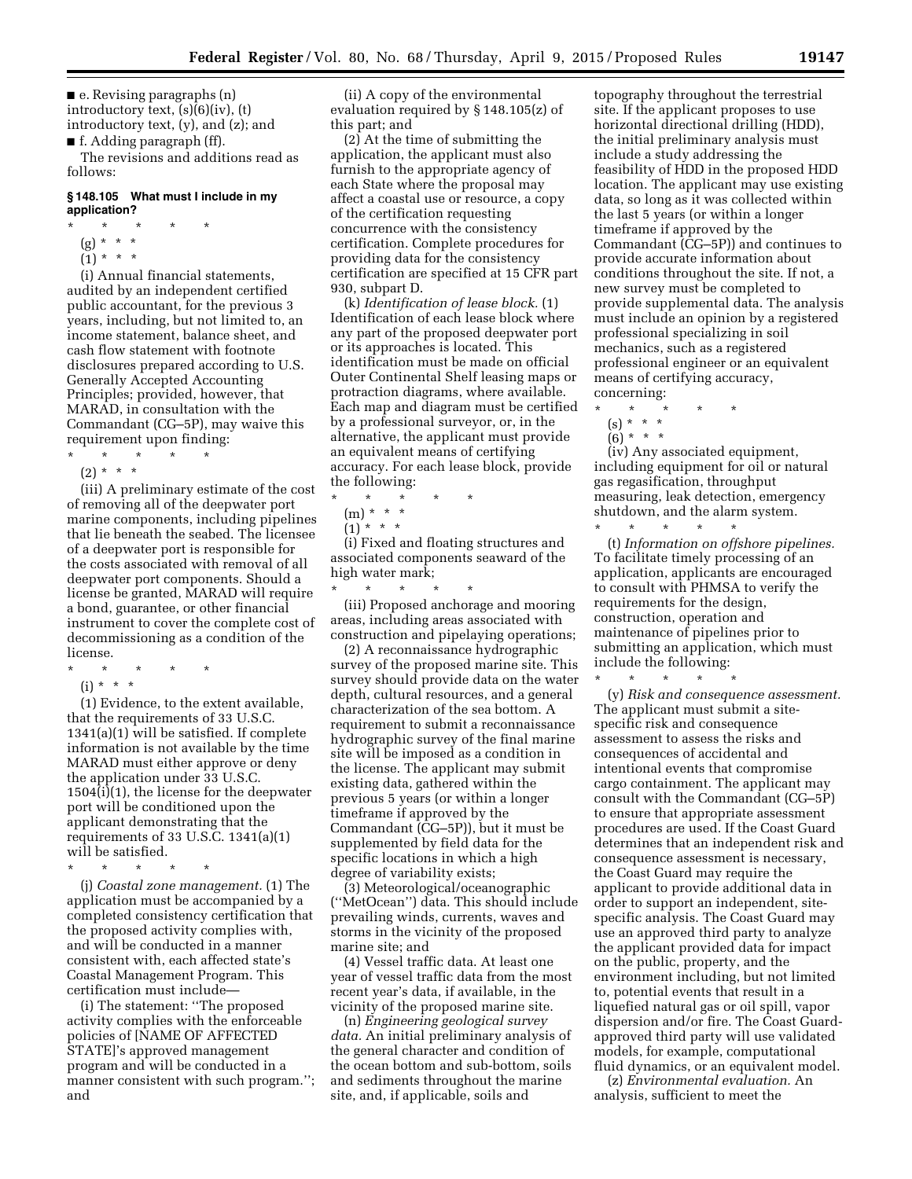■ e. Revising paragraphs (n) introductory text, (s)(6)(iv), (t) introductory text, (y), and (z); and

■ f. Adding paragraph (ff).

The revisions and additions read as follows:

### § 148.105 What must I include in my application?

\* \* \* \* \*

(g) \* \* \*

(1) \* \* \*

(i) Annual financial statements, audited by an independent certified public accountant, for the previous 3 years, including, but not limited to, an income statement, balance sheet, and cash flow statement with footnote disclosures prepared according to U.S. Generally Accepted Accounting Principles; provided, however, that MARAD, in consultation with the Commandant (CG–5P), may waive this requirement upon finding:

\* \* \* \* \*

(2) \* \* \*

(iii) A preliminary estimate of the cost of removing all of the deepwater port marine components, including pipelines that lie beneath the seabed. The licensee of a deepwater port is responsible for the costs associated with removal of all deepwater port components. Should a license be granted, MARAD will require a bond, guarantee, or other financial instrument to cover the complete cost of decommissioning as a condition of the license.

\* \* \* \* \*

(i) \* \* \*

(1) Evidence, to the extent available, that the requirements of 33 U.S.C. 1341(a)(1) will be satisfied. If complete information is not available by the time MARAD must either approve or deny the application under 33 U.S.C. 1504(i)(1), the license for the deepwater port will be conditioned upon the applicant demonstrating that the requirements of 33 U.S.C. 1341(a)(1) will be satisfied.

\* \* \* \* \*

(j) *Coastal zone management.* (1) The application must be accompanied by a completed consistency certification that the proposed activity complies with, and will be conducted in a manner consistent with, each affected state's Coastal Management Program. This certification must include—

(i) The statement: ''The proposed activity complies with the enforceable policies of [NAME OF AFFECTED STATE]'s approved management program and will be conducted in a manner consistent with such program.''; and

(ii) A copy of the environmental evaluation required by § 148.105(z) of this part; and

(2) At the time of submitting the application, the applicant must also furnish to the appropriate agency of each State where the proposal may affect a coastal use or resource, a copy of the certification requesting concurrence with the consistency certification. Complete procedures for providing data for the consistency certification are specified at 15 CFR part 930, subpart D.

(k) *Identification of lease block.* (1) Identification of each lease block where any part of the proposed deepwater port or its approaches is located. This identification must be made on official Outer Continental Shelf leasing maps or protraction diagrams, where available. Each map and diagram must be certified by a professional surveyor, or, in the alternative, the applicant must provide an equivalent means of certifying accuracy. For each lease block, provide the following:

\* \* \* \* \*

(m) \* \* \*

(1) \* \* \*

(i) Fixed and floating structures and associated components seaward of the high water mark;

\* \* \* \* \*

(iii) Proposed anchorage and mooring areas, including areas associated with construction and pipelaying operations;

(2) A reconnaissance hydrographic survey of the proposed marine site. This survey should provide data on the water depth, cultural resources, and a general characterization of the sea bottom. A requirement to submit a reconnaissance hydrographic survey of the final marine site will be imposed as a condition in the license. The applicant may submit existing data, gathered within the previous 5 years (or within a longer timeframe if approved by the Commandant (CG–5P)), but it must be supplemented by field data for the specific locations in which a high degree of variability exists;

(3) Meteorological/oceanographic (''MetOcean'') data. This should include prevailing winds, currents, waves and storms in the vicinity of the proposed marine site; and

(4) Vessel traffic data. At least one year of vessel traffic data from the most recent year's data, if available, in the vicinity of the proposed marine site.

(n) *Engineering geological survey data.* An initial preliminary analysis of the general character and condition of the ocean bottom and sub-bottom, soils and sediments throughout the marine site, and, if applicable, soils and topography throughout the terrestrial site. If the applicant proposes to use horizontal directional drilling (HDD), the initial preliminary analysis must include a study addressing the feasibility of HDD in the proposed HDD location. The applicant may use existing data, so long as it was collected within the last 5 years (or within a longer timeframe if approved by the Commandant (CG–5P)) and continues to provide accurate information about conditions throughout the site. If not, a new survey must be completed to provide supplemental data. The analysis must include an opinion by a registered professional specializing in soil mechanics, such as a registered professional engineer or an equivalent means of certifying accuracy, concerning:

\* \* \* \* \*

(s) \* \* \*

(6) \* \* \*

(iv) Any associated equipment, including equipment for oil or natural gas regasification, throughput measuring, leak detection, emergency shutdown, and the alarm system.

\* \* \* \* \*

(t) *Information on offshore pipelines.* To facilitate timely processing of an application, applicants are encouraged to consult with PHMSA to verify the requirements for the design, construction, operation and maintenance of pipelines prior to submitting an application, which must include the following:

\* \* \* \* \*

(y) *Risk and consequence assessment.* The applicant must submit a site-specific risk and consequence assessment to assess the risks and consequences of accidental and intentional events that compromise cargo containment. The applicant may consult with the Commandant (CG–5P) to ensure that appropriate assessment procedures are used. If the Coast Guard determines that an independent risk and consequence assessment is necessary, the Coast Guard may require the applicant to provide additional data in order to support an independent, site-specific analysis. The Coast Guard may use an approved third party to analyze the applicant provided data for impact on the public, property, and the environment including, but not limited to, potential events that result in a liquefied natural gas or oil spill, vapor dispersion and/or fire. The Coast Guard-approved third party will use validated models, for example, computational fluid dynamics, or an equivalent model.

(z) *Environmental evaluation.* An analysis, sufficient to meet the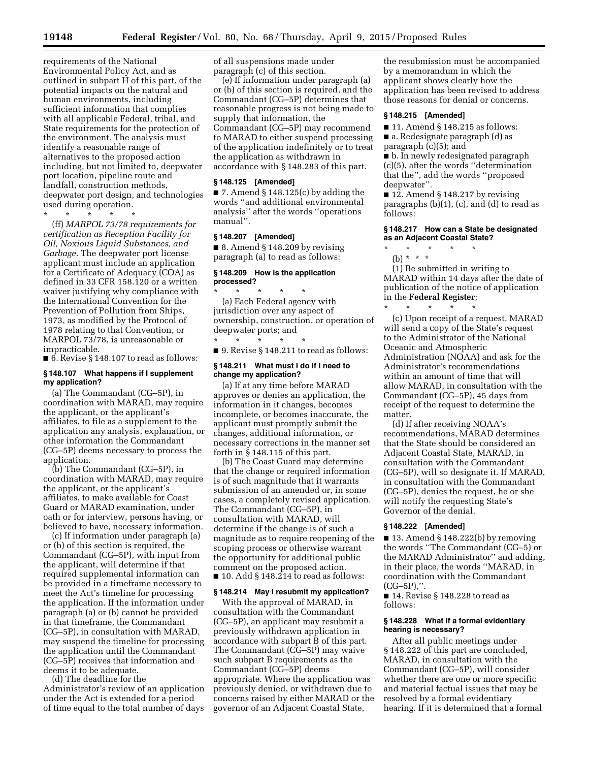requirements of the National Environmental Policy Act, and as outlined in subpart H of this part, of the potential impacts on the natural and human environments, including sufficient information that complies with all applicable Federal, tribal, and State requirements for the protection of the environment. The analysis must identify a reasonable range of alternatives to the proposed action including, but not limited to, deepwater port location, pipeline route and landfall, construction methods, deepwater port design, and technologies used during operation.

\* \* \* \* \*

(ff) *MARPOL 73/78 requirements for certification as Reception Facility for Oil, Noxious Liquid Substances, and Garbage.* The deepwater port license applicant must include an application for a Certificate of Adequacy (COA) as defined in 33 CFR 158.120 or a written waiver justifying why compliance with the International Convention for the Prevention of Pollution from Ships, 1973, as modified by the Protocol of 1978 relating to that Convention, or MARPOL 73/78, is unreasonable or impracticable.

■ 6. Revise § 148.107 to read as follows:

**§ 148.107 What happens if I supplement my application?**

(a) The Commandant (CG–5P), in coordination with MARAD, may require the applicant, or the applicant's affiliates, to file as a supplement to the application any analysis, explanation, or other information the Commandant (CG–5P) deems necessary to process the application.

(b) The Commandant (CG–5P), in coordination with MARAD, may require the applicant, or the applicant's affiliates, to make available for Coast Guard or MARAD examination, under oath or for interview, persons having, or believed to have, necessary information.

(c) If information under paragraph (a) or (b) of this section is required, the Commandant (CG–5P), with input from the applicant, will determine if that required supplemental information can be provided in a timeframe necessary to meet the Act's timeline for processing the application. If the information under paragraph (a) or (b) cannot be provided in that timeframe, the Commandant (CG–5P), in consultation with MARAD, may suspend the timeline for processing the application until the Commandant (CG–5P) receives that information and deems it to be adequate.

(d) The deadline for the Administrator's review of an application under the Act is extended for a period of time equal to the total number of days of all suspensions made under paragraph (c) of this section.

(e) If information under paragraph (a) or (b) of this section is required, and the Commandant (CG–5P) determines that reasonable progress is not being made to supply that information, the Commandant (CG–5P) may recommend to MARAD to either suspend processing of the application indefinitely or to treat the application as withdrawn in accordance with § 148.283 of this part.

**§ 148.125 [Amended]**

■ 7. Amend § 148.125(c) by adding the words ''and additional environmental analysis'' after the words ''operations manual''.

**§ 148.207 [Amended]**

■ 8. Amend § 148.209 by revising paragraph (a) to read as follows:

**§ 148.209 How is the application processed?**

\* \* \* \* \*

(a) Each Federal agency with jurisdiction over any aspect of ownership, construction, or operation of deepwater ports; and

\* \* \* \* \*

■ 9. Revise § 148.211 to read as follows:

**§ 148.211 What must I do if I need to change my application?**

(a) If at any time before MARAD approves or denies an application, the information in it changes, becomes incomplete, or becomes inaccurate, the applicant must promptly submit the changes, additional information, or necessary corrections in the manner set forth in § 148.115 of this part.

(b) The Coast Guard may determine that the change or required information is of such magnitude that it warrants submission of an amended or, in some cases, a completely revised application. The Commandant (CG–5P), in consultation with MARAD, will determine if the change is of such a magnitude as to require reopening of the scoping process or otherwise warrant the opportunity for additional public comment on the proposed action.

■ 10. Add § 148.214 to read as follows:

**§ 148.214 May I resubmit my application?**

With the approval of MARAD, in consultation with the Commandant (CG–5P), an applicant may resubmit a previously withdrawn application in accordance with subpart B of this part. The Commandant (CG–5P) may waive such subpart B requirements as the Commandant (CG–5P) deems appropriate. Where the application was previously denied, or withdrawn due to concerns raised by either MARAD or the governor of an Adjacent Coastal State, the resubmission must be accompanied by a memorandum in which the applicant shows clearly how the application has been revised to address those reasons for denial or concerns.

**§ 148.215 [Amended]**

■ 11. Amend § 148.215 as follows:

■ a. Redesignate paragraph (d) as paragraph (c)(5); and

■ b. In newly redesignated paragraph (c)(5), after the words ''determination that the'', add the words ''proposed deepwater''.

■ 12. Amend § 148.217 by revising paragraphs (b)(1), (c), and (d) to read as follows:

**§ 148.217 How can a State be designated as an Adjacent Coastal State?**

\* \* \* \* \*

(b) \* \* \*

(1) Be submitted in writing to MARAD within 14 days after the date of publication of the notice of application in the **Federal Register**;

\* \* \* \* \*

(c) Upon receipt of a request, MARAD will send a copy of the State's request to the Administrator of the National Oceanic and Atmospheric Administration (NOAA) and ask for the Administrator's recommendations within an amount of time that will allow MARAD, in consultation with the Commandant (CG–5P), 45 days from receipt of the request to determine the matter.

(d) If after receiving NOAA's recommendations, MARAD determines that the State should be considered an Adjacent Coastal State, MARAD, in consultation with the Commandant (CG–5P), will so designate it. If MARAD, in consultation with the Commandant (CG–5P), denies the request, he or she will notify the requesting State's Governor of the denial.

**§ 148.222 [Amended]**

■ 13. Amend § 148.222(b) by removing the words ''The Commandant (CG–5) or the MARAD Administrator'' and adding, in their place, the words ''MARAD, in coordination with the Commandant (CG–5P),''.

■ 14. Revise § 148.228 to read as follows:

**§ 148.228 What if a formal evidentiary hearing is necessary?**

After all public meetings under § 148.222 of this part are concluded, MARAD, in consultation with the Commandant (CG–5P), will consider whether there are one or more specific and material factual issues that may be resolved by a formal evidentiary hearing. If it is determined that a formal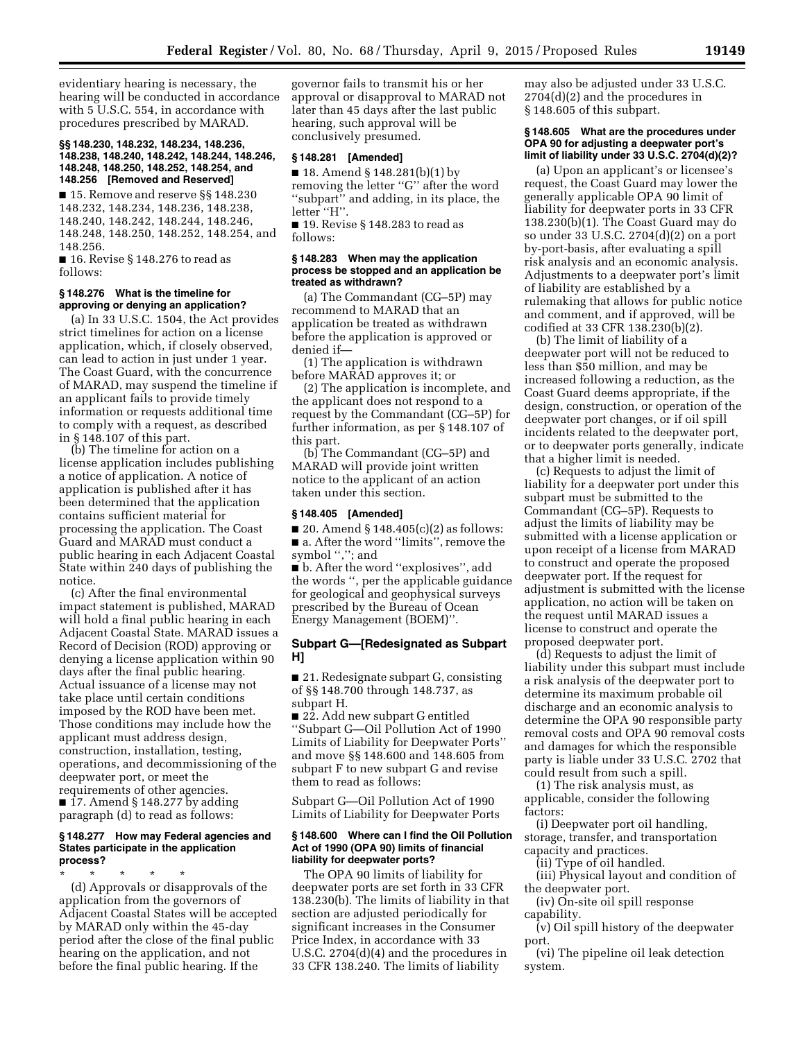evidentiary hearing is necessary, the hearing will be conducted in accordance with 5 U.S.C. 554, in accordance with procedures prescribed by MARAD.

#### §§ 148.230, 148.232, 148.234, 148.236, 148.238, 148.240, 148.242, 148.244, 148.246, 148.248, 148.250, 148.252, 148.254, and 148.256 [Removed and Reserved]

■ 15. Remove and reserve §§ 148.230 148.232, 148.234, 148.236, 148.238, 148.240, 148.242, 148.244, 148.246, 148.248, 148.250, 148.252, 148.254, and 148.256.

■ 16. Revise § 148.276 to read as follows:

#### § 148.276 What is the timeline for approving or denying an application?

(a) In 33 U.S.C. 1504, the Act provides strict timelines for action on a license application, which, if closely observed, can lead to action in just under 1 year. The Coast Guard, with the concurrence of MARAD, may suspend the timeline if an applicant fails to provide timely information or requests additional time to comply with a request, as described in § 148.107 of this part.

(b) The timeline for action on a license application includes publishing a notice of application. A notice of application is published after it has been determined that the application contains sufficient material for processing the application. The Coast Guard and MARAD must conduct a public hearing in each Adjacent Coastal State within 240 days of publishing the notice.

(c) After the final environmental impact statement is published, MARAD will hold a final public hearing in each Adjacent Coastal State. MARAD issues a Record of Decision (ROD) approving or denying a license application within 90 days after the final public hearing. Actual issuance of a license may not take place until certain conditions imposed by the ROD have been met. Those conditions may include how the applicant must address design, construction, installation, testing, operations, and decommissioning of the deepwater port, or meet the requirements of other agencies.

■ 17. Amend § 148.277 by adding paragraph (d) to read as follows:

#### § 148.277 How may Federal agencies and States participate in the application process?

\* \* \* \* \*

(d) Approvals or disapprovals of the application from the governors of Adjacent Coastal States will be accepted by MARAD only within the 45-day period after the close of the final public hearing on the application, and not before the final public hearing. If the governor fails to transmit his or her approval or disapproval to MARAD not later than 45 days after the last public hearing, such approval will be conclusively presumed.

#### § 148.281 [Amended]

■ 18. Amend § 148.281(b)(1) by removing the letter ''G'' after the word ''subpart'' and adding, in its place, the letter ''H''.

■ 19. Revise § 148.283 to read as follows:

#### § 148.283 When may the application process be stopped and an application be treated as withdrawn?

(a) The Commandant (CG–5P) may recommend to MARAD that an application be treated as withdrawn before the application is approved or denied if—

(1) The application is withdrawn before MARAD approves it; or

(2) The application is incomplete, and the applicant does not respond to a request by the Commandant (CG–5P) for further information, as per § 148.107 of this part.

(b) The Commandant (CG–5P) and MARAD will provide joint written notice to the applicant of an action taken under this section.

#### § 148.405 [Amended]

■ 20. Amend § 148.405(c)(2) as follows:

■ a. After the word ''limits'', remove the symbol '','; and

■ b. After the word ''explosives'', add the words '', per the applicable guidance for geological and geophysical surveys prescribed by the Bureau of Ocean Energy Management (BOEM)''.

### Subpart G—[Redesignated as Subpart H]

■ 21. Redesignate subpart G, consisting of §§ 148.700 through 148.737, as subpart H.

■ 22. Add new subpart G entitled ''Subpart G—Oil Pollution Act of 1990 Limits of Liability for Deepwater Ports'' and move §§ 148.600 and 148.605 from subpart F to new subpart G and revise them to read as follows:

Subpart G—Oil Pollution Act of 1990 Limits of Liability for Deepwater Ports

#### § 148.600 Where can I find the Oil Pollution Act of 1990 (OPA 90) limits of financial liability for deepwater ports?

The OPA 90 limits of liability for deepwater ports are set forth in 33 CFR 138.230(b). The limits of liability in that section are adjusted periodically for significant increases in the Consumer Price Index, in accordance with 33 U.S.C. 2704(d)(4) and the procedures in 33 CFR 138.240. The limits of liability may also be adjusted under 33 U.S.C. 2704(d)(2) and the procedures in § 148.605 of this subpart.

#### § 148.605 What are the procedures under OPA 90 for adjusting a deepwater port's limit of liability under 33 U.S.C. 2704(d)(2)?

(a) Upon an applicant's or licensee's request, the Coast Guard may lower the generally applicable OPA 90 limit of liability for deepwater ports in 33 CFR 138.230(b)(1). The Coast Guard may do so under 33 U.S.C. 2704(d)(2) on a port by-port-basis, after evaluating a spill risk analysis and an economic analysis. Adjustments to a deepwater port's limit of liability are established by a rulemaking that allows for public notice and comment, and if approved, will be codified at 33 CFR 138.230(b)(2).

(b) The limit of liability of a deepwater port will not be reduced to less than $50 million, and may be increased following a reduction, as the Coast Guard deems appropriate, if the design, construction, or operation of the deepwater port changes, or if oil spill incidents related to the deepwater port, or to deepwater ports generally, indicate that a higher limit is needed.

(c) Requests to adjust the limit of liability for a deepwater port under this subpart must be submitted to the Commandant (CG–5P). Requests to adjust the limits of liability may be submitted with a license application or upon receipt of a license from MARAD to construct and operate the proposed deepwater port. If the request for adjustment is submitted with the license application, no action will be taken on the request until MARAD issues a license to construct and operate the proposed deepwater port.

(d) Requests to adjust the limit of liability under this subpart must include a risk analysis of the deepwater port to determine its maximum probable oil discharge and an economic analysis to determine the OPA 90 responsible party removal costs and OPA 90 removal costs and damages for which the responsible party is liable under 33 U.S.C. 2702 that could result from such a spill.

(1) The risk analysis must, as applicable, consider the following factors:

(i) Deepwater port oil handling, storage, transfer, and transportation capacity and practices.

(ii) Type of oil handled.

(iii) Physical layout and condition of the deepwater port.

(iv) On-site oil spill response capability.

(v) Oil spill history of the deepwater port.

(vi) The pipeline oil leak detection system.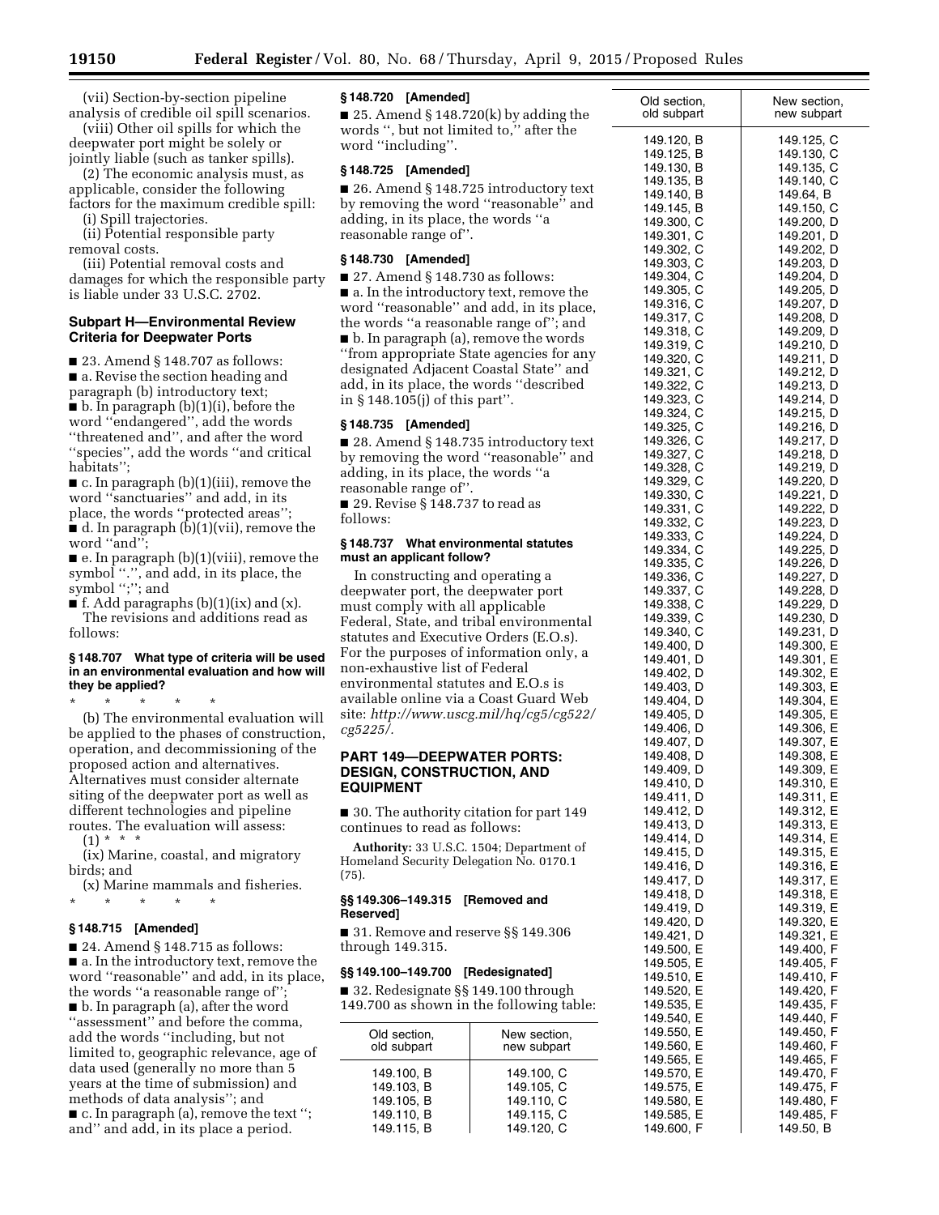(vii) Section-by-section pipeline analysis of credible oil spill scenarios.

(viii) Other oil spills for which the deepwater port might be solely or jointly liable (such as tanker spills).

(2) The economic analysis must, as applicable, consider the following factors for the maximum credible spill:

(i) Spill trajectories.

(ii) Potential responsible party removal costs.

(iii) Potential removal costs and damages for which the responsible party is liable under 33 U.S.C. 2702.

## Subpart H—Environmental Review Criteria for Deepwater Ports

■ 23. Amend § 148.707 as follows:

■ a. Revise the section heading and paragraph (b) introductory text;

■ b. In paragraph (b)(1)(i), before the word ''endangered'', add the words ''threatened and'', and after the word ''species'', add the words ''and critical habitats'';

■ c. In paragraph (b)(1)(iii), remove the word ''sanctuaries'' and add, in its place, the words ''protected areas'';

■ d. In paragraph (b)(1)(vii), remove the word ''and'';

■ e. In paragraph (b)(1)(viii), remove the symbol ''.'', and add, in its place, the symbol '';''; and

■ f. Add paragraphs (b)(1)(ix) and (x).

The revisions and additions read as follows:

### § 148.707 What type of criteria will be used in an environmental evaluation and how will they be applied?

\* \* \* \* \*

(b) The environmental evaluation will be applied to the phases of construction, operation, and decommissioning of the proposed action and alternatives. Alternatives must consider alternate siting of the deepwater port as well as different technologies and pipeline routes. The evaluation will assess:

(1) \* \* \*

(ix) Marine, coastal, and migratory birds; and

(x) Marine mammals and fisheries.

\* \* \* \* \*

### § 148.715 [Amended]

■ 24. Amend § 148.715 as follows:

■ a. In the introductory text, remove the word ''reasonable'' and add, in its place, the words ''a reasonable range of'';

■ b. In paragraph (a), after the word ''assessment'' and before the comma, add the words ''including, but not limited to, geographic relevance, age of data used (generally no more than 5 years at the time of submission) and methods of data analysis''; and

■ c. In paragraph (a), remove the text ''; and'' and add, in its place a period.

### § 148.720 [Amended]

■ 25. Amend § 148.720(k) by adding the words '', but not limited to,'' after the word ''including''.

### § 148.725 [Amended]

■ 26. Amend § 148.725 introductory text by removing the word ''reasonable'' and adding, in its place, the words ''a reasonable range of''.

### § 148.730 [Amended]

■ 27. Amend § 148.730 as follows:

■ a. In the introductory text, remove the word ''reasonable'' and add, in its place, the words ''a reasonable range of''; and

■ b. In paragraph (a), remove the words ''from appropriate State agencies for any designated Adjacent Coastal State'' and add, in its place, the words ''described in § 148.105(j) of this part''.

### § 148.735 [Amended]

■ 28. Amend § 148.735 introductory text by removing the word ''reasonable'' and adding, in its place, the words ''a reasonable range of''.

■ 29. Revise § 148.737 to read as follows:

### § 148.737 What environmental statutes must an applicant follow?

In constructing and operating a deepwater port, the deepwater port must comply with all applicable Federal, State, and tribal environmental statutes and Executive Orders (E.O.s). For the purposes of information only, a non-exhaustive list of Federal environmental statutes and E.O.s is available online via a Coast Guard Web site: *http://www.uscg.mil/hq/cg5/cg522/cg5225/*.

## PART 149—DEEPWATER PORTS: DESIGN, CONSTRUCTION, AND EQUIPMENT

■ 30. The authority citation for part 149 continues to read as follows:

**Authority:** 33 U.S.C. 1504; Department of Homeland Security Delegation No. 0170.1 (75).

### §§ 149.306–149.315 [Removed and Reserved]

■ 31. Remove and reserve §§ 149.306 through 149.315.

### §§ 149.100–149.700 [Redesignated]

■ 32. Redesignate §§ 149.100 through 149.700 as shown in the following table:

| Old section, old subpart | New section, new subpart |
|---|---|
| 149.100, B | 149.100, C |
| 149.103, B | 149.105, C |
| 149.105, B | 149.110, C |
| 149.110, B | 149.115, C |
| 149.115, B | 149.120, C |
| 149.120, B | 149.125, C |
| 149.125, B | 149.130, C |
| 149.130, B | 149.135, C |
| 149.135, B | 149.140, C |
| 149.140, B | 149.64, B |
| 149.145, B | 149.150, C |
| 149.300, C | 149.200, D |
| 149.301, C | 149.201, D |
| 149.302, C | 149.202, D |
| 149.303, C | 149.203, D |
| 149.304, C | 149.204, D |
| 149.305, C | 149.205, D |
| 149.316, C | 149.207, D |
| 149.317, C | 149.208, D |
| 149.318, C | 149.209, D |
| 149.319, C | 149.210, D |
| 149.320, C | 149.211, D |
| 149.321, C | 149.212, D |
| 149.322, C | 149.213, D |
| 149.323, C | 149.214, D |
| 149.324, C | 149.215, D |
| 149.325, C | 149.216, D |
| 149.326, C | 149.217, D |
| 149.327, C | 149.218, D |
| 149.328, C | 149.219, D |
| 149.329, C | 149.220, D |
| 149.330, C | 149.221, D |
| 149.331, C | 149.222, D |
| 149.332, C | 149.223, D |
| 149.333, C | 149.224, D |
| 149.334, C | 149.225, D |
| 149.335, C | 149.226, D |
| 149.336, C | 149.227, D |
| 149.337, C | 149.228, D |
| 149.338, C | 149.229, D |
| 149.339, C | 149.230, D |
| 149.340, C | 149.231, D |
| 149.400, D | 149.300, E |
| 149.401, D | 149.301, E |
| 149.402, D | 149.302, E |
| 149.403, D | 149.303, E |
| 149.404, D | 149.304, E |
| 149.405, D | 149.305, E |
| 149.406, D | 149.306, E |
| 149.407, D | 149.307, E |
| 149.408, D | 149.308, E |
| 149.409, D | 149.309, E |
| 149.410, D | 149.310, E |
| 149.411, D | 149.311, E |
| 149.412, D | 149.312, E |
| 149.413, D | 149.313, E |
| 149.414, D | 149.314, E |
| 149.415, D | 149.315, E |
| 149.416, D | 149.316, E |
| 149.417, D | 149.317, E |
| 149.418, D | 149.318, E |
| 149.419, D | 149.319, E |
| 149.420, D | 149.320, E |
| 149.421, D | 149.321, E |
| 149.500, E | 149.400, F |
| 149.505, E | 149.405, F |
| 149.510, E | 149.410, F |
| 149.520, E | 149.420, F |
| 149.535, E | 149.435, F |
| 149.540, E | 149.440, F |
| 149.550, E | 149.450, F |
| 149.560, E | 149.460, F |
| 149.565, E | 149.465, F |
| 149.570, E | 149.470, F |
| 149.575, E | 149.475, F |
| 149.580, E | 149.480, F |
| 149.585, E | 149.485, F |
| 149.600, F | 149.50, B |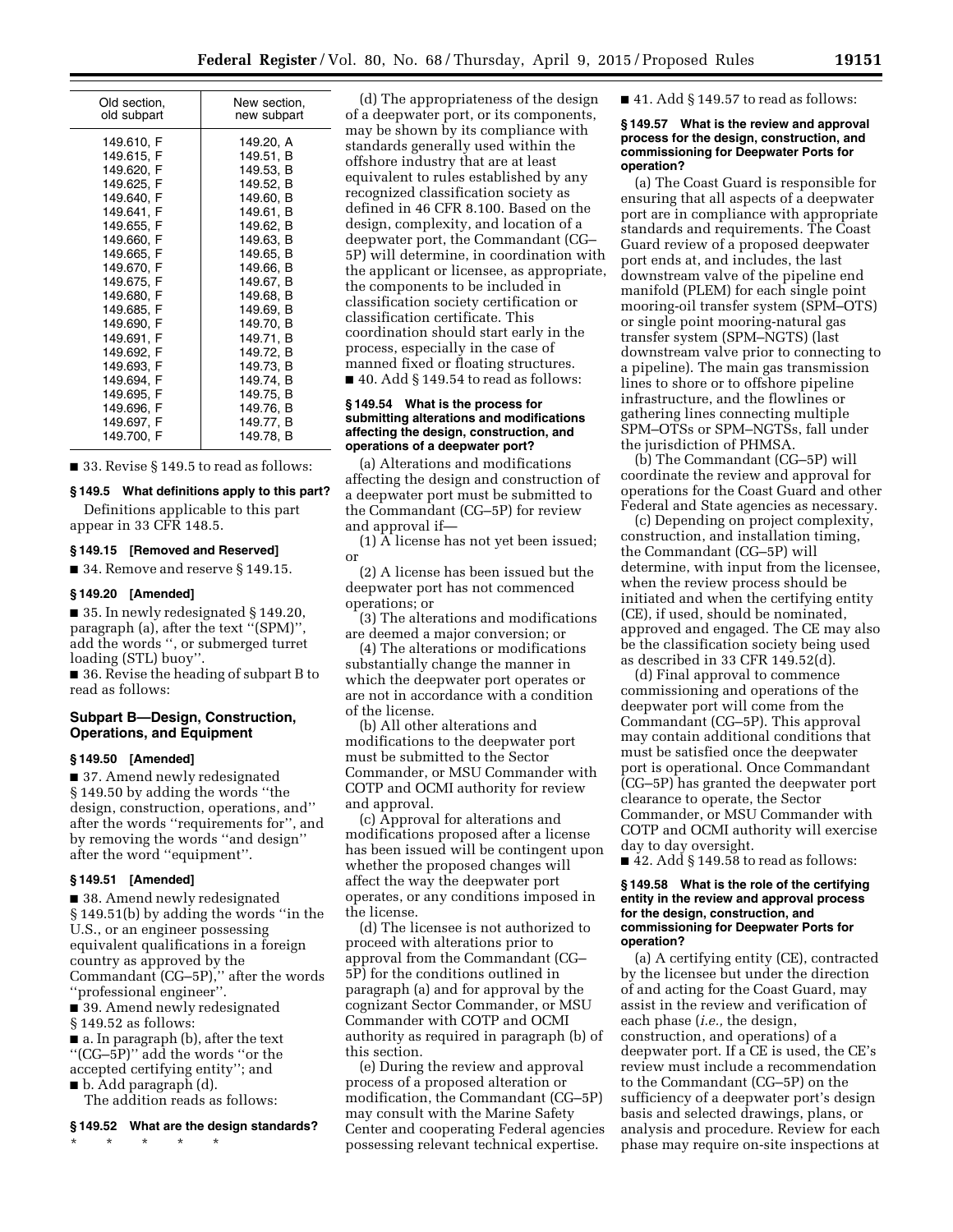| Old section, old subpart | New section, new subpart |
|---|---|
| 149.610, F | 149.20, A |
| 149.615, F | 149.51, B |
| 149.620, F | 149.53, B |
| 149.625, F | 149.52, B |
| 149.640, F | 149.60, B |
| 149.641, F | 149.61, B |
| 149.655, F | 149.62, B |
| 149.660, F | 149.63, B |
| 149.665, F | 149.65, B |
| 149.670, F | 149.66, B |
| 149.675, F | 149.67, B |
| 149.680, F | 149.68, B |
| 149.685, F | 149.69, B |
| 149.690, F | 149.70, B |
| 149.691, F | 149.71, B |
| 149.692, F | 149.72, B |
| 149.693, F | 149.73, B |
| 149.694, F | 149.74, B |
| 149.695, F | 149.75, B |
| 149.696, F | 149.76, B |
| 149.697, F | 149.77, B |
| 149.700, F | 149.78, B |

■ 33. Revise § 149.5 to read as follows:

**§ 149.5 What definitions apply to this part?**

Definitions applicable to this part appear in 33 CFR 148.5.

**§ 149.15 [Removed and Reserved]**

■ 34. Remove and reserve § 149.15.

**§ 149.20 [Amended]**

■ 35. In newly redesignated § 149.20, paragraph (a), after the text ''(SPM)'', add the words '', or submerged turret loading (STL) buoy''.

■ 36. Revise the heading of subpart B to read as follows:

## Subpart B—Design, Construction, Operations, and Equipment

**§ 149.50 [Amended]**

■ 37. Amend newly redesignated § 149.50 by adding the words ''the design, construction, operations, and'' after the words ''requirements for'', and by removing the words ''and design'' after the word ''equipment''.

**§ 149.51 [Amended]**

■ 38. Amend newly redesignated § 149.51(b) by adding the words ''in the U.S., or an engineer possessing equivalent qualifications in a foreign country as approved by the Commandant (CG–5P),'' after the words ''professional engineer''.

■ 39. Amend newly redesignated § 149.52 as follows:

■ a. In paragraph (b), after the text ''(CG–5P)'' add the words ''or the accepted certifying entity''; and

■ b. Add paragraph (d).

The addition reads as follows:

**§ 149.52 What are the design standards?**

\* \* \* \* \*

(d) The appropriateness of the design of a deepwater port, or its components, may be shown by its compliance with standards generally used within the offshore industry that are at least equivalent to rules established by any recognized classification society as defined in 46 CFR 8.100. Based on the design, complexity, and location of a deepwater port, the Commandant (CG–5P) will determine, in coordination with the applicant or licensee, as appropriate, the components to be included in classification society certification or classification certificate. This coordination should start early in the process, especially in the case of manned fixed or floating structures.

■ 40. Add § 149.54 to read as follows:

**§ 149.54 What is the process for submitting alterations and modifications affecting the design, construction, and operations of a deepwater port?**

(a) Alterations and modifications affecting the design and construction of a deepwater port must be submitted to the Commandant (CG–5P) for review and approval if—

(1) A license has not yet been issued; or

(2) A license has been issued but the deepwater port has not commenced operations; or

(3) The alterations and modifications are deemed a major conversion; or

(4) The alterations or modifications substantially change the manner in which the deepwater port operates or are not in accordance with a condition of the license.

(b) All other alterations and modifications to the deepwater port must be submitted to the Sector Commander, or MSU Commander with COTP and OCMI authority for review and approval.

(c) Approval for alterations and modifications proposed after a license has been issued will be contingent upon whether the proposed changes will affect the way the deepwater port operates, or any conditions imposed in the license.

(d) The licensee is not authorized to proceed with alterations prior to approval from the Commandant (CG–5P) for the conditions outlined in paragraph (a) and for approval by the cognizant Sector Commander, or MSU Commander with COTP and OCMI authority as required in paragraph (b) of this section.

(e) During the review and approval process of a proposed alteration or modification, the Commandant (CG–5P) may consult with the Marine Safety Center and cooperating Federal agencies possessing relevant technical expertise.

■ 41. Add § 149.57 to read as follows:

**§ 149.57 What is the review and approval process for the design, construction, and commissioning for Deepwater Ports for operation?**

(a) The Coast Guard is responsible for ensuring that all aspects of a deepwater port are in compliance with appropriate standards and requirements. The Coast Guard review of a proposed deepwater port ends at, and includes, the last downstream valve of the pipeline end manifold (PLEM) for each single point mooring-oil transfer system (SPM–OTS) or single point mooring-natural gas transfer system (SPM–NGTS) (last downstream valve prior to connecting to a pipeline). The main gas transmission lines to shore or to offshore pipeline infrastructure, and the flowlines or gathering lines connecting multiple SPM–OTSs or SPM–NGTSs, fall under the jurisdiction of PHMSA.

(b) The Commandant (CG–5P) will coordinate the review and approval for operations for the Coast Guard and other Federal and State agencies as necessary.

(c) Depending on project complexity, construction, and installation timing, the Commandant (CG–5P) will determine, with input from the licensee, when the review process should be initiated and when the certifying entity (CE), if used, should be nominated, approved and engaged. The CE may also be the classification society being used as described in 33 CFR 149.52(d).

(d) Final approval to commence commissioning and operations of the deepwater port will come from the Commandant (CG–5P). This approval may contain additional conditions that must be satisfied once the deepwater port is operational. Once Commandant (CG–5P) has granted the deepwater port clearance to operate, the Sector Commander, or MSU Commander with COTP and OCMI authority will exercise day to day oversight.

■ 42. Add § 149.58 to read as follows:

**§ 149.58 What is the role of the certifying entity in the review and approval process for the design, construction, and commissioning for Deepwater Ports for operation?**

(a) A certifying entity (CE), contracted by the licensee but under the direction of and acting for the Coast Guard, may assist in the review and verification of each phase (*i.e.,* the design, construction, and operations) of a deepwater port. If a CE is used, the CE's review must include a recommendation to the Commandant (CG–5P) on the sufficiency of a deepwater port's design basis and selected drawings, plans, or analysis and procedure. Review for each phase may require on-site inspections at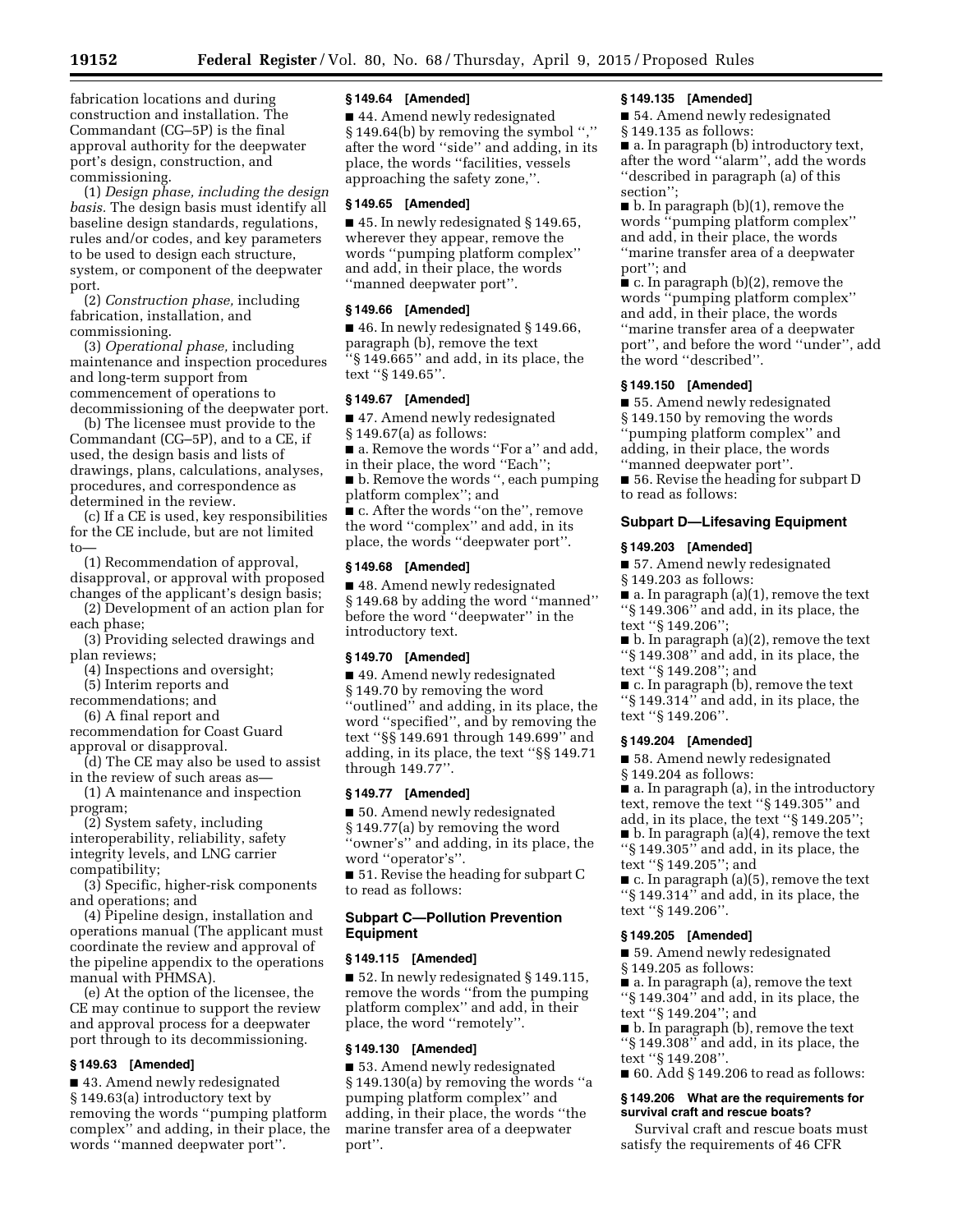fabrication locations and during construction and installation. The Commandant (CG–5P) is the final approval authority for the deepwater port's design, construction, and commissioning.

(1) *Design phase, including the design basis.* The design basis must identify all baseline design standards, regulations, rules and/or codes, and key parameters to be used to design each structure, system, or component of the deepwater port.

(2) *Construction phase,* including fabrication, installation, and commissioning.

(3) *Operational phase,* including maintenance and inspection procedures and long-term support from commencement of operations to decommissioning of the deepwater port.

(b) The licensee must provide to the Commandant (CG–5P), and to a CE, if used, the design basis and lists of drawings, plans, calculations, analyses, procedures, and correspondence as determined in the review.

(c) If a CE is used, key responsibilities for the CE include, but are not limited to—

(1) Recommendation of approval, disapproval, or approval with proposed changes of the applicant's design basis;

(2) Development of an action plan for each phase;

(3) Providing selected drawings and plan reviews;

(4) Inspections and oversight;

(5) Interim reports and recommendations; and

(6) A final report and recommendation for Coast Guard approval or disapproval.

(d) The CE may also be used to assist in the review of such areas as—

(1) A maintenance and inspection program;

(2) System safety, including interoperability, reliability, safety integrity levels, and LNG carrier compatibility;

(3) Specific, higher-risk components and operations; and

(4) Pipeline design, installation and operations manual (The applicant must coordinate the review and approval of the pipeline appendix to the operations manual with PHMSA).

(e) At the option of the licensee, the CE may continue to support the review and approval process for a deepwater port through to its decommissioning.

### § 149.63 [Amended]

■ 43. Amend newly redesignated § 149.63(a) introductory text by removing the words ''pumping platform complex'' and adding, in their place, the words ''manned deepwater port''.

### § 149.64 [Amended]

■ 44. Amend newly redesignated § 149.64(b) by removing the symbol '','' after the word ''side'' and adding, in its place, the words ''facilities, vessels approaching the safety zone,''.

### § 149.65 [Amended]

■ 45. In newly redesignated § 149.65, wherever they appear, remove the words ''pumping platform complex'' and add, in their place, the words ''manned deepwater port''.

### § 149.66 [Amended]

■ 46. In newly redesignated § 149.66, paragraph (b), remove the text ''§ 149.665'' and add, in its place, the text ''§ 149.65''.

### § 149.67 [Amended]

■ 47. Amend newly redesignated § 149.67(a) as follows:

■ a. Remove the words ''For a'' and add, in their place, the word ''Each'';

■ b. Remove the words '', each pumping platform complex''; and

■ c. After the words ''on the'', remove the word ''complex'' and add, in its place, the words ''deepwater port''.

### § 149.68 [Amended]

■ 48. Amend newly redesignated § 149.68 by adding the word ''manned'' before the word ''deepwater'' in the introductory text.

### § 149.70 [Amended]

■ 49. Amend newly redesignated § 149.70 by removing the word ''outlined'' and adding, in its place, the word ''specified'', and by removing the text ''§§ 149.691 through 149.699'' and adding, in its place, the text ''§§ 149.71 through 149.77''.

### § 149.77 [Amended]

■ 50. Amend newly redesignated § 149.77(a) by removing the word ''owner's'' and adding, in its place, the word ''operator's''.

■ 51. Revise the heading for subpart C to read as follows:

## Subpart C—Pollution Prevention Equipment

### § 149.115 [Amended]

■ 52. In newly redesignated § 149.115, remove the words ''from the pumping platform complex'' and add, in their place, the word ''remotely''.

### § 149.130 [Amended]

■ 53. Amend newly redesignated § 149.130(a) by removing the words ''a pumping platform complex'' and adding, in their place, the words ''the marine transfer area of a deepwater port''.

### § 149.135 [Amended]

■ 54. Amend newly redesignated § 149.135 as follows:

■ a. In paragraph (b) introductory text, after the word ''alarm'', add the words ''described in paragraph (a) of this section'';

■ b. In paragraph (b)(1), remove the words ''pumping platform complex'' and add, in their place, the words ''marine transfer area of a deepwater port''; and

■ c. In paragraph (b)(2), remove the words ''pumping platform complex'' and add, in their place, the words ''marine transfer area of a deepwater port'', and before the word ''under'', add the word ''described''.

### § 149.150 [Amended]

■ 55. Amend newly redesignated § 149.150 by removing the words ''pumping platform complex'' and adding, in their place, the words ''manned deepwater port''.

■ 56. Revise the heading for subpart D to read as follows:

## Subpart D—Lifesaving Equipment

### § 149.203 [Amended]

■ 57. Amend newly redesignated § 149.203 as follows:

■ a. In paragraph (a)(1), remove the text ''§ 149.306'' and add, in its place, the text ''§ 149.206'';

■ b. In paragraph (a)(2), remove the text ''§ 149.308'' and add, in its place, the text ''§ 149.208''; and

■ c. In paragraph (b), remove the text ''§ 149.314'' and add, in its place, the text ''§ 149.206''.

### § 149.204 [Amended]

■ 58. Amend newly redesignated § 149.204 as follows:

■ a. In paragraph (a), in the introductory text, remove the text ''§ 149.305'' and add, in its place, the text ''§ 149.205'';

■ b. In paragraph (a)(4), remove the text ''§ 149.305'' and add, in its place, the text ''§ 149.205''; and

■ c. In paragraph (a)(5), remove the text ''§ 149.314'' and add, in its place, the text ''§ 149.206''.

### § 149.205 [Amended]

■ 59. Amend newly redesignated § 149.205 as follows:

■ a. In paragraph (a), remove the text ''§ 149.304'' and add, in its place, the text ''§ 149.204''; and

■ b. In paragraph (b), remove the text ''§ 149.308'' and add, in its place, the text ''§ 149.208''.

■ 60. Add § 149.206 to read as follows:

### § 149.206 What are the requirements for survival craft and rescue boats?

Survival craft and rescue boats must satisfy the requirements of 46 CFR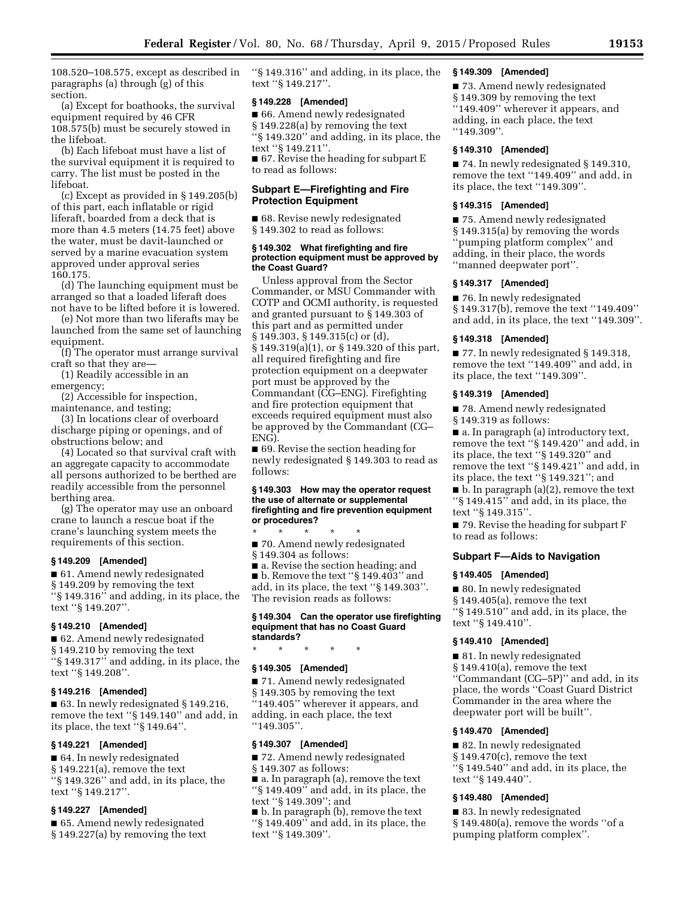108.520–108.575, except as described in paragraphs (a) through (g) of this section.

(a) Except for boathooks, the survival equipment required by 46 CFR 108.575(b) must be securely stowed in the lifeboat.

(b) Each lifeboat must have a list of the survival equipment it is required to carry. The list must be posted in the lifeboat.

(c) Except as provided in § 149.205(b) of this part, each inflatable or rigid liferaft, boarded from a deck that is more than 4.5 meters (14.75 feet) above the water, must be davit-launched or served by a marine evacuation system approved under approval series 160.175.

(d) The launching equipment must be arranged so that a loaded liferaft does not have to be lifted before it is lowered.

(e) Not more than two liferafts may be launched from the same set of launching equipment.

(f) The operator must arrange survival craft so that they are—

(1) Readily accessible in an emergency;

(2) Accessible for inspection, maintenance, and testing;

(3) In locations clear of overboard discharge piping or openings, and of obstructions below; and

(4) Located so that survival craft with an aggregate capacity to accommodate all persons authorized to be berthed are readily accessible from the personnel berthing area.

(g) The operator may use an onboard crane to launch a rescue boat if the crane's launching system meets the requirements of this section.

**§ 149.209 [Amended]**

■ 61. Amend newly redesignated § 149.209 by removing the text "§ 149.316" and adding, in its place, the text "§ 149.207".

**§ 149.210 [Amended]**

■ 62. Amend newly redesignated § 149.210 by removing the text "§ 149.317" and adding, in its place, the text "§ 149.208".

**§ 149.216 [Amended]**

■ 63. In newly redesignated § 149.216, remove the text "§ 149.140" and add, in its place, the text "§ 149.64".

**§ 149.221 [Amended]**

■ 64. In newly redesignated § 149.221(a), remove the text "§ 149.326" and add, in its place, the text "§ 149.217".

**§ 149.227 [Amended]**

■ 65. Amend newly redesignated § 149.227(a) by removing the text "§ 149.316" and adding, in its place, the text "§ 149.217".

**§ 149.228 [Amended]**

■ 66. Amend newly redesignated § 149.228(a) by removing the text "§ 149.320" and adding, in its place, the text "§ 149.211".

■ 67. Revise the heading for subpart E to read as follows:

### Subpart E—Firefighting and Fire Protection Equipment

■ 68. Revise newly redesignated § 149.302 to read as follows:

**§ 149.302 What firefighting and fire protection equipment must be approved by the Coast Guard?**

Unless approval from the Sector Commander, or MSU Commander with COTP and OCMI authority, is requested and granted pursuant to § 149.303 of this part and as permitted under § 149.303, § 149.315(c) or (d), § 149.319(a)(1), or § 149.320 of this part, all required firefighting and fire protection equipment on a deepwater port must be approved by the Commandant (CG–ENG). Firefighting and fire protection equipment that exceeds required equipment must also be approved by the Commandant (CG–ENG).

■ 69. Revise the section heading for newly redesignated § 149.303 to read as follows:

**§ 149.303 How may the operator request the use of alternate or supplemental firefighting and fire prevention equipment or procedures?**

\* \* \* \* \*

■ 70. Amend newly redesignated § 149.304 as follows:

■ a. Revise the section heading; and

■ b. Remove the text "§ 149.403" and add, in its place, the text "§ 149.303".

The revision reads as follows:

**§ 149.304 Can the operator use firefighting equipment that has no Coast Guard standards?**

\* \* \* \* \*

**§ 149.305 [Amended]**

■ 71. Amend newly redesignated § 149.305 by removing the text "149.405" wherever it appears, and adding, in each place, the text "149.305".

**§ 149.307 [Amended]**

■ 72. Amend newly redesignated § 149.307 as follows:

■ a. In paragraph (a), remove the text "§ 149.409" and add, in its place, the text "§ 149.309"; and

■ b. In paragraph (b), remove the text "§ 149.409" and add, in its place, the text "§ 149.309".

**§ 149.309 [Amended]**

■ 73. Amend newly redesignated § 149.309 by removing the text "149.409" wherever it appears, and adding, in each place, the text "149.309".

**§ 149.310 [Amended]**

■ 74. In newly redesignated § 149.310, remove the text "149.409" and add, in its place, the text "149.309".

**§ 149.315 [Amended]**

■ 75. Amend newly redesignated § 149.315(a) by removing the words "pumping platform complex" and adding, in their place, the words "manned deepwater port".

**§ 149.317 [Amended]**

■ 76. In newly redesignated § 149.317(b), remove the text "149.409" and add, in its place, the text "149.309".

**§ 149.318 [Amended]**

■ 77. In newly redesignated § 149.318, remove the text "149.409" and add, in its place, the text "149.309".

**§ 149.319 [Amended]**

■ 78. Amend newly redesignated § 149.319 as follows:

■ a. In paragraph (a) introductory text, remove the text "§ 149.420" and add, in its place, the text "§ 149.320" and remove the text "§ 149.421" and add, in its place, the text "§ 149.321"; and

■ b. In paragraph (a)(2), remove the text "§ 149.415" and add, in its place, the text "§ 149.315".

■ 79. Revise the heading for subpart F to read as follows:

### Subpart F—Aids to Navigation

**§ 149.405 [Amended]**

■ 80. In newly redesignated § 149.405(a), remove the text "§ 149.510" and add, in its place, the text "§ 149.410".

**§ 149.410 [Amended]**

■ 81. In newly redesignated § 149.410(a), remove the text "Commandant (CG–5P)" and add, in its place, the words "Coast Guard District Commander in the area where the deepwater port will be built".

**§ 149.470 [Amended]**

■ 82. In newly redesignated § 149.470(c), remove the text "§ 149.540" and add, in its place, the text "§ 149.440".

**§ 149.480 [Amended]**

■ 83. In newly redesignated § 149.480(a), remove the words "of a pumping platform complex".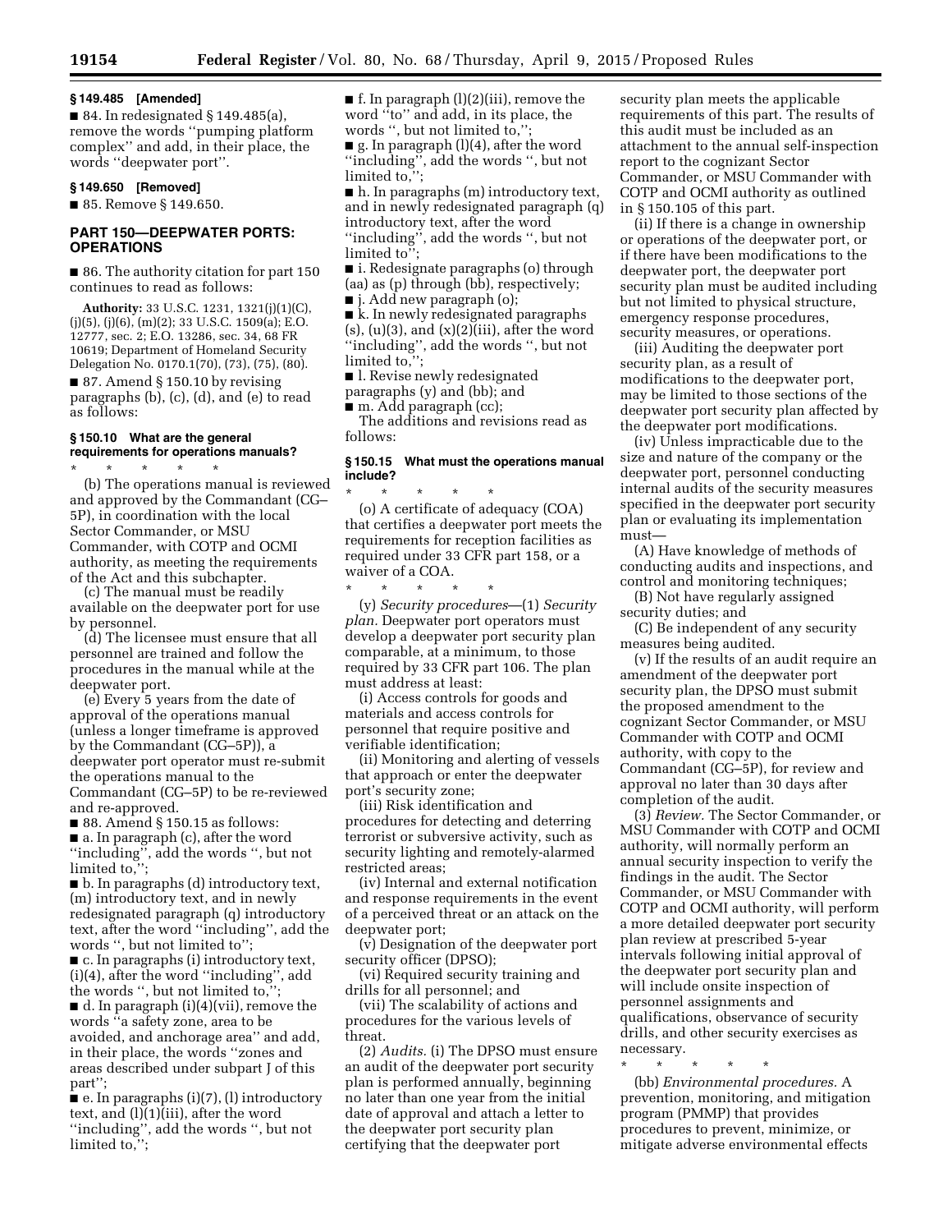### § 149.485 [Amended]

■ 84. In redesignated § 149.485(a), remove the words ''pumping platform complex'' and add, in their place, the words ''deepwater port''.

### § 149.650 [Removed]

■ 85. Remove § 149.650.

## PART 150—DEEPWATER PORTS: OPERATIONS

■ 86. The authority citation for part 150 continues to read as follows:

**Authority:** 33 U.S.C. 1231, 1321(j)(1)(C), (j)(5), (j)(6), (m)(2); 33 U.S.C. 1509(a); E.O. 12777, sec. 2; E.O. 13286, sec. 34, 68 FR 10619; Department of Homeland Security Delegation No. 0170.1(70), (73), (75), (80).

■ 87. Amend § 150.10 by revising paragraphs (b), (c), (d), and (e) to read as follows:

### § 150.10 What are the general requirements for operations manuals?

\* \* \* \* \*

(b) The operations manual is reviewed and approved by the Commandant (CG–5P), in coordination with the local Sector Commander, or MSU Commander, with COTP and OCMI authority, as meeting the requirements of the Act and this subchapter.

(c) The manual must be readily available on the deepwater port for use by personnel.

(d) The licensee must ensure that all personnel are trained and follow the procedures in the manual while at the deepwater port.

(e) Every 5 years from the date of approval of the operations manual (unless a longer timeframe is approved by the Commandant (CG–5P)), a deepwater port operator must re-submit the operations manual to the Commandant (CG–5P) to be re-reviewed and re-approved.

■ 88. Amend § 150.15 as follows:

■ a. In paragraph (c), after the word ''including'', add the words '', but not limited to,'';

■ b. In paragraphs (d) introductory text, (m) introductory text, and in newly redesignated paragraph (q) introductory text, after the word ''including'', add the words '', but not limited to'';

■ c. In paragraphs (i) introductory text, (i)(4), after the word ''including'', add the words '', but not limited to,'';

■ d. In paragraph (i)(4)(vii), remove the words ''a safety zone, area to be avoided, and anchorage area'' and add, in their place, the words ''zones and areas described under subpart J of this part'';

■ e. In paragraphs (i)(7), (l) introductory text, and (l)(1)(iii), after the word ''including'', add the words '', but not limited to,'';

■ f. In paragraph (l)(2)(iii), remove the word ''to'' and add, in its place, the words '', but not limited to,'';

■ g. In paragraph (l)(4), after the word ''including'', add the words '', but not limited to,'';

■ h. In paragraphs (m) introductory text, and in newly redesignated paragraph (q) introductory text, after the word ''including'', add the words '', but not limited to'';

■ i. Redesignate paragraphs (o) through (aa) as (p) through (bb), respectively;

■ j. Add new paragraph (o);

■ k. In newly redesignated paragraphs (s), (u)(3), and (x)(2)(iii), after the word ''including'', add the words '', but not limited to,'';

■ l. Revise newly redesignated paragraphs (y) and (bb); and

■ m. Add paragraph (cc);

The additions and revisions read as follows:

### § 150.15 What must the operations manual include?

\* \* \* \* \*

(o) A certificate of adequacy (COA) that certifies a deepwater port meets the requirements for reception facilities as required under 33 CFR part 158, or a waiver of a COA.

\* \* \* \* \*

(y) *Security procedures*—(1) *Security plan.* Deepwater port operators must develop a deepwater port security plan comparable, at a minimum, to those required by 33 CFR part 106. The plan must address at least:

(i) Access controls for goods and materials and access controls for personnel that require positive and verifiable identification;

(ii) Monitoring and alerting of vessels that approach or enter the deepwater port's security zone;

(iii) Risk identification and procedures for detecting and deterring terrorist or subversive activity, such as security lighting and remotely-alarmed restricted areas;

(iv) Internal and external notification and response requirements in the event of a perceived threat or an attack on the deepwater port;

(v) Designation of the deepwater port security officer (DPSO);

(vi) Required security training and drills for all personnel; and

(vii) The scalability of actions and procedures for the various levels of threat.

(2) *Audits.* (i) The DPSO must ensure an audit of the deepwater port security plan is performed annually, beginning no later than one year from the initial date of approval and attach a letter to the deepwater port security plan certifying that the deepwater port security plan meets the applicable requirements of this part. The results of this audit must be included as an attachment to the annual self-inspection report to the cognizant Sector Commander, or MSU Commander with COTP and OCMI authority as outlined in § 150.105 of this part.

(ii) If there is a change in ownership or operations of the deepwater port, or if there have been modifications to the deepwater port, the deepwater port security plan must be audited including but not limited to physical structure, emergency response procedures, security measures, or operations.

(iii) Auditing the deepwater port security plan, as a result of modifications to the deepwater port, may be limited to those sections of the deepwater port security plan affected by the deepwater port modifications.

(iv) Unless impracticable due to the size and nature of the company or the deepwater port, personnel conducting internal audits of the security measures specified in the deepwater port security plan or evaluating its implementation must—

(A) Have knowledge of methods of conducting audits and inspections, and control and monitoring techniques;

(B) Not have regularly assigned security duties; and

(C) Be independent of any security measures being audited.

(v) If the results of an audit require an amendment of the deepwater port security plan, the DPSO must submit the proposed amendment to the cognizant Sector Commander, or MSU Commander with COTP and OCMI authority, with copy to the Commandant (CG–5P), for review and approval no later than 30 days after completion of the audit.

(3) *Review.* The Sector Commander, or MSU Commander with COTP and OCMI authority, will normally perform an annual security inspection to verify the findings in the audit. The Sector Commander, or MSU Commander with COTP and OCMI authority, will perform a more detailed deepwater port security plan review at prescribed 5-year intervals following initial approval of the deepwater port security plan and will include onsite inspection of personnel assignments and qualifications, observance of security drills, and other security exercises as necessary.

\* \* \* \* \*

(bb) *Environmental procedures.* A prevention, monitoring, and mitigation program (PMMP) that provides procedures to prevent, minimize, or mitigate adverse environmental effects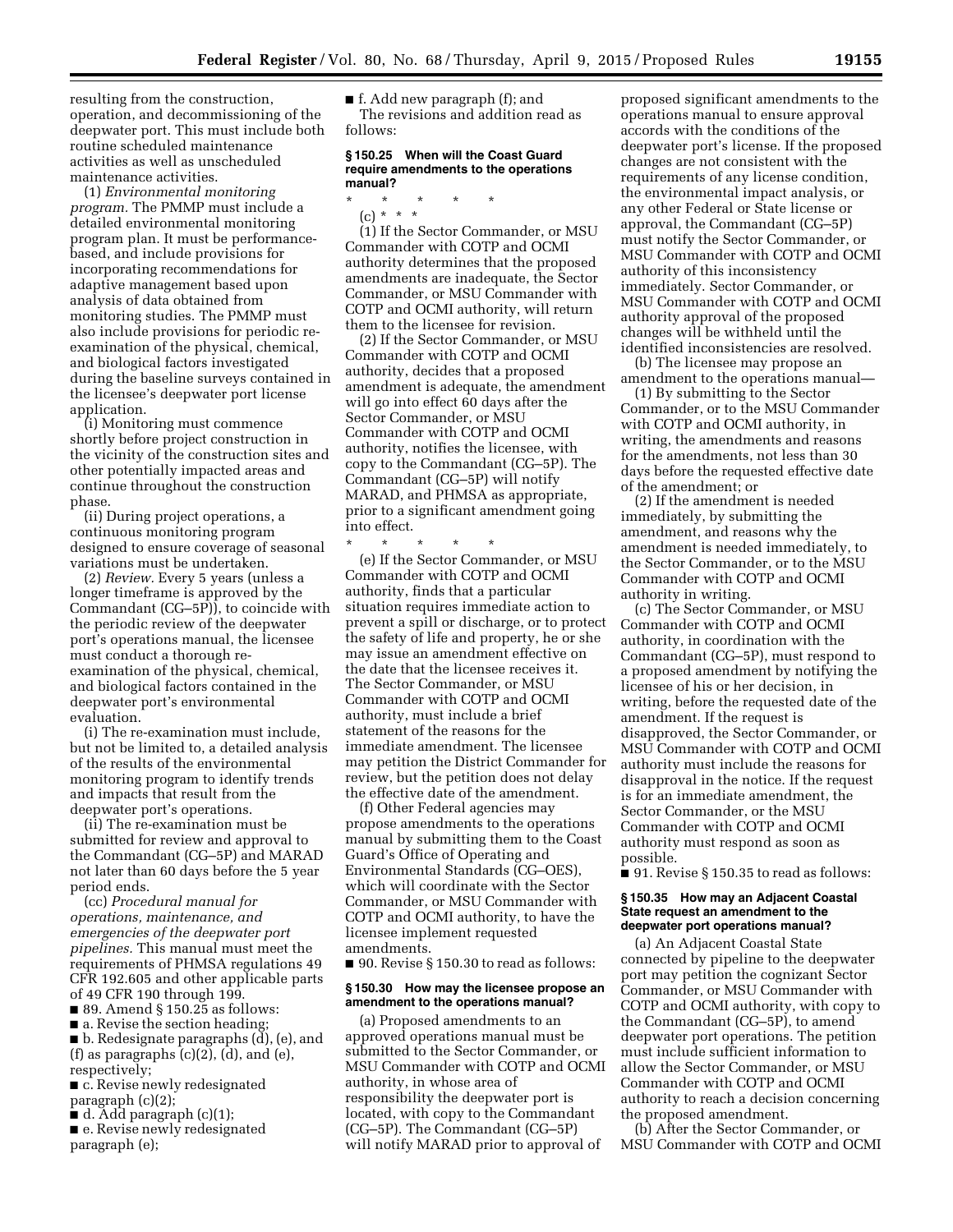resulting from the construction, operation, and decommissioning of the deepwater port. This must include both routine scheduled maintenance activities as well as unscheduled maintenance activities.

(1) *Environmental monitoring program.* The PMMP must include a detailed environmental monitoring program plan. It must be performance-based, and include provisions for incorporating recommendations for adaptive management based upon analysis of data obtained from monitoring studies. The PMMP must also include provisions for periodic re-examination of the physical, chemical, and biological factors investigated during the baseline surveys contained in the licensee's deepwater port license application.

(i) Monitoring must commence shortly before project construction in the vicinity of the construction sites and other potentially impacted areas and continue throughout the construction phase.

(ii) During project operations, a continuous monitoring program designed to ensure coverage of seasonal variations must be undertaken.

(2) *Review.* Every 5 years (unless a longer timeframe is approved by the Commandant (CG–5P)), to coincide with the periodic review of the deepwater port's operations manual, the licensee must conduct a thorough re-examination of the physical, chemical, and biological factors contained in the deepwater port's environmental evaluation.

(i) The re-examination must include, but not be limited to, a detailed analysis of the results of the environmental monitoring program to identify trends and impacts that result from the deepwater port's operations.

(ii) The re-examination must be submitted for review and approval to the Commandant (CG–5P) and MARAD not later than 60 days before the 5 year period ends.

(cc) *Procedural manual for operations, maintenance, and emergencies of the deepwater port pipelines.* This manual must meet the requirements of PHMSA regulations 49 CFR 192.605 and other applicable parts of 49 CFR 190 through 199.

■ 89. Amend § 150.25 as follows:

■ a. Revise the section heading;

■ b. Redesignate paragraphs (d), (e), and (f) as paragraphs (c)(2), (d), and (e), respectively;

■ c. Revise newly redesignated paragraph (c)(2);

■ d. Add paragraph (c)(1);

■ e. Revise newly redesignated paragraph (e);

■ f. Add new paragraph (f); and

The revisions and addition read as follows:

### § 150.25 When will the Coast Guard require amendments to the operations manual?

\* \* \* \* \*

(c) \* \* \*

(1) If the Sector Commander, or MSU Commander with COTP and OCMI authority determines that the proposed amendments are inadequate, the Sector Commander, or MSU Commander with COTP and OCMI authority, will return them to the licensee for revision.

(2) If the Sector Commander, or MSU Commander with COTP and OCMI authority, decides that a proposed amendment is adequate, the amendment will go into effect 60 days after the Sector Commander, or MSU Commander with COTP and OCMI authority, notifies the licensee, with copy to the Commandant (CG–5P). The Commandant (CG–5P) will notify MARAD, and PHMSA as appropriate, prior to a significant amendment going into effect.

\* \* \* \* \*

(e) If the Sector Commander, or MSU Commander with COTP and OCMI authority, finds that a particular situation requires immediate action to prevent a spill or discharge, or to protect the safety of life and property, he or she may issue an amendment effective on the date that the licensee receives it. The Sector Commander, or MSU Commander with COTP and OCMI authority, must include a brief statement of the reasons for the immediate amendment. The licensee may petition the District Commander for review, but the petition does not delay the effective date of the amendment.

(f) Other Federal agencies may propose amendments to the operations manual by submitting them to the Coast Guard's Office of Operating and Environmental Standards (CG–OES), which will coordinate with the Sector Commander, or MSU Commander with COTP and OCMI authority, to have the licensee implement requested amendments.

■ 90. Revise § 150.30 to read as follows:

### § 150.30 How may the licensee propose an amendment to the operations manual?

(a) Proposed amendments to an approved operations manual must be submitted to the Sector Commander, or MSU Commander with COTP and OCMI authority, in whose area of responsibility the deepwater port is located, with copy to the Commandant (CG–5P). The Commandant (CG–5P) will notify MARAD prior to approval of proposed significant amendments to the operations manual to ensure approval accords with the conditions of the deepwater port's license. If the proposed changes are not consistent with the requirements of any license condition, the environmental impact analysis, or any other Federal or State license or approval, the Commandant (CG–5P) must notify the Sector Commander, or MSU Commander with COTP and OCMI authority of this inconsistency immediately. Sector Commander, or MSU Commander with COTP and OCMI authority approval of the proposed changes will be withheld until the identified inconsistencies are resolved.

(b) The licensee may propose an amendment to the operations manual—

(1) By submitting to the Sector Commander, or to the MSU Commander with COTP and OCMI authority, in writing, the amendments and reasons for the amendments, not less than 30 days before the requested effective date of the amendment; or

(2) If the amendment is needed immediately, by submitting the amendment, and reasons why the amendment is needed immediately, to the Sector Commander, or to the MSU Commander with COTP and OCMI authority in writing.

(c) The Sector Commander, or MSU Commander with COTP and OCMI authority, in coordination with the Commandant (CG–5P), must respond to a proposed amendment by notifying the licensee of his or her decision, in writing, before the requested date of the amendment. If the request is disapproved, the Sector Commander, or MSU Commander with COTP and OCMI authority must include the reasons for disapproval in the notice. If the request is for an immediate amendment, the Sector Commander, or the MSU Commander with COTP and OCMI authority must respond as soon as possible.

■ 91. Revise § 150.35 to read as follows:

### § 150.35 How may an Adjacent Coastal State request an amendment to the deepwater port operations manual?

(a) An Adjacent Coastal State connected by pipeline to the deepwater port may petition the cognizant Sector Commander, or MSU Commander with COTP and OCMI authority, with copy to the Commandant (CG–5P), to amend deepwater port operations. The petition must include sufficient information to allow the Sector Commander, or MSU Commander with COTP and OCMI authority to reach a decision concerning the proposed amendment.

(b) After the Sector Commander, or MSU Commander with COTP and OCMI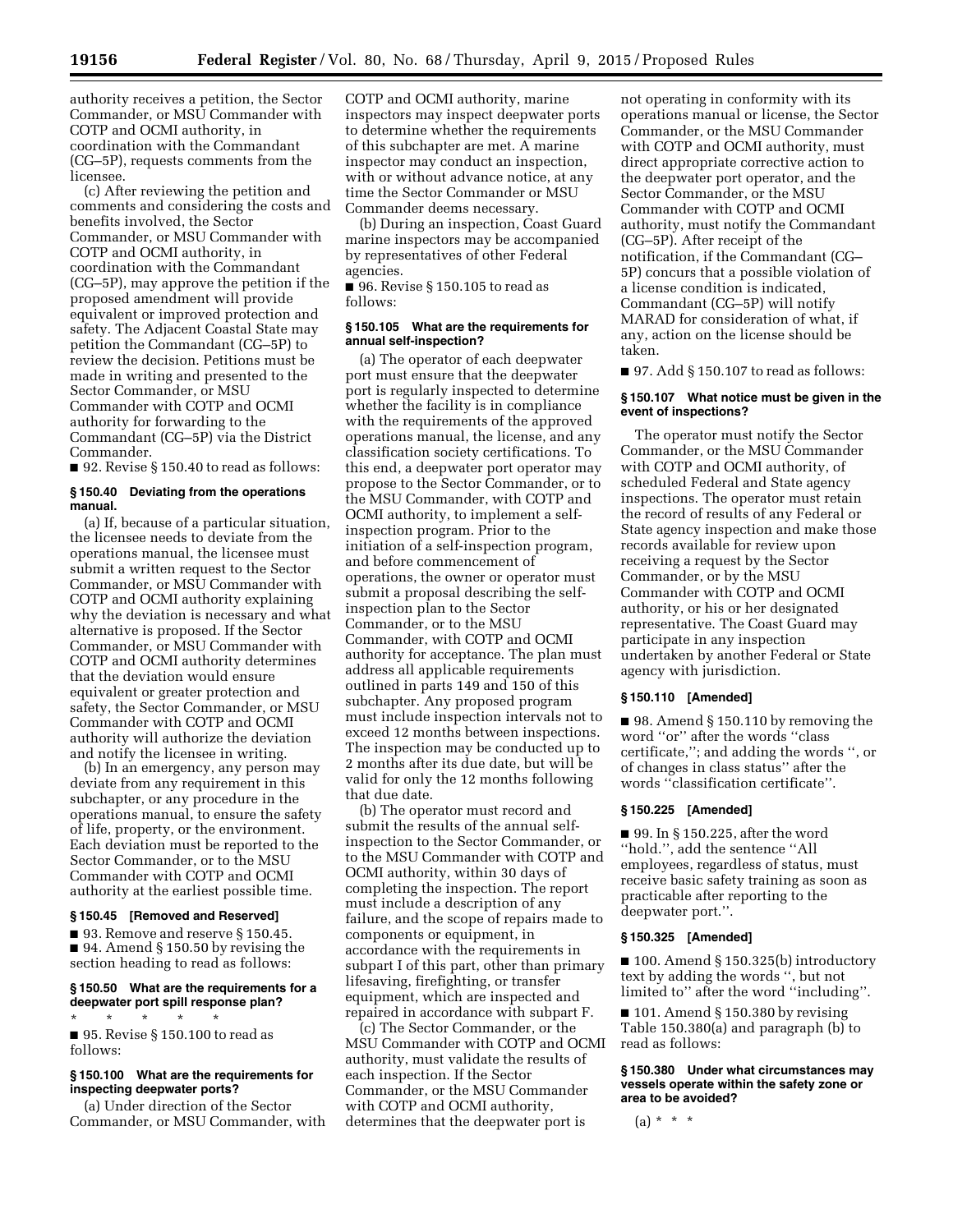authority receives a petition, the Sector Commander, or MSU Commander with COTP and OCMI authority, in coordination with the Commandant (CG–5P), requests comments from the licensee.

(c) After reviewing the petition and comments and considering the costs and benefits involved, the Sector Commander, or MSU Commander with COTP and OCMI authority, in coordination with the Commandant (CG–5P), may approve the petition if the proposed amendment will provide equivalent or improved protection and safety. The Adjacent Coastal State may petition the Commandant (CG–5P) to review the decision. Petitions must be made in writing and presented to the Sector Commander, or MSU Commander with COTP and OCMI authority for forwarding to the Commandant (CG–5P) via the District Commander.

■ 92. Revise § 150.40 to read as follows:

**§ 150.40 Deviating from the operations manual.**

(a) If, because of a particular situation, the licensee needs to deviate from the operations manual, the licensee must submit a written request to the Sector Commander, or MSU Commander with COTP and OCMI authority explaining why the deviation is necessary and what alternative is proposed. If the Sector Commander, or MSU Commander with COTP and OCMI authority determines that the deviation would ensure equivalent or greater protection and safety, the Sector Commander, or MSU Commander with COTP and OCMI authority will authorize the deviation and notify the licensee in writing.

(b) In an emergency, any person may deviate from any requirement in this subchapter, or any procedure in the operations manual, to ensure the safety of life, property, or the environment. Each deviation must be reported to the Sector Commander, or to the MSU Commander with COTP and OCMI authority at the earliest possible time.

**§ 150.45 [Removed and Reserved]**

■ 93. Remove and reserve § 150.45.

■ 94. Amend § 150.50 by revising the section heading to read as follows:

**§ 150.50 What are the requirements for a deepwater port spill response plan?**

\* \* \* \* \*

■ 95. Revise § 150.100 to read as follows:

**§ 150.100 What are the requirements for inspecting deepwater ports?**

(a) Under direction of the Sector Commander, or MSU Commander, with COTP and OCMI authority, marine inspectors may inspect deepwater ports to determine whether the requirements of this subchapter are met. A marine inspector may conduct an inspection, with or without advance notice, at any time the Sector Commander or MSU Commander deems necessary.

(b) During an inspection, Coast Guard marine inspectors may be accompanied by representatives of other Federal agencies.

■ 96. Revise § 150.105 to read as follows:

**§ 150.105 What are the requirements for annual self-inspection?**

(a) The operator of each deepwater port must ensure that the deepwater port is regularly inspected to determine whether the facility is in compliance with the requirements of the approved operations manual, the license, and any classification society certifications. To this end, a deepwater port operator may propose to the Sector Commander, or to the MSU Commander, with COTP and OCMI authority, to implement a self-inspection program. Prior to the initiation of a self-inspection program, and before commencement of operations, the owner or operator must submit a proposal describing the self-inspection plan to the Sector Commander, or to the MSU Commander, with COTP and OCMI authority for acceptance. The plan must address all applicable requirements outlined in parts 149 and 150 of this subchapter. Any proposed program must include inspection intervals not to exceed 12 months between inspections. The inspection may be conducted up to 2 months after its due date, but will be valid for only the 12 months following that due date.

(b) The operator must record and submit the results of the annual self-inspection to the Sector Commander, or to the MSU Commander with COTP and OCMI authority, within 30 days of completing the inspection. The report must include a description of any failure, and the scope of repairs made to components or equipment, in accordance with the requirements in subpart I of this part, other than primary lifesaving, firefighting, or transfer equipment, which are inspected and repaired in accordance with subpart F.

(c) The Sector Commander, or the MSU Commander with COTP and OCMI authority, must validate the results of each inspection. If the Sector Commander, or the MSU Commander with COTP and OCMI authority, determines that the deepwater port is not operating in conformity with its operations manual or license, the Sector Commander, or the MSU Commander with COTP and OCMI authority, must direct appropriate corrective action to the deepwater port operator, and the Sector Commander, or the MSU Commander with COTP and OCMI authority, must notify the Commandant (CG–5P). After receipt of the notification, if the Commandant (CG–5P) concurs that a possible violation of a license condition is indicated, Commandant (CG–5P) will notify MARAD for consideration of what, if any, action on the license should be taken.

■ 97. Add § 150.107 to read as follows:

**§ 150.107 What notice must be given in the event of inspections?**

The operator must notify the Sector Commander, or the MSU Commander with COTP and OCMI authority, of scheduled Federal and State agency inspections. The operator must retain the record of results of any Federal or State agency inspection and make those records available for review upon receiving a request by the Sector Commander, or by the MSU Commander with COTP and OCMI authority, or his or her designated representative. The Coast Guard may participate in any inspection undertaken by another Federal or State agency with jurisdiction.

**§ 150.110 [Amended]**

■ 98. Amend § 150.110 by removing the word "or" after the words "class certificate,"; and adding the words ", or of changes in class status" after the words "classification certificate".

**§ 150.225 [Amended]**

■ 99. In § 150.225, after the word "hold.", add the sentence "All employees, regardless of status, must receive basic safety training as soon as practicable after reporting to the deepwater port.".

**§ 150.325 [Amended]**

■ 100. Amend § 150.325(b) introductory text by adding the words ", but not limited to" after the word "including".

■ 101. Amend § 150.380 by revising Table 150.380(a) and paragraph (b) to read as follows:

**§ 150.380 Under what circumstances may vessels operate within the safety zone or area to be avoided?**

(a) \* \* \*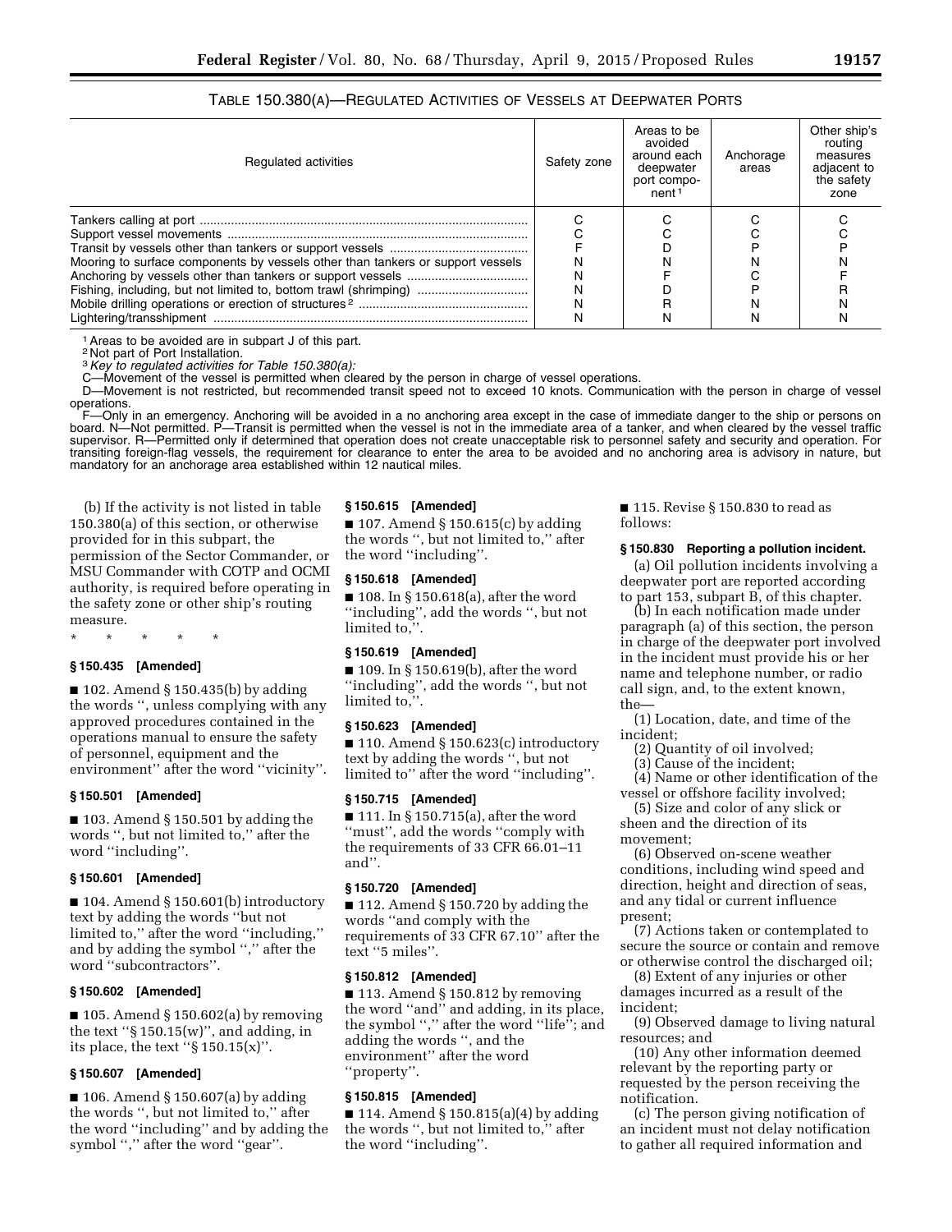### TABLE 150.380(A)—REGULATED ACTIVITIES OF VESSELS AT DEEPWATER PORTS

| Regulated activities | Safety zone | Areas to be avoided around each deepwater port component[1] | Anchorage areas | Other ship's routing measures adjacent to the safety zone |
|---|---|---|---|---|
| Tankers calling at port | C | C | C | C |
| Support vessel movements | C | C | C | C |
| Transit by vessels other than tankers or support vessels | F | D | P | P |
| Mooring to surface components by vessels other than tankers or support vessels | N | N | N | N |
| Anchoring by vessels other than tankers or support vessels | N | F | C | F |
| Fishing, including, but not limited to, bottom trawl (shrimping) | N | D | P | R |
| Mobile drilling operations or erection of structures[2] | N | R | N | N |
| Lightering/transshipment | N | N | N | N |

[1] Areas to be avoided are in subpart J of this part.

[2] Not part of Port Installation.

[3] *Key to regulated activities for Table 150.380(a):*

C—Movement of the vessel is permitted when cleared by the person in charge of vessel operations.

D—Movement is not restricted, but recommended transit speed not to exceed 10 knots. Communication with the person in charge of vessel operations.

F—Only in an emergency. Anchoring will be avoided in a no anchoring area except in the case of immediate danger to the ship or persons on board. N—Not permitted. P—Transit is permitted when the vessel is not in the immediate area of a tanker, and when cleared by the vessel traffic supervisor. R—Permitted only if determined that operation does not create unacceptable risk to personnel safety and security and operation. For transiting foreign-flag vessels, the requirement for clearance to enter the area to be avoided and no anchoring area is advisory in nature, but mandatory for an anchorage area established within 12 nautical miles.

(b) If the activity is not listed in table 150.380(a) of this section, or otherwise provided for in this subpart, the permission of the Sector Commander, or MSU Commander with COTP and OCMI authority, is required before operating in the safety zone or other ship's routing measure.

\* \* \* \* \*

**§ 150.435 [Amended]**

■ 102. Amend § 150.435(b) by adding the words '', unless complying with any approved procedures contained in the operations manual to ensure the safety of personnel, equipment and the environment'' after the word ''vicinity''.

**§ 150.501 [Amended]**

■ 103. Amend § 150.501 by adding the words '', but not limited to,'' after the word ''including''.

**§ 150.601 [Amended]**

■ 104. Amend § 150.601(b) introductory text by adding the words ''but not limited to,'' after the word ''including,'' and by adding the symbol '','' after the word ''subcontractors''.

**§ 150.602 [Amended]**

■ 105. Amend § 150.602(a) by removing the text ''§ 150.15(w)'', and adding, in its place, the text ''§ 150.15(x)''.

**§ 150.607 [Amended]**

■ 106. Amend § 150.607(a) by adding the words '', but not limited to,'' after the word ''including'' and by adding the symbol '','' after the word ''gear''.

**§ 150.615 [Amended]**

■ 107. Amend § 150.615(c) by adding the words '', but not limited to,'' after the word ''including''.

**§ 150.618 [Amended]**

■ 108. In § 150.618(a), after the word ''including'', add the words '', but not limited to,''.

**§ 150.619 [Amended]**

■ 109. In § 150.619(b), after the word ''including'', add the words '', but not limited to,''.

**§ 150.623 [Amended]**

■ 110. Amend § 150.623(c) introductory text by adding the words '', but not limited to'' after the word ''including''.

**§ 150.715 [Amended]**

■ 111. In § 150.715(a), after the word ''must'', add the words ''comply with the requirements of 33 CFR 66.01–11 and''.

**§ 150.720 [Amended]**

■ 112. Amend § 150.720 by adding the words ''and comply with the requirements of 33 CFR 67.10'' after the text ''5 miles''.

**§ 150.812 [Amended]**

■ 113. Amend § 150.812 by removing the word ''and'' and adding, in its place, the symbol '','' after the word ''life''; and adding the words '', and the environment'' after the word ''property''.

**§ 150.815 [Amended]**

■ 114. Amend § 150.815(a)(4) by adding the words '', but not limited to,'' after the word ''including''.

■ 115. Revise § 150.830 to read as follows:

**§ 150.830 Reporting a pollution incident.**

(a) Oil pollution incidents involving a deepwater port are reported according to part 153, subpart B, of this chapter.

(b) In each notification made under paragraph (a) of this section, the person in charge of the deepwater port involved in the incident must provide his or her name and telephone number, or radio call sign, and, to the extent known, the—

(1) Location, date, and time of the incident;

(2) Quantity of oil involved;

(3) Cause of the incident;

(4) Name or other identification of the vessel or offshore facility involved;

(5) Size and color of any slick or sheen and the direction of its movement;

(6) Observed on-scene weather conditions, including wind speed and direction, height and direction of seas, and any tidal or current influence present;

(7) Actions taken or contemplated to secure the source or contain and remove or otherwise control the discharged oil;

(8) Extent of any injuries or other damages incurred as a result of the incident;

(9) Observed damage to living natural resources; and

(10) Any other information deemed relevant by the reporting party or requested by the person receiving the notification.

(c) The person giving notification of an incident must not delay notification to gather all required information and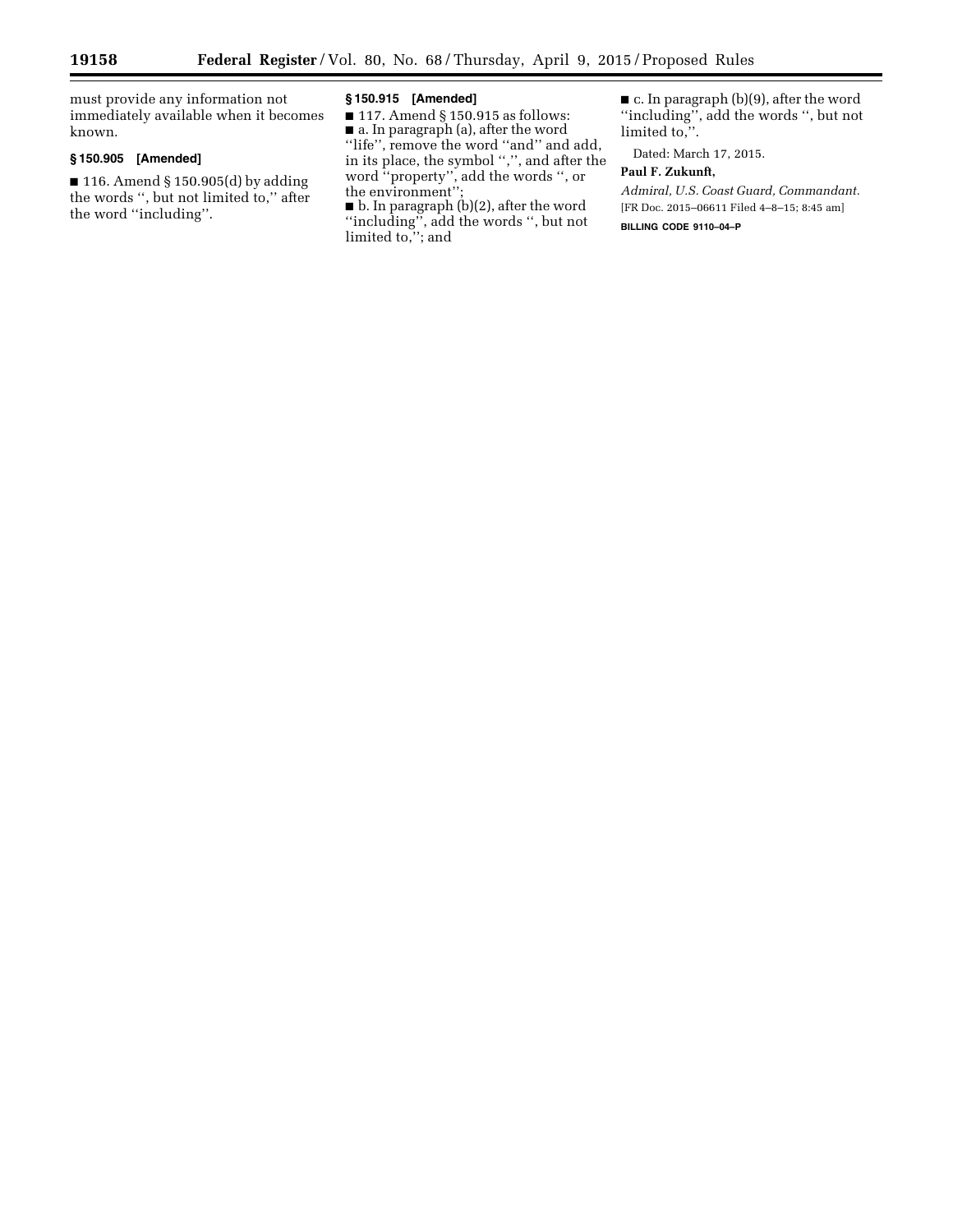must provide any information not immediately available when it becomes known.

### § 150.905 [Amended]

■ 116. Amend § 150.905(d) by adding the words '', but not limited to,'' after the word ''including''.

### § 150.915 [Amended]

■ 117. Amend § 150.915 as follows:

■ a. In paragraph (a), after the word ''life'', remove the word ''and'' and add, in its place, the symbol '','', and after the word ''property'', add the words '', or the environment'';

■ b. In paragraph (b)(2), after the word ''including'', add the words '', but not limited to,''; and

■ c. In paragraph (b)(9), after the word ''including'', add the words '', but not limited to,''.

Dated: March 17, 2015.

**Paul F. Zukunft,**

*Admiral, U.S. Coast Guard, Commandant.*

[FR Doc. 2015–06611 Filed 4–8–15; 8:45 am]

**BILLING CODE 9110–04–P**